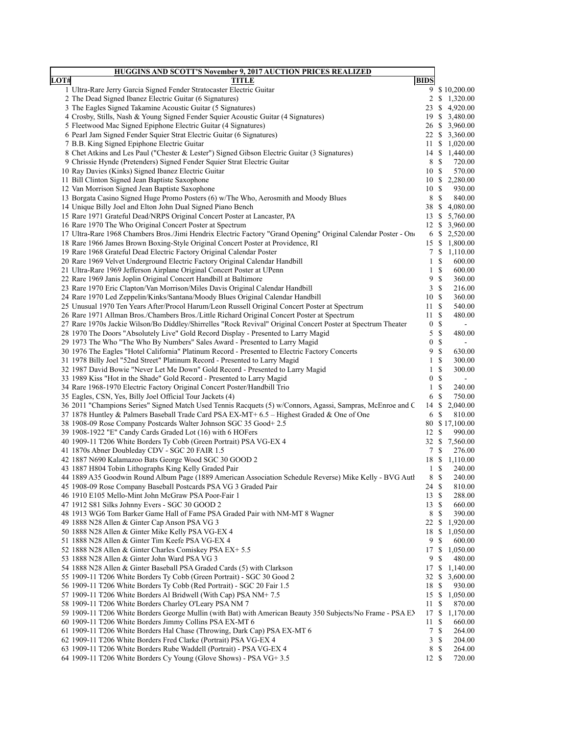| HUGGINS AND SCOTT'S November 9, 2017 AUCTION PRICES REALIZED | | | |
|---|---|---|---|
| LOT# | TITLE | BIDS | |
| 1 | Ultra-Rare Jerry Garcia Signed Fender Stratocaster Electric Guitar | 9 | $ 10,200.00 |
| 2 | The Dead Signed Ibanez Electric Guitar (6 Signatures) | 2 | $ 1,320.00 |
| 3 | The Eagles Signed Takamine Acoustic Guitar (5 Signatures) | 23 | $ 4,920.00 |
| 4 | Crosby, Stills, Nash & Young Signed Fender Squier Acoustic Guitar (4 Signatures) | 19 | $ 3,480.00 |
| 5 | Fleetwood Mac Signed Epiphone Electric Guitar (4 Signatures) | 26 | $ 3,960.00 |
| 6 | Pearl Jam Signed Fender Squier Strat Electric Guitar (6 Signatures) | 22 | $ 3,360.00 |
| 7 | B.B. King Signed Epiphone Electric Guitar | 11 | $ 1,020.00 |
| 8 | Chet Atkins and Les Paul ("Chester & Lester") Signed Gibson Electric Guitar (3 Signatures) | 14 | $ 1,440.00 |
| 9 | Chrissie Hynde (Pretenders) Signed Fender Squier Strat Electric Guitar | 8 | $ 720.00 |
| 10 | Ray Davies (Kinks) Signed Ibanez Electric Guitar | 10 | $ 570.00 |
| 11 | Bill Clinton Signed Jean Baptiste Saxophone | 10 | $ 2,280.00 |
| 12 | Van Morrison Signed Jean Baptiste Saxophone | 10 | $ 930.00 |
| 13 | Borgata Casino Signed Huge Promo Posters (6) w/The Who, Aerosmith and Moody Blues | 8 | $ 840.00 |
| 14 | Unique Billy Joel and Elton John Dual Signed Piano Bench | 38 | $ 4,080.00 |
| 15 | Rare 1971 Grateful Dead/NRPS Original Concert Poster at Lancaster, PA | 13 | $ 5,760.00 |
| 16 | Rare 1970 The Who Original Concert Poster at Spectrum | 12 | $ 3,960.00 |
| 17 | Ultra-Rare 1968 Chambers Bros./Jimi Hendrix Electric Factory "Grand Opening" Original Calendar Poster - One | 6 | $ 2,520.00 |
| 18 | Rare 1966 James Brown Boxing-Style Original Concert Poster at Providence, RI | 15 | $ 1,800.00 |
| 19 | Rare 1968 Grateful Dead Electric Factory Original Calendar Poster | 7 | $ 1,110.00 |
| 20 | Rare 1969 Velvet Underground Electric Factory Original Calendar Handbill | 1 | $ 600.00 |
| 21 | Ultra-Rare 1969 Jefferson Airplane Original Concert Poster at UPenn | 1 | $ 600.00 |
| 22 | Rare 1969 Janis Joplin Original Concert Handbill at Baltimore | 9 | $ 360.00 |
| 23 | Rare 1970 Eric Clapton/Van Morrison/Miles Davis Original Calendar Handbill | 3 | $ 216.00 |
| 24 | Rare 1970 Led Zeppelin/Kinks/Santana/Moody Blues Original Calendar Handbill | 10 | $ 360.00 |
| 25 | Unusual 1970 Ten Years After/Procol Harum/Leon Russell Original Concert Poster at Spectrum | 11 | $ 540.00 |
| 26 | Rare 1971 Allman Bros./Chambers Bros./Little Richard Original Concert Poster at Spectrum | 11 | $ 480.00 |
| 27 | Rare 1970s Jackie Wilson/Bo Diddley/Shirrelles "Rock Revival" Original Concert Poster at Spectrum Theater | 0 | $ - |
| 28 | 1970 The Doors "Absolutely Live" Gold Record Display - Presented to Larry Magid | 5 | $ 480.00 |
| 29 | 1973 The Who "The Who By Numbers" Sales Award - Presented to Larry Magid | 0 | $ - |
| 30 | 1976 The Eagles "Hotel California" Platinum Record - Presented to Electric Factory Concerts | 9 | $ 630.00 |
| 31 | 1978 Billy Joel "52nd Street" Platinum Record - Presented to Larry Magid | 1 | $ 300.00 |
| 32 | 1987 David Bowie "Never Let Me Down" Gold Record - Presented to Larry Magid | 1 | $ 300.00 |
| 33 | 1989 Kiss "Hot in the Shade" Gold Record - Presented to Larry Magid | 0 | $ - |
| 34 | Rare 1968-1970 Electric Factory Original Concert Poster/Handbill Trio | 1 | $ 240.00 |
| 35 | Eagles, CSN, Yes, Billy Joel Official Tour Jackets (4) | 6 | $ 750.00 |
| 36 | 2011 "Champions Series" Signed Match Used Tennis Racquets (5) w/Connors, Agassi, Sampras, McEnroe and C | 14 | $ 2,040.00 |
| 37 | 1878 Huntley & Palmers Baseball Trade Card PSA EX-MT+ 6.5 – Highest Graded & One of One | 6 | $ 810.00 |
| 38 | 1908-09 Rose Company Postcards Walter Johnson SGC 35 Good+ 2.5 | 80 | $ 17,100.00 |
| 39 | 1908-1922 "E" Candy Cards Graded Lot (16) with 6 HOFers | 12 | $ 990.00 |
| 40 | 1909-11 T206 White Borders Ty Cobb (Green Portrait) PSA VG-EX 4 | 32 | $ 7,560.00 |
| 41 | 1870s Abner Doubleday CDV - SGC 20 FAIR 1.5 | 7 | $ 276.00 |
| 42 | 1887 N690 Kalamazoo Bats George Wood SGC 30 GOOD 2 | 18 | $ 1,110.00 |
| 43 | 1887 H804 Tobin Lithographs King Kelly Graded Pair | 1 | $ 240.00 |
| 44 | 1889 A35 Goodwin Round Album Page (1889 American Association Schedule Reverse) Mike Kelly - BVG Auth | 8 | $ 240.00 |
| 45 | 1908-09 Rose Company Baseball Postcards PSA VG 3 Graded Pair | 24 | $ 810.00 |
| 46 | 1910 E105 Mello-Mint John McGraw PSA Poor-Fair 1 | 13 | $ 288.00 |
| 47 | 1912 S81 Silks Johnny Evers - SGC 30 GOOD 2 | 13 | $ 660.00 |
| 48 | 1913 WG6 Tom Barker Game Hall of Fame PSA Graded Pair with NM-MT 8 Wagner | 8 | $ 390.00 |
| 49 | 1888 N28 Allen & Ginter Cap Anson PSA VG 3 | 22 | $ 1,920.00 |
| 50 | 1888 N28 Allen & Ginter Mike Kelly PSA VG-EX 4 | 18 | $ 1,050.00 |
| 51 | 1888 N28 Allen & Ginter Tim Keefe PSA VG-EX 4 | 9 | $ 600.00 |
| 52 | 1888 N28 Allen & Ginter Charles Comiskey PSA EX+ 5.5 | 17 | $ 1,050.00 |
| 53 | 1888 N28 Allen & Ginter John Ward PSA VG 3 | 9 | $ 480.00 |
| 54 | 1888 N28 Allen & Ginter Baseball PSA Graded Cards (5) with Clarkson | 17 | $ 1,140.00 |
| 55 | 1909-11 T206 White Borders Ty Cobb (Green Portrait) - SGC 30 Good 2 | 32 | $ 3,600.00 |
| 56 | 1909-11 T206 White Borders Ty Cobb (Red Portrait) - SGC 20 Fair 1.5 | 18 | $ 930.00 |
| 57 | 1909-11 T206 White Borders Al Bridwell (With Cap) PSA NM+ 7.5 | 15 | $ 1,050.00 |
| 58 | 1909-11 T206 White Borders Charley O'Leary PSA NM 7 | 11 | $ 870.00 |
| 59 | 1909-11 T206 White Borders George Mullin (with Bat) with American Beauty 350 Subjects/No Frame - PSA EX | 17 | $ 1,170.00 |
| 60 | 1909-11 T206 White Borders Jimmy Collins PSA EX-MT 6 | 11 | $ 660.00 |
| 61 | 1909-11 T206 White Borders Hal Chase (Throwing, Dark Cap) PSA EX-MT 6 | 7 | $ 264.00 |
| 62 | 1909-11 T206 White Borders Fred Clarke (Portrait) PSA VG-EX 4 | 3 | $ 204.00 |
| 63 | 1909-11 T206 White Borders Rube Waddell (Portrait) - PSA VG-EX 4 | 8 | $ 264.00 |
| 64 | 1909-11 T206 White Borders Cy Young (Glove Shows) - PSA VG+ 3.5 | 12 | $ 720.00 |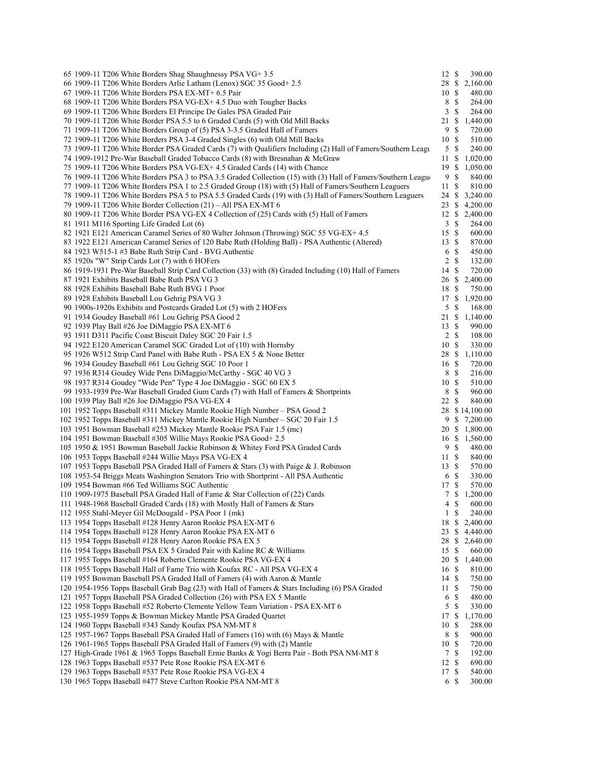| | | | |
|---|---|---|---|
| 65 | 1909-11 T206 White Borders Shag Shaughnessy PSA VG+ 3.5 | 12 | $ 390.00 |
| 66 | 1909-11 T206 White Borders Arlie Latham (Lenox) SGC 35 Good+ 2.5 | 28 | $ 2,160.00 |
| 67 | 1909-11 T206 White Borders PSA EX-MT+ 6.5 Pair | 10 | $ 480.00 |
| 68 | 1909-11 T206 White Borders PSA VG-EX+ 4.5 Duo with Tougher Backs | 8 | $ 264.00 |
| 69 | 1909-11 T206 White Borders El Principe De Gales PSA Graded Pair | 3 | $ 264.00 |
| 70 | 1909-11 T206 White Border PSA 5.5 to 6 Graded Cards (5) with Old Mill Backs | 21 | $ 1,440.00 |
| 71 | 1909-11 T206 White Borders Group of (5) PSA 3-3.5 Graded Hall of Famers | 9 | $ 720.00 |
| 72 | 1909-11 T206 White Borders PSA 3-4 Graded Singles (6) with Old Mill Backs | 10 | $ 510.00 |
| 73 | 1909-11 T206 White Border PSA Graded Cards (7) with Qualifiers Including (2) Hall of Famers/Southern Leagu | 5 | $ 240.00 |
| 74 | 1909-1912 Pre-War Baseball Graded Tobacco Cards (8) with Bresnahan & McGraw | 11 | $ 1,020.00 |
| 75 | 1909-11 T206 White Borders PSA VG-EX+ 4.5 Graded Cards (14) with Chance | 19 | $ 1,050.00 |
| 76 | 1909-11 T206 White Borders PSA 3 to PSA 3.5 Graded Collection (15) with (3) Hall of Famers/Southern League | 9 | $ 840.00 |
| 77 | 1909-11 T206 White Borders PSA 1 to 2.5 Graded Group (18) with (5) Hall of Famers/Southern Leaguers | 11 | $ 810.00 |
| 78 | 1909-11 T206 White Borders PSA 5 to PSA 5.5 Graded Cards (19) with (3) Hall of Famers/Southern Leaguers | 24 | $ 3,240.00 |
| 79 | 1909-11 T206 White Border Collection (21) – All PSA EX-MT 6 | 23 | $ 4,200.00 |
| 80 | 1909-11 T206 White Border PSA VG-EX 4 Collection of (25) Cards with (5) Hall of Famers | 12 | $ 2,400.00 |
| 81 | 1911 M116 Sporting Life Graded Lot (6) | 3 | $ 264.00 |
| 82 | 1921 E121 American Caramel Series of 80 Walter Johnson (Throwing) SGC 55 VG-EX+ 4.5 | 15 | $ 600.00 |
| 83 | 1922 E121 American Caramel Series of 120 Babe Ruth (Holding Ball) - PSA Authentic (Altered) | 13 | $ 870.00 |
| 84 | 1923 W515-1 #3 Babe Ruth Strip Card - BVG Authentic | 6 | $ 450.00 |
| 85 | 1920s "W" Strip Cards Lot (7) with 6 HOFers | 2 | $ 132.00 |
| 86 | 1919-1931 Pre-War Baseball Strip Card Collection (33) with (8) Graded Including (10) Hall of Famers | 14 | $ 720.00 |
| 87 | 1921 Exhibits Baseball Babe Ruth PSA VG 3 | 26 | $ 2,400.00 |
| 88 | 1928 Exhibits Baseball Babe Ruth BVG 1 Poor | 18 | $ 750.00 |
| 89 | 1928 Exhibits Baseball Lou Gehrig PSA VG 3 | 17 | $ 1,920.00 |
| 90 | 1900s-1920s Exhibits and Postcards Graded Lot (5) with 2 HOFers | 5 | $ 168.00 |
| 91 | 1934 Goudey Baseball #61 Lou Gehrig PSA Good 2 | 21 | $ 1,140.00 |
| 92 | 1939 Play Ball #26 Joe DiMaggio PSA EX-MT 6 | 13 | $ 990.00 |
| 93 | 1911 D311 Pacific Coast Biscuit Daley SGC 20 Fair 1.5 | 2 | $ 108.00 |
| 94 | 1922 E120 American Caramel SGC Graded Lot of (10) with Hornsby | 10 | $ 330.00 |
| 95 | 1926 W512 Strip Card Panel with Babe Ruth - PSA EX 5 & None Better | 28 | $ 1,110.00 |
| 96 | 1934 Goudey Baseball #61 Lou Gehrig SGC 10 Poor 1 | 16 | $ 720.00 |
| 97 | 1936 R314 Goudey Wide Pens DiMaggio/McCarthy - SGC 40 VG 3 | 8 | $ 216.00 |
| 98 | 1937 R314 Goudey "Wide Pen" Type 4 Joe DiMaggio - SGC 60 EX 5 | 10 | $ 510.00 |
| 99 | 1933-1939 Pre-War Baseball Graded Gum Cards (7) with Hall of Famers & Shortprints | 8 | $ 960.00 |
| 100 | 1939 Play Ball #26 Joe DiMaggio PSA VG-EX 4 | 22 | $ 840.00 |
| 101 | 1952 Topps Baseball #311 Mickey Mantle Rookie High Number – PSA Good 2 | 28 | $ 14,100.00 |
| 102 | 1952 Topps Baseball #311 Mickey Mantle Rookie High Number – SGC 20 Fair 1.5 | 9 | $ 7,200.00 |
| 103 | 1951 Bowman Baseball #253 Mickey Mantle Rookie PSA Fair 1.5 (mc) | 20 | $ 1,800.00 |
| 104 | 1951 Bowman Baseball #305 Willie Mays Rookie PSA Good+ 2.5 | 16 | $ 1,560.00 |
| 105 | 1950 & 1951 Bowman Baseball Jackie Robinson & Whitey Ford PSA Graded Cards | 9 | $ 480.00 |
| 106 | 1953 Topps Baseball #244 Willie Mays PSA VG-EX 4 | 11 | $ 840.00 |
| 107 | 1953 Topps Baseball PSA Graded Hall of Famers & Stars (3) with Paige & J. Robinson | 13 | $ 570.00 |
| 108 | 1953-54 Briggs Meats Washington Senators Trio with Shortprint - All PSA Authentic | 6 | $ 330.00 |
| 109 | 1954 Bowman #66 Ted Williams SGC Authentic | 17 | $ 570.00 |
| 110 | 1909-1975 Baseball PSA Graded Hall of Fame & Star Collection of (22) Cards | 7 | $ 1,200.00 |
| 111 | 1948-1968 Baseball Graded Cards (18) with Mostly Hall of Famers & Stars | 4 | $ 600.00 |
| 112 | 1955 Stahl-Meyer Gil McDougald - PSA Poor 1 (mk) | 1 | $ 240.00 |
| 113 | 1954 Topps Baseball #128 Henry Aaron Rookie PSA EX-MT 6 | 18 | $ 2,400.00 |
| 114 | 1954 Topps Baseball #128 Henry Aaron Rookie PSA EX-MT 6 | 23 | $ 4,440.00 |
| 115 | 1954 Topps Baseball #128 Henry Aaron Rookie PSA EX 5 | 28 | $ 2,640.00 |
| 116 | 1954 Topps Baseball PSA EX 5 Graded Pair with Kaline RC & Williams | 15 | $ 660.00 |
| 117 | 1955 Topps Baseball #164 Roberto Clemente Rookie PSA VG-EX 4 | 20 | $ 1,440.00 |
| 118 | 1955 Topps Baseball Hall of Fame Trio with Koufax RC - All PSA VG-EX 4 | 16 | $ 810.00 |
| 119 | 1955 Bowman Baseball PSA Graded Hall of Famers (4) with Aaron & Mantle | 14 | $ 750.00 |
| 120 | 1954-1956 Topps Baseball Grab Bag (23) with Hall of Famers & Stars Including (6) PSA Graded | 11 | $ 750.00 |
| 121 | 1957 Topps Baseball PSA Graded Collection (26) with PSA EX 5 Mantle | 6 | $ 480.00 |
| 122 | 1958 Topps Baseball #52 Roberto Clemente Yellow Team Variation - PSA EX-MT 6 | 5 | $ 330.00 |
| 123 | 1955-1959 Topps & Bowman Mickey Mantle PSA Graded Quartet | 17 | $ 1,170.00 |
| 124 | 1960 Topps Baseball #343 Sandy Koufax PSA NM-MT 8 | 10 | $ 288.00 |
| 125 | 1957-1967 Topps Baseball PSA Graded Hall of Famers (16) with (6) Mays & Mantle | 8 | $ 900.00 |
| 126 | 1961-1965 Topps Baseball PSA Graded Hall of Famers (9) with (2) Mantle | 10 | $ 720.00 |
| 127 | High-Grade 1961 & 1965 Topps Baseball Ernie Banks & Yogi Berra Pair - Both PSA NM-MT 8 | 7 | $ 192.00 |
| 128 | 1963 Topps Baseball #537 Pete Rose Rookie PSA EX-MT 6 | 12 | $ 690.00 |
| 129 | 1963 Topps Baseball #537 Pete Rose Rookie PSA VG-EX 4 | 17 | $ 540.00 |
| 130 | 1965 Topps Baseball #477 Steve Carlton Rookie PSA NM-MT 8 | 6 | $ 300.00 |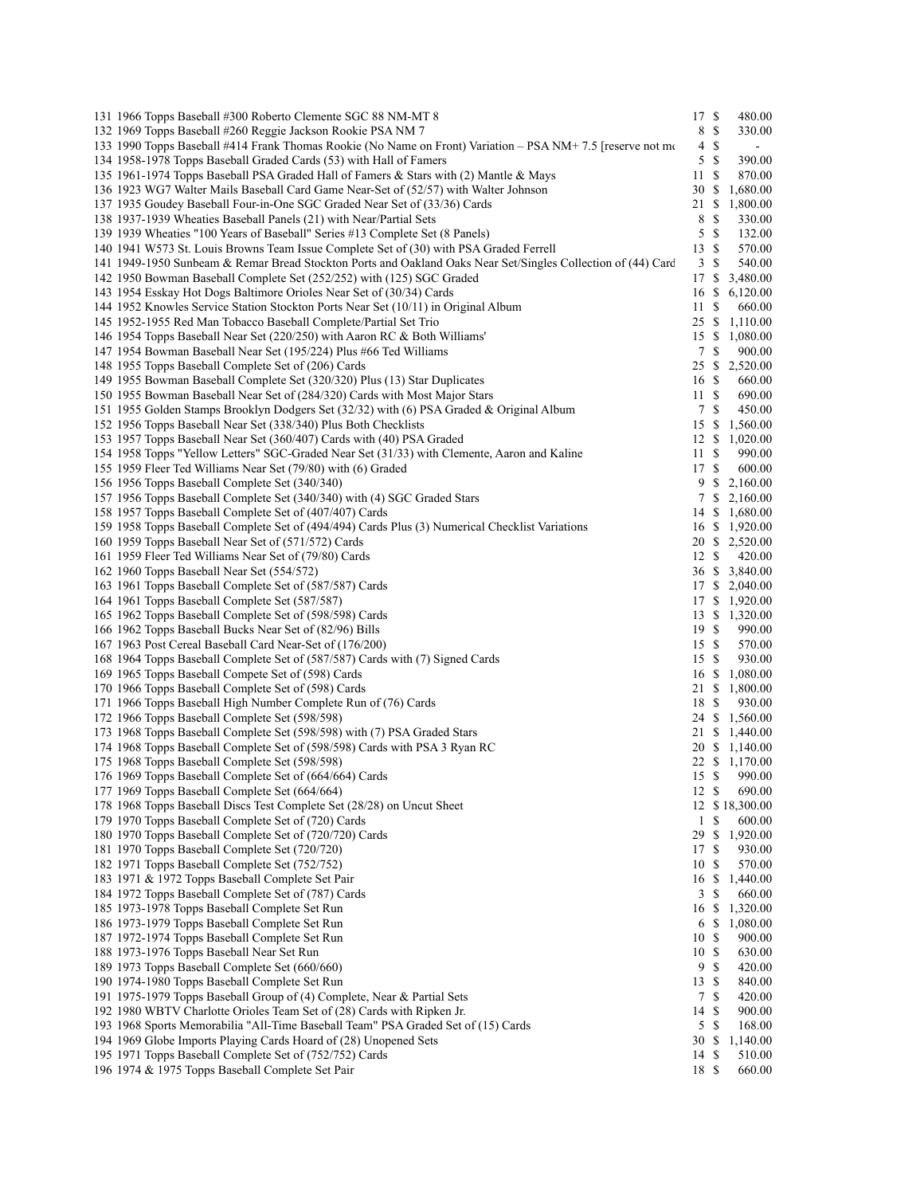| # | Description | Bids | Price |
|---|---|---|---|
| 131 | 1966 Topps Baseball #300 Roberto Clemente SGC 88 NM-MT 8 | 17 | $ 480.00 |
| 132 | 1969 Topps Baseball #260 Reggie Jackson Rookie PSA NM 7 | 8 | $ 330.00 |
| 133 | 1990 Topps Baseball #414 Frank Thomas Rookie (No Name on Front) Variation – PSA NM+ 7.5 [reserve not me | 4 | $ - |
| 134 | 1958-1978 Topps Baseball Graded Cards (53) with Hall of Famers | 5 | $ 390.00 |
| 135 | 1961-1974 Topps Baseball PSA Graded Hall of Famers & Stars with (2) Mantle & Mays | 11 | $ 870.00 |
| 136 | 1923 WG7 Walter Mails Baseball Card Game Near-Set of (52/57) with Walter Johnson | 30 | $ 1,680.00 |
| 137 | 1935 Goudey Baseball Four-in-One SGC Graded Near Set of (33/36) Cards | 21 | $ 1,800.00 |
| 138 | 1937-1939 Wheaties Baseball Panels (21) with Near/Partial Sets | 8 | $ 330.00 |
| 139 | 1939 Wheaties "100 Years of Baseball" Series #13 Complete Set (8 Panels) | 5 | $ 132.00 |
| 140 | 1941 W573 St. Louis Browns Team Issue Complete Set of (30) with PSA Graded Ferrell | 13 | $ 570.00 |
| 141 | 1949-1950 Sunbeam & Remar Bread Stockton Ports and Oakland Oaks Near Set/Singles Collection of (44) Card | 3 | $ 540.00 |
| 142 | 1950 Bowman Baseball Complete Set (252/252) with (125) SGC Graded | 17 | $ 3,480.00 |
| 143 | 1954 Esskay Hot Dogs Baltimore Orioles Near Set of (30/34) Cards | 16 | $ 6,120.00 |
| 144 | 1952 Knowles Service Station Stockton Ports Near Set (10/11) in Original Album | 11 | $ 660.00 |
| 145 | 1952-1955 Red Man Tobacco Baseball Complete/Partial Set Trio | 25 | $ 1,110.00 |
| 146 | 1954 Topps Baseball Near Set (220/250) with Aaron RC & Both Williams' | 15 | $ 1,080.00 |
| 147 | 1954 Bowman Baseball Near Set (195/224) Plus #66 Ted Williams | 7 | $ 900.00 |
| 148 | 1955 Topps Baseball Complete Set of (206) Cards | 25 | $ 2,520.00 |
| 149 | 1955 Bowman Baseball Complete Set (320/320) Plus (13) Star Duplicates | 16 | $ 660.00 |
| 150 | 1955 Bowman Baseball Near Set of (284/320) Cards with Most Major Stars | 11 | $ 690.00 |
| 151 | 1955 Golden Stamps Brooklyn Dodgers Set (32/32) with (6) PSA Graded & Original Album | 7 | $ 450.00 |
| 152 | 1956 Topps Baseball Near Set (338/340) Plus Both Checklists | 15 | $ 1,560.00 |
| 153 | 1957 Topps Baseball Near Set (360/407) Cards with (40) PSA Graded | 12 | $ 1,020.00 |
| 154 | 1958 Topps "Yellow Letters" SGC-Graded Near Set (31/33) with Clemente, Aaron and Kaline | 11 | $ 990.00 |
| 155 | 1959 Fleer Ted Williams Near Set (79/80) with (6) Graded | 17 | $ 600.00 |
| 156 | 1956 Topps Baseball Complete Set (340/340) | 9 | $ 2,160.00 |
| 157 | 1956 Topps Baseball Complete Set (340/340) with (4) SGC Graded Stars | 7 | $ 2,160.00 |
| 158 | 1957 Topps Baseball Complete Set of (407/407) Cards | 14 | $ 1,680.00 |
| 159 | 1958 Topps Baseball Complete Set of (494/494) Cards Plus (3) Numerical Checklist Variations | 16 | $ 1,920.00 |
| 160 | 1959 Topps Baseball Near Set of (571/572) Cards | 20 | $ 2,520.00 |
| 161 | 1959 Fleer Ted Williams Near Set of (79/80) Cards | 12 | $ 420.00 |
| 162 | 1960 Topps Baseball Near Set (554/572) | 36 | $ 3,840.00 |
| 163 | 1961 Topps Baseball Complete Set of (587/587) Cards | 17 | $ 2,040.00 |
| 164 | 1961 Topps Baseball Complete Set (587/587) | 17 | $ 1,920.00 |
| 165 | 1962 Topps Baseball Complete Set of (598/598) Cards | 13 | $ 1,320.00 |
| 166 | 1962 Topps Baseball Bucks Near Set of (82/96) Bills | 19 | $ 990.00 |
| 167 | 1963 Post Cereal Baseball Card Near-Set of (176/200) | 15 | $ 570.00 |
| 168 | 1964 Topps Baseball Complete Set of (587/587) Cards with (7) Signed Cards | 15 | $ 930.00 |
| 169 | 1965 Topps Baseball Compete Set of (598) Cards | 16 | $ 1,080.00 |
| 170 | 1966 Topps Baseball Complete Set of (598) Cards | 21 | $ 1,800.00 |
| 171 | 1966 Topps Baseball High Number Complete Run of (76) Cards | 18 | $ 930.00 |
| 172 | 1966 Topps Baseball Complete Set (598/598) | 24 | $ 1,560.00 |
| 173 | 1968 Topps Baseball Complete Set (598/598) with (7) PSA Graded Stars | 21 | $ 1,440.00 |
| 174 | 1968 Topps Baseball Complete Set of (598/598) Cards with PSA 3 Ryan RC | 20 | $ 1,140.00 |
| 175 | 1968 Topps Baseball Complete Set (598/598) | 22 | $ 1,170.00 |
| 176 | 1969 Topps Baseball Complete Set of (664/664) Cards | 15 | $ 990.00 |
| 177 | 1969 Topps Baseball Complete Set (664/664) | 12 | $ 690.00 |
| 178 | 1968 Topps Baseball Discs Test Complete Set (28/28) on Uncut Sheet | 12 | $ 18,300.00 |
| 179 | 1970 Topps Baseball Complete Set of (720) Cards | 1 | $ 600.00 |
| 180 | 1970 Topps Baseball Complete Set of (720/720) Cards | 29 | $ 1,920.00 |
| 181 | 1970 Topps Baseball Complete Set (720/720) | 17 | $ 930.00 |
| 182 | 1971 Topps Baseball Complete Set (752/752) | 10 | $ 570.00 |
| 183 | 1971 & 1972 Topps Baseball Complete Set Pair | 16 | $ 1,440.00 |
| 184 | 1972 Topps Baseball Complete Set of (787) Cards | 3 | $ 660.00 |
| 185 | 1973-1978 Topps Baseball Complete Set Run | 16 | $ 1,320.00 |
| 186 | 1973-1979 Topps Baseball Complete Set Run | 6 | $ 1,080.00 |
| 187 | 1972-1974 Topps Baseball Complete Set Run | 10 | $ 900.00 |
| 188 | 1973-1976 Topps Baseball Near Set Run | 10 | $ 630.00 |
| 189 | 1973 Topps Baseball Complete Set (660/660) | 9 | $ 420.00 |
| 190 | 1974-1980 Topps Baseball Complete Set Run | 13 | $ 840.00 |
| 191 | 1975-1979 Topps Baseball Group of (4) Complete, Near & Partial Sets | 7 | $ 420.00 |
| 192 | 1980 WBTV Charlotte Orioles Team Set of (28) Cards with Ripken Jr. | 14 | $ 900.00 |
| 193 | 1968 Sports Memorabilia "All-Time Baseball Team" PSA Graded Set of (15) Cards | 5 | $ 168.00 |
| 194 | 1969 Globe Imports Playing Cards Hoard of (28) Unopened Sets | 30 | $ 1,140.00 |
| 195 | 1971 Topps Baseball Complete Set of (752/752) Cards | 14 | $ 510.00 |
| 196 | 1974 & 1975 Topps Baseball Complete Set Pair | 18 | $ 660.00 |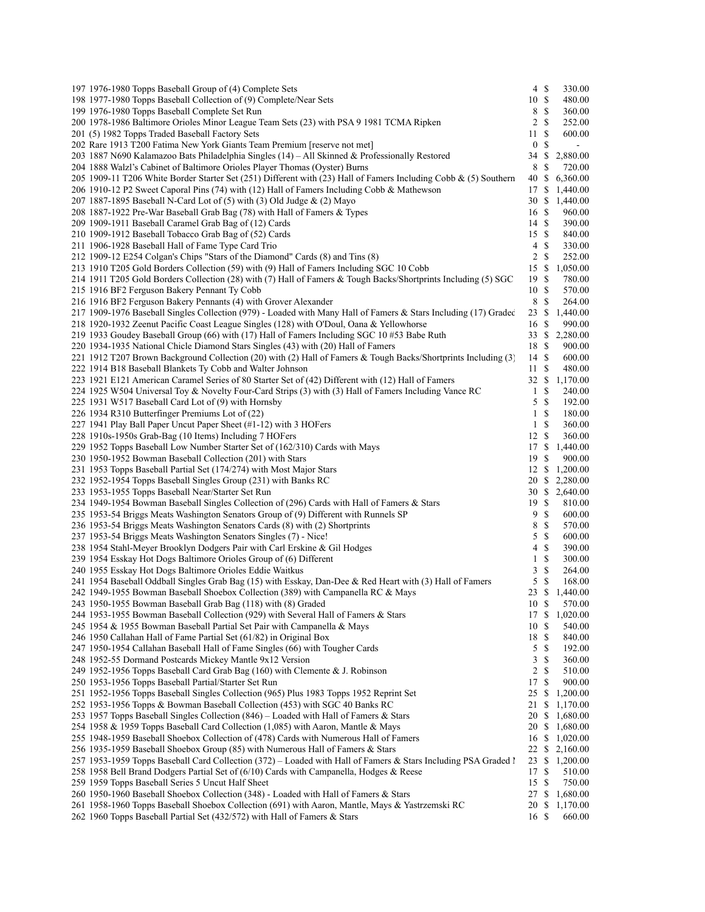| | | | | |
|---|---|---|---|---|
| 197 | 1976-1980 Topps Baseball Group of (4) Complete Sets | 4 | $ | 330.00 |
| 198 | 1977-1980 Topps Baseball Collection of (9) Complete/Near Sets | 10 | $ | 480.00 |
| 199 | 1976-1980 Topps Baseball Complete Set Run | 8 | $ | 360.00 |
| 200 | 1978-1986 Baltimore Orioles Minor League Team Sets (23) with PSA 9 1981 TCMA Ripken | 2 | $ | 252.00 |
| 201 | (5) 1982 Topps Traded Baseball Factory Sets | 11 | $ | 600.00 |
| 202 | Rare 1913 T200 Fatima New York Giants Team Premium [reserve not met] | 0 | $ | - |
| 203 | 1887 N690 Kalamazoo Bats Philadelphia Singles (14) – All Skinned & Professionally Restored | 34 | $ | 2,880.00 |
| 204 | 1888 Walzl's Cabinet of Baltimore Orioles Player Thomas (Oyster) Burns | 8 | $ | 720.00 |
| 205 | 1909-11 T206 White Border Starter Set (251) Different with (23) Hall of Famers Including Cobb & (5) Southern | 40 | $ | 6,360.00 |
| 206 | 1910-12 P2 Sweet Caporal Pins (74) with (12) Hall of Famers Including Cobb & Mathewson | 17 | $ | 1,440.00 |
| 207 | 1887-1895 Baseball N-Card Lot of (5) with (3) Old Judge & (2) Mayo | 30 | $ | 1,440.00 |
| 208 | 1887-1922 Pre-War Baseball Grab Bag (78) with Hall of Famers & Types | 16 | $ | 960.00 |
| 209 | 1909-1911 Baseball Caramel Grab Bag of (12) Cards | 14 | $ | 390.00 |
| 210 | 1909-1912 Baseball Tobacco Grab Bag of (52) Cards | 15 | $ | 840.00 |
| 211 | 1906-1928 Baseball Hall of Fame Type Card Trio | 4 | $ | 330.00 |
| 212 | 1909-12 E254 Colgan's Chips "Stars of the Diamond" Cards (8) and Tins (8) | 2 | $ | 252.00 |
| 213 | 1910 T205 Gold Borders Collection (59) with (9) Hall of Famers Including SGC 10 Cobb | 15 | $ | 1,050.00 |
| 214 | 1911 T205 Gold Borders Collection (28) with (7) Hall of Famers & Tough Backs/Shortprints Including (5) SGC | 19 | $ | 780.00 |
| 215 | 1916 BF2 Ferguson Bakery Pennant Ty Cobb | 10 | $ | 570.00 |
| 216 | 1916 BF2 Ferguson Bakery Pennants (4) with Grover Alexander | 8 | $ | 264.00 |
| 217 | 1909-1976 Baseball Singles Collection (979) - Loaded with Many Hall of Famers & Stars Including (17) Graded | 23 | $ | 1,440.00 |
| 218 | 1920-1932 Zeenut Pacific Coast League Singles (128) with O'Doul, Oana & Yellowhorse | 16 | $ | 990.00 |
| 219 | 1933 Goudey Baseball Group (66) with (17) Hall of Famers Including SGC 10 #53 Babe Ruth | 33 | $ | 2,280.00 |
| 220 | 1934-1935 National Chicle Diamond Stars Singles (43) with (20) Hall of Famers | 18 | $ | 900.00 |
| 221 | 1912 T207 Brown Background Collection (20) with (2) Hall of Famers & Tough Backs/Shortprints Including (3) | 14 | $ | 600.00 |
| 222 | 1914 B18 Baseball Blankets Ty Cobb and Walter Johnson | 11 | $ | 480.00 |
| 223 | 1921 E121 American Caramel Series of 80 Starter Set of (42) Different with (12) Hall of Famers | 32 | $ | 1,170.00 |
| 224 | 1925 W504 Universal Toy & Novelty Four-Card Strips (3) with (3) Hall of Famers Including Vance RC | 1 | $ | 240.00 |
| 225 | 1931 W517 Baseball Card Lot of (9) with Hornsby | 5 | $ | 192.00 |
| 226 | 1934 R310 Butterfinger Premiums Lot of (22) | 1 | $ | 180.00 |
| 227 | 1941 Play Ball Paper Uncut Paper Sheet (#1-12) with 3 HOFers | 1 | $ | 360.00 |
| 228 | 1910s-1950s Grab-Bag (10 Items) Including 7 HOFers | 12 | $ | 360.00 |
| 229 | 1952 Topps Baseball Low Number Starter Set of (162/310) Cards with Mays | 17 | $ | 1,440.00 |
| 230 | 1950-1952 Bowman Baseball Collection (201) with Stars | 19 | $ | 900.00 |
| 231 | 1953 Topps Baseball Partial Set (174/274) with Most Major Stars | 12 | $ | 1,200.00 |
| 232 | 1952-1954 Topps Baseball Singles Group (231) with Banks RC | 20 | $ | 2,280.00 |
| 233 | 1953-1955 Topps Baseball Near/Starter Set Run | 30 | $ | 2,640.00 |
| 234 | 1949-1954 Bowman Baseball Singles Collection of (296) Cards with Hall of Famers & Stars | 19 | $ | 810.00 |
| 235 | 1953-54 Briggs Meats Washington Senators Group of (9) Different with Runnels SP | 9 | $ | 600.00 |
| 236 | 1953-54 Briggs Meats Washington Senators Cards (8) with (2) Shortprints | 8 | $ | 570.00 |
| 237 | 1953-54 Briggs Meats Washington Senators Singles (7) - Nice! | 5 | $ | 600.00 |
| 238 | 1954 Stahl-Meyer Brooklyn Dodgers Pair with Carl Erskine & Gil Hodges | 4 | $ | 390.00 |
| 239 | 1954 Esskay Hot Dogs Baltimore Orioles Group of (6) Different | 1 | $ | 300.00 |
| 240 | 1955 Esskay Hot Dogs Baltimore Orioles Eddie Waitkus | 3 | $ | 264.00 |
| 241 | 1954 Baseball Oddball Singles Grab Bag (15) with Esskay, Dan-Dee & Red Heart with (3) Hall of Famers | 5 | $ | 168.00 |
| 242 | 1949-1955 Bowman Baseball Shoebox Collection (389) with Campanella RC & Mays | 23 | $ | 1,440.00 |
| 243 | 1950-1955 Bowman Baseball Grab Bag (118) with (8) Graded | 10 | $ | 570.00 |
| 244 | 1953-1955 Bowman Baseball Collection (929) with Several Hall of Famers & Stars | 17 | $ | 1,020.00 |
| 245 | 1954 & 1955 Bowman Baseball Partial Set Pair with Campanella & Mays | 10 | $ | 540.00 |
| 246 | 1950 Callahan Hall of Fame Partial Set (61/82) in Original Box | 18 | $ | 840.00 |
| 247 | 1950-1954 Callahan Baseball Hall of Fame Singles (66) with Tougher Cards | 5 | $ | 192.00 |
| 248 | 1952-55 Dormand Postcards Mickey Mantle 9x12 Version | 3 | $ | 360.00 |
| 249 | 1952-1956 Topps Baseball Card Grab Bag (160) with Clemente & J. Robinson | 2 | $ | 510.00 |
| 250 | 1953-1956 Topps Baseball Partial/Starter Set Run | 17 | $ | 900.00 |
| 251 | 1952-1956 Topps Baseball Singles Collection (965) Plus 1983 Topps 1952 Reprint Set | 25 | $ | 1,200.00 |
| 252 | 1953-1956 Topps & Bowman Baseball Collection (453) with SGC 40 Banks RC | 21 | $ | 1,170.00 |
| 253 | 1957 Topps Baseball Singles Collection (846) – Loaded with Hall of Famers & Stars | 20 | $ | 1,680.00 |
| 254 | 1958 & 1959 Topps Baseball Card Collection (1,085) with Aaron, Mantle & Mays | 20 | $ | 1,680.00 |
| 255 | 1948-1959 Baseball Shoebox Collection of (478) Cards with Numerous Hall of Famers | 16 | $ | 1,020.00 |
| 256 | 1935-1959 Baseball Shoebox Group (85) with Numerous Hall of Famers & Stars | 22 | $ | 2,160.00 |
| 257 | 1953-1959 Topps Baseball Card Collection (372) – Loaded with Hall of Famers & Stars Including PSA Graded I | 23 | $ | 1,200.00 |
| 258 | 1958 Bell Brand Dodgers Partial Set of (6/10) Cards with Campanella, Hodges & Reese | 17 | $ | 510.00 |
| 259 | 1959 Topps Baseball Series 5 Uncut Half Sheet | 15 | $ | 750.00 |
| 260 | 1950-1960 Baseball Shoebox Collection (348) - Loaded with Hall of Famers & Stars | 27 | $ | 1,680.00 |
| 261 | 1958-1960 Topps Baseball Shoebox Collection (691) with Aaron, Mantle, Mays & Yastrzemski RC | 20 | $ | 1,170.00 |
| 262 | 1960 Topps Baseball Partial Set (432/572) with Hall of Famers & Stars | 16 | $ | 660.00 |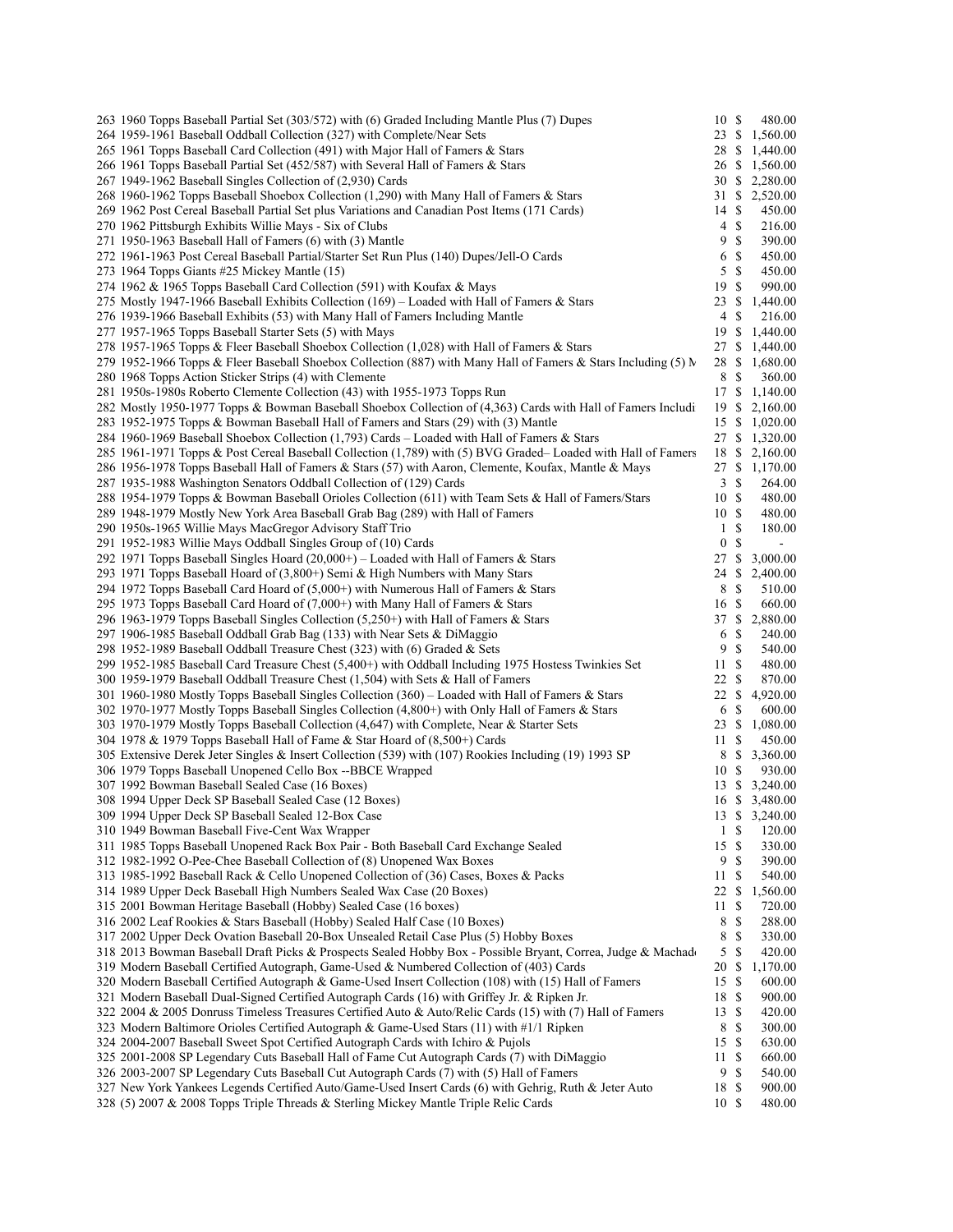| Lot | Description | Bids | | Price |
|---|---|---|---|---|
| 263 | 1960 Topps Baseball Partial Set (303/572) with (6) Graded Including Mantle Plus (7) Dupes | 10 | $ | 480.00 |
| 264 | 1959-1961 Baseball Oddball Collection (327) with Complete/Near Sets | 23 | $ | 1,560.00 |
| 265 | 1961 Topps Baseball Card Collection (491) with Major Hall of Famers & Stars | 28 | $ | 1,440.00 |
| 266 | 1961 Topps Baseball Partial Set (452/587) with Several Hall of Famers & Stars | 26 | $ | 1,560.00 |
| 267 | 1949-1962 Baseball Singles Collection of (2,930) Cards | 30 | $ | 2,280.00 |
| 268 | 1960-1962 Topps Baseball Shoebox Collection (1,290) with Many Hall of Famers & Stars | 31 | $ | 2,520.00 |
| 269 | 1962 Post Cereal Baseball Partial Set plus Variations and Canadian Post Items (171 Cards) | 14 | $ | 450.00 |
| 270 | 1962 Pittsburgh Exhibits Willie Mays - Six of Clubs | 4 | $ | 216.00 |
| 271 | 1950-1963 Baseball Hall of Famers (6) with (3) Mantle | 9 | $ | 390.00 |
| 272 | 1961-1963 Post Cereal Baseball Partial/Starter Set Run Plus (140) Dupes/Jell-O Cards | 6 | $ | 450.00 |
| 273 | 1964 Topps Giants #25 Mickey Mantle (15) | 5 | $ | 450.00 |
| 274 | 1962 & 1965 Topps Baseball Card Collection (591) with Koufax & Mays | 19 | $ | 990.00 |
| 275 | Mostly 1947-1966 Baseball Exhibits Collection (169) – Loaded with Hall of Famers & Stars | 23 | $ | 1,440.00 |
| 276 | 1939-1966 Baseball Exhibits (53) with Many Hall of Famers Including Mantle | 4 | $ | 216.00 |
| 277 | 1957-1965 Topps Baseball Starter Sets (5) with Mays | 19 | $ | 1,440.00 |
| 278 | 1957-1965 Topps & Fleer Baseball Shoebox Collection (1,028) with Hall of Famers & Stars | 27 | $ | 1,440.00 |
| 279 | 1952-1966 Topps & Fleer Baseball Shoebox Collection (887) with Many Hall of Famers & Stars Including (5) M | 28 | $ | 1,680.00 |
| 280 | 1968 Topps Action Sticker Strips (4) with Clemente | 8 | $ | 360.00 |
| 281 | 1950s-1980s Roberto Clemente Collection (43) with 1955-1973 Topps Run | 17 | $ | 1,140.00 |
| 282 | Mostly 1950-1977 Topps & Bowman Baseball Shoebox Collection of (4,363) Cards with Hall of Famers Includi | 19 | $ | 2,160.00 |
| 283 | 1952-1975 Topps & Bowman Baseball Hall of Famers and Stars (29) with (3) Mantle | 15 | $ | 1,020.00 |
| 284 | 1960-1969 Baseball Shoebox Collection (1,793) Cards – Loaded with Hall of Famers & Stars | 27 | $ | 1,320.00 |
| 285 | 1961-1971 Topps & Post Cereal Baseball Collection (1,789) with (5) BVG Graded– Loaded with Hall of Famers | 18 | $ | 2,160.00 |
| 286 | 1956-1978 Topps Baseball Hall of Famers & Stars (57) with Aaron, Clemente, Koufax, Mantle & Mays | 27 | $ | 1,170.00 |
| 287 | 1935-1988 Washington Senators Oddball Collection of (129) Cards | 3 | $ | 264.00 |
| 288 | 1954-1979 Topps & Bowman Baseball Orioles Collection (611) with Team Sets & Hall of Famers/Stars | 10 | $ | 480.00 |
| 289 | 1948-1979 Mostly New York Area Baseball Grab Bag (289) with Hall of Famers | 10 | $ | 480.00 |
| 290 | 1950s-1965 Willie Mays MacGregor Advisory Staff Trio | 1 | $ | 180.00 |
| 291 | 1952-1983 Willie Mays Oddball Singles Group of (10) Cards | 0 | $ | - |
| 292 | 1971 Topps Baseball Singles Hoard (20,000+) – Loaded with Hall of Famers & Stars | 27 | $ | 3,000.00 |
| 293 | 1971 Topps Baseball Hoard of (3,800+) Semi & High Numbers with Many Stars | 24 | $ | 2,400.00 |
| 294 | 1972 Topps Baseball Card Hoard of (5,000+) with Numerous Hall of Famers & Stars | 8 | $ | 510.00 |
| 295 | 1973 Topps Baseball Card Hoard of (7,000+) with Many Hall of Famers & Stars | 16 | $ | 660.00 |
| 296 | 1963-1979 Topps Baseball Singles Collection (5,250+) with Hall of Famers & Stars | 37 | $ | 2,880.00 |
| 297 | 1906-1985 Baseball Oddball Grab Bag (133) with Near Sets & DiMaggio | 6 | $ | 240.00 |
| 298 | 1952-1989 Baseball Oddball Treasure Chest (323) with (6) Graded & Sets | 9 | $ | 540.00 |
| 299 | 1952-1985 Baseball Card Treasure Chest (5,400+) with Oddball Including 1975 Hostess Twinkies Set | 11 | $ | 480.00 |
| 300 | 1959-1979 Baseball Oddball Treasure Chest (1,504) with Sets & Hall of Famers | 22 | $ | 870.00 |
| 301 | 1960-1980 Mostly Topps Baseball Singles Collection (360) – Loaded with Hall of Famers & Stars | 22 | $ | 4,920.00 |
| 302 | 1970-1977 Mostly Topps Baseball Singles Collection (4,800+) with Only Hall of Famers & Stars | 6 | $ | 600.00 |
| 303 | 1970-1979 Mostly Topps Baseball Collection (4,647) with Complete, Near & Starter Sets | 23 | $ | 1,080.00 |
| 304 | 1978 & 1979 Topps Baseball Hall of Fame & Star Hoard of (8,500+) Cards | 11 | $ | 450.00 |
| 305 | Extensive Derek Jeter Singles & Insert Collection (539) with (107) Rookies Including (19) 1993 SP | 8 | $ | 3,360.00 |
| 306 | 1979 Topps Baseball Unopened Cello Box --BBCE Wrapped | 10 | $ | 930.00 |
| 307 | 1992 Bowman Baseball Sealed Case (16 Boxes) | 13 | $ | 3,240.00 |
| 308 | 1994 Upper Deck SP Baseball Sealed Case (12 Boxes) | 16 | $ | 3,480.00 |
| 309 | 1994 Upper Deck SP Baseball Sealed 12-Box Case | 13 | $ | 3,240.00 |
| 310 | 1949 Bowman Baseball Five-Cent Wax Wrapper | 1 | $ | 120.00 |
| 311 | 1985 Topps Baseball Unopened Rack Box Pair - Both Baseball Card Exchange Sealed | 15 | $ | 330.00 |
| 312 | 1982-1992 O-Pee-Chee Baseball Collection of (8) Unopened Wax Boxes | 9 | $ | 390.00 |
| 313 | 1985-1992 Baseball Rack & Cello Unopened Collection of (36) Cases, Boxes & Packs | 11 | $ | 540.00 |
| 314 | 1989 Upper Deck Baseball High Numbers Sealed Wax Case (20 Boxes) | 22 | $ | 1,560.00 |
| 315 | 2001 Bowman Heritage Baseball (Hobby) Sealed Case (16 boxes) | 11 | $ | 720.00 |
| 316 | 2002 Leaf Rookies & Stars Baseball (Hobby) Sealed Half Case (10 Boxes) | 8 | $ | 288.00 |
| 317 | 2002 Upper Deck Ovation Baseball 20-Box Unsealed Retail Case Plus (5) Hobby Boxes | 8 | $ | 330.00 |
| 318 | 2013 Bowman Baseball Draft Picks & Prospects Sealed Hobby Box - Possible Bryant, Correa, Judge & Machado | 5 | $ | 420.00 |
| 319 | Modern Baseball Certified Autograph, Game-Used & Numbered Collection of (403) Cards | 20 | $ | 1,170.00 |
| 320 | Modern Baseball Certified Autograph & Game-Used Insert Collection (108) with (15) Hall of Famers | 15 | $ | 600.00 |
| 321 | Modern Baseball Dual-Signed Certified Autograph Cards (16) with Griffey Jr. & Ripken Jr. | 18 | $ | 900.00 |
| 322 | 2004 & 2005 Donruss Timeless Treasures Certified Auto & Auto/Relic Cards (15) with (7) Hall of Famers | 13 | $ | 420.00 |
| 323 | Modern Baltimore Orioles Certified Autograph & Game-Used Stars (11) with #1/1 Ripken | 8 | $ | 300.00 |
| 324 | 2004-2007 Baseball Sweet Spot Certified Autograph Cards with Ichiro & Pujols | 15 | $ | 630.00 |
| 325 | 2001-2008 SP Legendary Cuts Baseball Hall of Fame Cut Autograph Cards (7) with DiMaggio | 11 | $ | 660.00 |
| 326 | 2003-2007 SP Legendary Cuts Baseball Cut Autograph Cards (7) with (5) Hall of Famers | 9 | $ | 540.00 |
| 327 | New York Yankees Legends Certified Auto/Game-Used Insert Cards (6) with Gehrig, Ruth & Jeter Auto | 18 | $ | 900.00 |
| 328 | (5) 2007 & 2008 Topps Triple Threads & Sterling Mickey Mantle Triple Relic Cards | 10 | $ | 480.00 |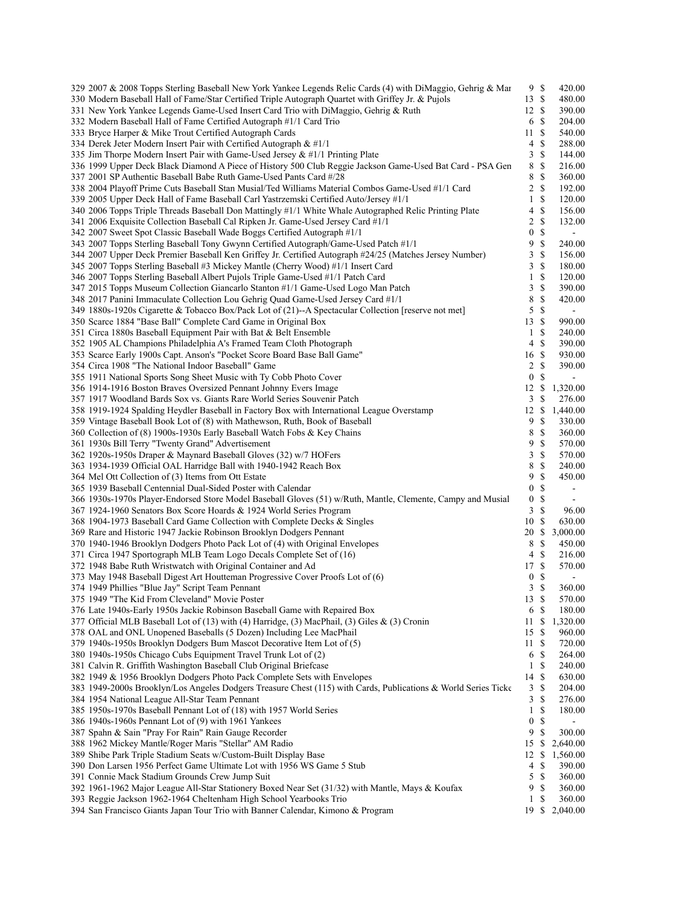| Lot | Description | Bids | | Price |
|---|---|---|---|---|
| 329 | 2007 & 2008 Topps Sterling Baseball New York Yankee Legends Relic Cards (4) with DiMaggio, Gehrig & Mar | 9 | $ | 420.00 |
| 330 | Modern Baseball Hall of Fame/Star Certified Triple Autograph Quartet with Griffey Jr. & Pujols | 13 | $ | 480.00 |
| 331 | New York Yankee Legends Game-Used Insert Card Trio with DiMaggio, Gehrig & Ruth | 12 | $ | 390.00 |
| 332 | Modern Baseball Hall of Fame Certified Autograph #1/1 Card Trio | 6 | $ | 204.00 |
| 333 | Bryce Harper & Mike Trout Certified Autograph Cards | 11 | $ | 540.00 |
| 334 | Derek Jeter Modern Insert Pair with Certified Autograph & #1/1 | 4 | $ | 288.00 |
| 335 | Jim Thorpe Modern Insert Pair with Game-Used Jersey & #1/1 Printing Plate | 3 | $ | 144.00 |
| 336 | 1999 Upper Deck Black Diamond A Piece of History 500 Club Reggie Jackson Game-Used Bat Card - PSA Gen | 8 | $ | 216.00 |
| 337 | 2001 SP Authentic Baseball Babe Ruth Game-Used Pants Card #/28 | 8 | $ | 360.00 |
| 338 | 2004 Playoff Prime Cuts Baseball Stan Musial/Ted Williams Material Combos Game-Used #1/1 Card | 2 | $ | 192.00 |
| 339 | 2005 Upper Deck Hall of Fame Baseball Carl Yastrzemski Certified Auto/Jersey #1/1 | 1 | $ | 120.00 |
| 340 | 2006 Topps Triple Threads Baseball Don Mattingly #1/1 White Whale Autographed Relic Printing Plate | 4 | $ | 156.00 |
| 341 | 2006 Exquisite Collection Baseball Cal Ripken Jr. Game-Used Jersey Card #1/1 | 2 | $ | 132.00 |
| 342 | 2007 Sweet Spot Classic Baseball Wade Boggs Certified Autograph #1/1 | 0 | $ | - |
| 343 | 2007 Topps Sterling Baseball Tony Gwynn Certified Autograph/Game-Used Patch #1/1 | 9 | $ | 240.00 |
| 344 | 2007 Upper Deck Premier Baseball Ken Griffey Jr. Certified Autograph #24/25 (Matches Jersey Number) | 3 | $ | 156.00 |
| 345 | 2007 Topps Sterling Baseball #3 Mickey Mantle (Cherry Wood) #1/1 Insert Card | 3 | $ | 180.00 |
| 346 | 2007 Topps Sterling Baseball Albert Pujols Triple Game-Used #1/1 Patch Card | 1 | $ | 120.00 |
| 347 | 2015 Topps Museum Collection Giancarlo Stanton #1/1 Game-Used Logo Man Patch | 3 | $ | 390.00 |
| 348 | 2017 Panini Immaculate Collection Lou Gehrig Quad Game-Used Jersey Card #1/1 | 8 | $ | 420.00 |
| 349 | 1880s-1920s Cigarette & Tobacco Box/Pack Lot of (21)--A Spectacular Collection [reserve not met] | 5 | $ | - |
| 350 | Scarce 1884 "Base Ball" Complete Card Game in Original Box | 13 | $ | 990.00 |
| 351 | Circa 1880s Baseball Equipment Pair with Bat & Belt Ensemble | 1 | $ | 240.00 |
| 352 | 1905 AL Champions Philadelphia A's Framed Team Cloth Photograph | 4 | $ | 390.00 |
| 353 | Scarce Early 1900s Capt. Anson's "Pocket Score Board Base Ball Game" | 16 | $ | 930.00 |
| 354 | Circa 1908 "The National Indoor Baseball" Game | 2 | $ | 390.00 |
| 355 | 1911 National Sports Song Sheet Music with Ty Cobb Photo Cover | 0 | $ | - |
| 356 | 1914-1916 Boston Braves Oversized Pennant Johnny Evers Image | 12 | $ | 1,320.00 |
| 357 | 1917 Woodland Bards Sox vs. Giants Rare World Series Souvenir Patch | 3 | $ | 276.00 |
| 358 | 1919-1924 Spalding Heydler Baseball in Factory Box with International League Overstamp | 12 | $ | 1,440.00 |
| 359 | Vintage Baseball Book Lot of (8) with Mathewson, Ruth, Book of Baseball | 9 | $ | 330.00 |
| 360 | Collection of (8) 1900s-1930s Early Baseball Watch Fobs & Key Chains | 8 | $ | 360.00 |
| 361 | 1930s Bill Terry "Twenty Grand" Advertisement | 9 | $ | 570.00 |
| 362 | 1920s-1950s Draper & Maynard Baseball Gloves (32) w/7 HOFers | 3 | $ | 570.00 |
| 363 | 1934-1939 Official OAL Harridge Ball with 1940-1942 Reach Box | 8 | $ | 240.00 |
| 364 | Mel Ott Collection of (3) Items from Ott Estate | 9 | $ | 450.00 |
| 365 | 1939 Baseball Centennial Dual-Sided Poster with Calendar | 0 | $ | - |
| 366 | 1930s-1970s Player-Endorsed Store Model Baseball Gloves (51) w/Ruth, Mantle, Clemente, Campy and Musial | 0 | $ | - |
| 367 | 1924-1960 Senators Box Score Hoards & 1924 World Series Program | 3 | $ | 96.00 |
| 368 | 1904-1973 Baseball Card Game Collection with Complete Decks & Singles | 10 | $ | 630.00 |
| 369 | Rare and Historic 1947 Jackie Robinson Brooklyn Dodgers Pennant | 20 | $ | 3,000.00 |
| 370 | 1940-1946 Brooklyn Dodgers Photo Pack Lot of (4) with Original Envelopes | 8 | $ | 450.00 |
| 371 | Circa 1947 Sportograph MLB Team Logo Decals Complete Set of (16) | 4 | $ | 216.00 |
| 372 | 1948 Babe Ruth Wristwatch with Original Container and Ad | 17 | $ | 570.00 |
| 373 | May 1948 Baseball Digest Art Houtteman Progressive Cover Proofs Lot of (6) | 0 | $ | - |
| 374 | 1949 Phillies "Blue Jay" Script Team Pennant | 3 | $ | 360.00 |
| 375 | 1949 "The Kid From Cleveland" Movie Poster | 13 | $ | 570.00 |
| 376 | Late 1940s-Early 1950s Jackie Robinson Baseball Game with Repaired Box | 6 | $ | 180.00 |
| 377 | Official MLB Baseball Lot of (13) with (4) Harridge, (3) MacPhail, (3) Giles & (3) Cronin | 11 | $ | 1,320.00 |
| 378 | OAL and ONL Unopened Baseballs (5 Dozen) Including Lee MacPhail | 15 | $ | 960.00 |
| 379 | 1940s-1950s Brooklyn Dodgers Bum Mascot Decorative Item Lot of (5) | 11 | $ | 720.00 |
| 380 | 1940s-1950s Chicago Cubs Equipment Travel Trunk Lot of (2) | 6 | $ | 264.00 |
| 381 | Calvin R. Griffith Washington Baseball Club Original Briefcase | 1 | $ | 240.00 |
| 382 | 1949 & 1956 Brooklyn Dodgers Photo Pack Complete Sets with Envelopes | 14 | $ | 630.00 |
| 383 | 1949-2000s Brooklyn/Los Angeles Dodgers Treasure Chest (115) with Cards, Publications & World Series Ticke | 3 | $ | 204.00 |
| 384 | 1954 National League All-Star Team Pennant | 3 | $ | 276.00 |
| 385 | 1950s-1970s Baseball Pennant Lot of (18) with 1957 World Series | 1 | $ | 180.00 |
| 386 | 1940s-1960s Pennant Lot of (9) with 1961 Yankees | 0 | $ | - |
| 387 | Spahn & Sain "Pray For Rain" Rain Gauge Recorder | 9 | $ | 300.00 |
| 388 | 1962 Mickey Mantle/Roger Maris "Stellar" AM Radio | 15 | $ | 2,640.00 |
| 389 | Shibe Park Triple Stadium Seats w/Custom-Built Display Base | 12 | $ | 1,560.00 |
| 390 | Don Larsen 1956 Perfect Game Ultimate Lot with 1956 WS Game 5 Stub | 4 | $ | 390.00 |
| 391 | Connie Mack Stadium Grounds Crew Jump Suit | 5 | $ | 360.00 |
| 392 | 1961-1962 Major League All-Star Stationery Boxed Near Set (31/32) with Mantle, Mays & Koufax | 9 | $ | 360.00 |
| 393 | Reggie Jackson 1962-1964 Cheltenham High School Yearbooks Trio | 1 | $ | 360.00 |
| 394 | San Francisco Giants Japan Tour Trio with Banner Calendar, Kimono & Program | 19 | $ | 2,040.00 |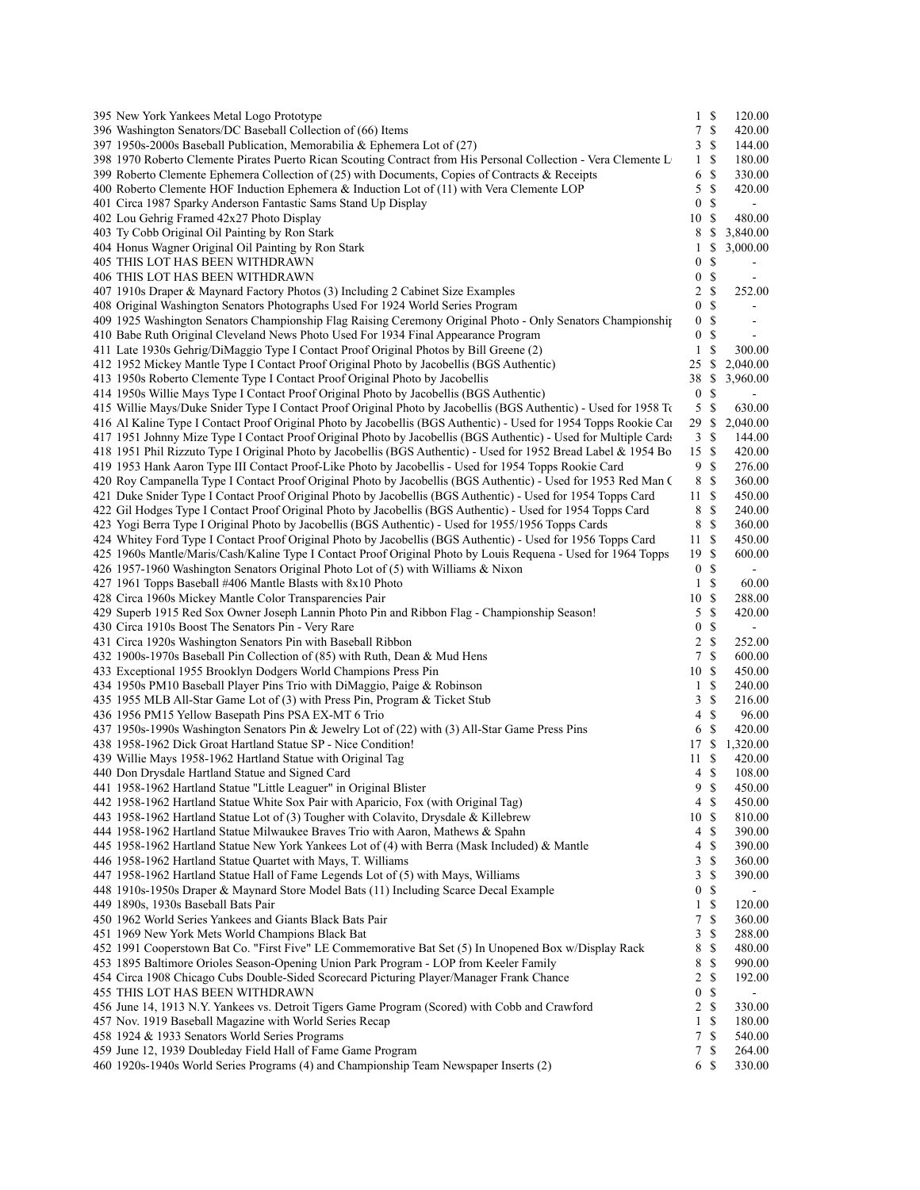| Lot | Description | Bids | | Price |
|---|---|---|---|---|
| 395 | New York Yankees Metal Logo Prototype | 1 | $ | 120.00 |
| 396 | Washington Senators/DC Baseball Collection of (66) Items | 7 | $ | 420.00 |
| 397 | 1950s-2000s Baseball Publication, Memorabilia & Ephemera Lot of (27) | 3 | $ | 144.00 |
| 398 | 1970 Roberto Clemente Pirates Puerto Rican Scouting Contract from His Personal Collection - Vera Clemente L | 1 | $ | 180.00 |
| 399 | Roberto Clemente Ephemera Collection of (25) with Documents, Copies of Contracts & Receipts | 6 | $ | 330.00 |
| 400 | Roberto Clemente HOF Induction Ephemera & Induction Lot of (11) with Vera Clemente LOP | 5 | $ | 420.00 |
| 401 | Circa 1987 Sparky Anderson Fantastic Sams Stand Up Display | 0 | $ | - |
| 402 | Lou Gehrig Framed 42x27 Photo Display | 10 | $ | 480.00 |
| 403 | Ty Cobb Original Oil Painting by Ron Stark | 8 | $ | 3,840.00 |
| 404 | Honus Wagner Original Oil Painting by Ron Stark | 1 | $ | 3,000.00 |
| 405 | THIS LOT HAS BEEN WITHDRAWN | 0 | $ | - |
| 406 | THIS LOT HAS BEEN WITHDRAWN | 0 | $ | - |
| 407 | 1910s Draper & Maynard Factory Photos (3) Including 2 Cabinet Size Examples | 2 | $ | 252.00 |
| 408 | Original Washington Senators Photographs Used For 1924 World Series Program | 0 | $ | - |
| 409 | 1925 Washington Senators Championship Flag Raising Ceremony Original Photo - Only Senators Championship | 0 | $ | - |
| 410 | Babe Ruth Original Cleveland News Photo Used For 1934 Final Appearance Program | 0 | $ | - |
| 411 | Late 1930s Gehrig/DiMaggio Type I Contact Proof Original Photos by Bill Greene (2) | 1 | $ | 300.00 |
| 412 | 1952 Mickey Mantle Type I Contact Proof Original Photo by Jacobellis (BGS Authentic) | 25 | $ | 2,040.00 |
| 413 | 1950s Roberto Clemente Type I Contact Proof Original Photo by Jacobellis | 38 | $ | 3,960.00 |
| 414 | 1950s Willie Mays Type I Contact Proof Original Photo by Jacobellis (BGS Authentic) | 0 | $ | - |
| 415 | Willie Mays/Duke Snider Type I Contact Proof Original Photo by Jacobellis (BGS Authentic) - Used for 1958 To | 5 | $ | 630.00 |
| 416 | Al Kaline Type I Contact Proof Original Photo by Jacobellis (BGS Authentic) - Used for 1954 Topps Rookie Car | 29 | $ | 2,040.00 |
| 417 | 1951 Johnny Mize Type I Contact Proof Original Photo by Jacobellis (BGS Authentic) - Used for Multiple Cards | 3 | $ | 144.00 |
| 418 | 1951 Phil Rizzuto Type I Original Photo by Jacobellis (BGS Authentic) - Used for 1952 Bread Label & 1954 Bo | 15 | $ | 420.00 |
| 419 | 1953 Hank Aaron Type III Contact Proof-Like Photo by Jacobellis - Used for 1954 Topps Rookie Card | 9 | $ | 276.00 |
| 420 | Roy Campanella Type I Contact Proof Original Photo by Jacobellis (BGS Authentic) - Used for 1953 Red Man C | 8 | $ | 360.00 |
| 421 | Duke Snider Type I Contact Proof Original Photo by Jacobellis (BGS Authentic) - Used for 1954 Topps Card | 11 | $ | 450.00 |
| 422 | Gil Hodges Type I Contact Proof Original Photo by Jacobellis (BGS Authentic) - Used for 1954 Topps Card | 8 | $ | 240.00 |
| 423 | Yogi Berra Type I Original Photo by Jacobellis (BGS Authentic) - Used for 1955/1956 Topps Cards | 8 | $ | 360.00 |
| 424 | Whitey Ford Type I Contact Proof Original Photo by Jacobellis (BGS Authentic) - Used for 1956 Topps Card | 11 | $ | 450.00 |
| 425 | 1960s Mantle/Maris/Cash/Kaline Type I Contact Proof Original Photo by Louis Requena - Used for 1964 Topps | 19 | $ | 600.00 |
| 426 | 1957-1960 Washington Senators Original Photo Lot of (5) with Williams & Nixon | 0 | $ | - |
| 427 | 1961 Topps Baseball #406 Mantle Blasts with 8x10 Photo | 1 | $ | 60.00 |
| 428 | Circa 1960s Mickey Mantle Color Transparencies Pair | 10 | $ | 288.00 |
| 429 | Superb 1915 Red Sox Owner Joseph Lannin Photo Pin and Ribbon Flag - Championship Season! | 5 | $ | 420.00 |
| 430 | Circa 1910s Boost The Senators Pin - Very Rare | 0 | $ | - |
| 431 | Circa 1920s Washington Senators Pin with Baseball Ribbon | 2 | $ | 252.00 |
| 432 | 1900s-1970s Baseball Pin Collection of (85) with Ruth, Dean & Mud Hens | 7 | $ | 600.00 |
| 433 | Exceptional 1955 Brooklyn Dodgers World Champions Press Pin | 10 | $ | 450.00 |
| 434 | 1950s PM10 Baseball Player Pins Trio with DiMaggio, Paige & Robinson | 1 | $ | 240.00 |
| 435 | 1955 MLB All-Star Game Lot of (3) with Press Pin, Program & Ticket Stub | 3 | $ | 216.00 |
| 436 | 1956 PM15 Yellow Basepath Pins PSA EX-MT 6 Trio | 4 | $ | 96.00 |
| 437 | 1950s-1990s Washington Senators Pin & Jewelry Lot of (22) with (3) All-Star Game Press Pins | 6 | $ | 420.00 |
| 438 | 1958-1962 Dick Groat Hartland Statue SP - Nice Condition! | 17 | $ | 1,320.00 |
| 439 | Willie Mays 1958-1962 Hartland Statue with Original Tag | 11 | $ | 420.00 |
| 440 | Don Drysdale Hartland Statue and Signed Card | 4 | $ | 108.00 |
| 441 | 1958-1962 Hartland Statue "Little Leaguer" in Original Blister | 9 | $ | 450.00 |
| 442 | 1958-1962 Hartland Statue White Sox Pair with Aparicio, Fox (with Original Tag) | 4 | $ | 450.00 |
| 443 | 1958-1962 Hartland Statue Lot of (3) Tougher with Colavito, Drysdale & Killebrew | 10 | $ | 810.00 |
| 444 | 1958-1962 Hartland Statue Milwaukee Braves Trio with Aaron, Mathews & Spahn | 4 | $ | 390.00 |
| 445 | 1958-1962 Hartland Statue New York Yankees Lot of (4) with Berra (Mask Included) & Mantle | 4 | $ | 390.00 |
| 446 | 1958-1962 Hartland Statue Quartet with Mays, T. Williams | 3 | $ | 360.00 |
| 447 | 1958-1962 Hartland Statue Hall of Fame Legends Lot of (5) with Mays, Williams | 3 | $ | 390.00 |
| 448 | 1910s-1950s Draper & Maynard Store Model Bats (11) Including Scarce Decal Example | 0 | $ | - |
| 449 | 1890s, 1930s Baseball Bats Pair | 1 | $ | 120.00 |
| 450 | 1962 World Series Yankees and Giants Black Bats Pair | 7 | $ | 360.00 |
| 451 | 1969 New York Mets World Champions Black Bat | 3 | $ | 288.00 |
| 452 | 1991 Cooperstown Bat Co. "First Five" LE Commemorative Bat Set (5) In Unopened Box w/Display Rack | 8 | $ | 480.00 |
| 453 | 1895 Baltimore Orioles Season-Opening Union Park Program - LOP from Keeler Family | 8 | $ | 990.00 |
| 454 | Circa 1908 Chicago Cubs Double-Sided Scorecard Picturing Player/Manager Frank Chance | 2 | $ | 192.00 |
| 455 | THIS LOT HAS BEEN WITHDRAWN | 0 | $ | - |
| 456 | June 14, 1913 N.Y. Yankees vs. Detroit Tigers Game Program (Scored) with Cobb and Crawford | 2 | $ | 330.00 |
| 457 | Nov. 1919 Baseball Magazine with World Series Recap | 1 | $ | 180.00 |
| 458 | 1924 & 1933 Senators World Series Programs | 7 | $ | 540.00 |
| 459 | June 12, 1939 Doubleday Field Hall of Fame Game Program | 7 | $ | 264.00 |
| 460 | 1920s-1940s World Series Programs (4) and Championship Team Newspaper Inserts (2) | 6 | $ | 330.00 |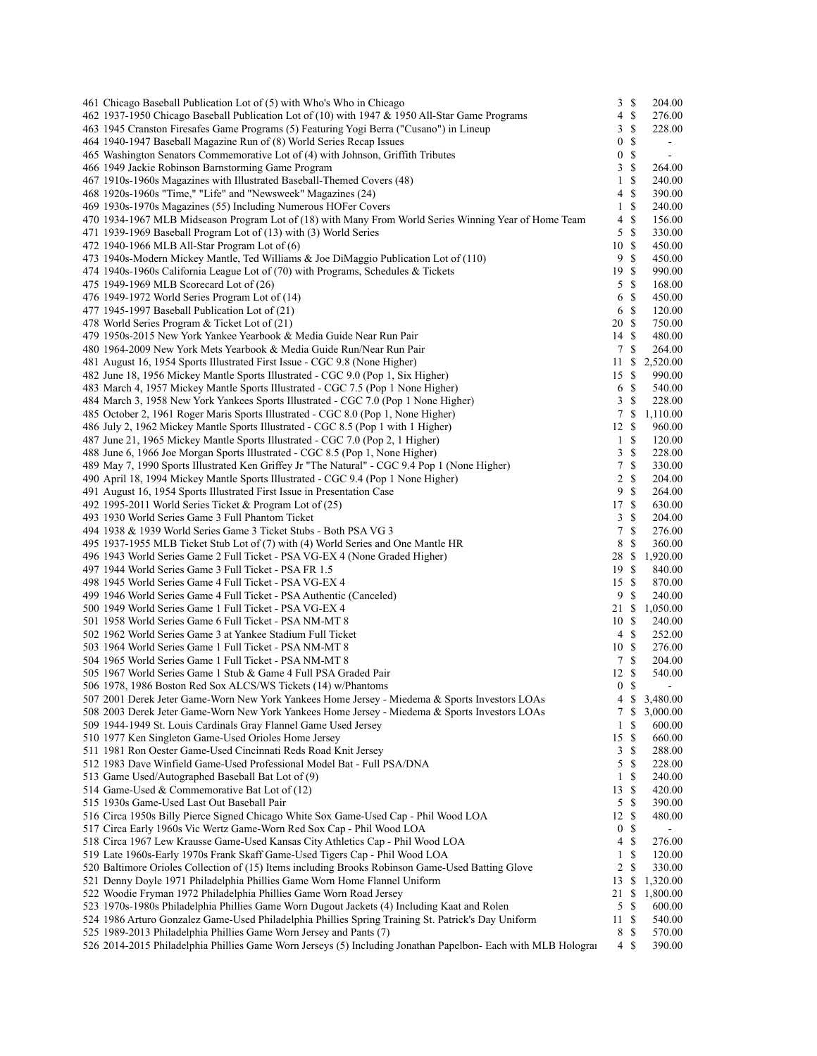| Lot | Description | Bids | | Price |
|---|---|---|---|---|
| 461 | Chicago Baseball Publication Lot of (5) with Who's Who in Chicago | 3 | $ | 204.00 |
| 462 | 1937-1950 Chicago Baseball Publication Lot of (10) with 1947 & 1950 All-Star Game Programs | 4 | $ | 276.00 |
| 463 | 1945 Cranston Firesafes Game Programs (5) Featuring Yogi Berra ("Cusano") in Lineup | 3 | $ | 228.00 |
| 464 | 1940-1947 Baseball Magazine Run of (8) World Series Recap Issues | 0 | $ | - |
| 465 | Washington Senators Commemorative Lot of (4) with Johnson, Griffith Tributes | 0 | $ | - |
| 466 | 1949 Jackie Robinson Barnstorming Game Program | 3 | $ | 264.00 |
| 467 | 1910s-1960s Magazines with Illustrated Baseball-Themed Covers (48) | 1 | $ | 240.00 |
| 468 | 1920s-1960s "Time," "Life" and "Newsweek" Magazines (24) | 4 | $ | 390.00 |
| 469 | 1930s-1970s Magazines (55) Including Numerous HOFer Covers | 1 | $ | 240.00 |
| 470 | 1934-1967 MLB Midseason Program Lot of (18) with Many From World Series Winning Year of Home Team | 4 | $ | 156.00 |
| 471 | 1939-1969 Baseball Program Lot of (13) with (3) World Series | 5 | $ | 330.00 |
| 472 | 1940-1966 MLB All-Star Program Lot of (6) | 10 | $ | 450.00 |
| 473 | 1940s-Modern Mickey Mantle, Ted Williams & Joe DiMaggio Publication Lot of (110) | 9 | $ | 450.00 |
| 474 | 1940s-1960s California League Lot of (70) with Programs, Schedules & Tickets | 19 | $ | 990.00 |
| 475 | 1949-1969 MLB Scorecard Lot of (26) | 5 | $ | 168.00 |
| 476 | 1949-1972 World Series Program Lot of (14) | 6 | $ | 450.00 |
| 477 | 1945-1997 Baseball Publication Lot of (21) | 6 | $ | 120.00 |
| 478 | World Series Program & Ticket Lot of (21) | 20 | $ | 750.00 |
| 479 | 1950s-2015 New York Yankee Yearbook & Media Guide Near Run Pair | 14 | $ | 480.00 |
| 480 | 1964-2009 New York Mets Yearbook & Media Guide Run/Near Run Pair | 7 | $ | 264.00 |
| 481 | August 16, 1954 Sports Illustrated First Issue - CGC 9.8 (None Higher) | 11 | $ | 2,520.00 |
| 482 | June 18, 1956 Mickey Mantle Sports Illustrated - CGC 9.0 (Pop 1, Six Higher) | 15 | $ | 990.00 |
| 483 | March 4, 1957 Mickey Mantle Sports Illustrated - CGC 7.5 (Pop 1 None Higher) | 6 | $ | 540.00 |
| 484 | March 3, 1958 New York Yankees Sports Illustrated - CGC 7.0 (Pop 1 None Higher) | 3 | $ | 228.00 |
| 485 | October 2, 1961 Roger Maris Sports Illustrated - CGC 8.0 (Pop 1, None Higher) | 7 | $ | 1,110.00 |
| 486 | July 2, 1962 Mickey Mantle Sports Illustrated - CGC 8.5 (Pop 1 with 1 Higher) | 12 | $ | 960.00 |
| 487 | June 21, 1965 Mickey Mantle Sports Illustrated - CGC 7.0 (Pop 2, 1 Higher) | 1 | $ | 120.00 |
| 488 | June 6, 1966 Joe Morgan Sports Illustrated - CGC 8.5 (Pop 1, None Higher) | 3 | $ | 228.00 |
| 489 | May 7, 1990 Sports Illustrated Ken Griffey Jr "The Natural" - CGC 9.4 Pop 1 (None Higher) | 7 | $ | 330.00 |
| 490 | April 18, 1994 Mickey Mantle Sports Illustrated - CGC 9.4 (Pop 1 None Higher) | 2 | $ | 204.00 |
| 491 | August 16, 1954 Sports Illustrated First Issue in Presentation Case | 9 | $ | 264.00 |
| 492 | 1995-2011 World Series Ticket & Program Lot of (25) | 17 | $ | 630.00 |
| 493 | 1930 World Series Game 3 Full Phantom Ticket | 3 | $ | 204.00 |
| 494 | 1938 & 1939 World Series Game 3 Ticket Stubs - Both PSA VG 3 | 7 | $ | 276.00 |
| 495 | 1937-1955 MLB Ticket Stub Lot of (7) with (4) World Series and One Mantle HR | 8 | $ | 360.00 |
| 496 | 1943 World Series Game 2 Full Ticket - PSA VG-EX 4 (None Graded Higher) | 28 | $ | 1,920.00 |
| 497 | 1944 World Series Game 3 Full Ticket - PSA FR 1.5 | 19 | $ | 840.00 |
| 498 | 1945 World Series Game 4 Full Ticket - PSA VG-EX 4 | 15 | $ | 870.00 |
| 499 | 1946 World Series Game 4 Full Ticket - PSA Authentic (Canceled) | 9 | $ | 240.00 |
| 500 | 1949 World Series Game 1 Full Ticket - PSA VG-EX 4 | 21 | $ | 1,050.00 |
| 501 | 1958 World Series Game 6 Full Ticket - PSA NM-MT 8 | 10 | $ | 240.00 |
| 502 | 1962 World Series Game 3 at Yankee Stadium Full Ticket | 4 | $ | 252.00 |
| 503 | 1964 World Series Game 1 Full Ticket - PSA NM-MT 8 | 10 | $ | 276.00 |
| 504 | 1965 World Series Game 1 Full Ticket - PSA NM-MT 8 | 7 | $ | 204.00 |
| 505 | 1967 World Series Game 1 Stub & Game 4 Full PSA Graded Pair | 12 | $ | 540.00 |
| 506 | 1978, 1986 Boston Red Sox ALCS/WS Tickets (14) w/Phantoms | 0 | $ | - |
| 507 | 2001 Derek Jeter Game-Worn New York Yankees Home Jersey - Miedema & Sports Investors LOAs | 4 | $ | 3,480.00 |
| 508 | 2003 Derek Jeter Game-Worn New York Yankees Home Jersey - Miedema & Sports Investors LOAs | 7 | $ | 3,000.00 |
| 509 | 1944-1949 St. Louis Cardinals Gray Flannel Game Used Jersey | 1 | $ | 600.00 |
| 510 | 1977 Ken Singleton Game-Used Orioles Home Jersey | 15 | $ | 660.00 |
| 511 | 1981 Ron Oester Game-Used Cincinnati Reds Road Knit Jersey | 3 | $ | 288.00 |
| 512 | 1983 Dave Winfield Game-Used Professional Model Bat - Full PSA/DNA | 5 | $ | 228.00 |
| 513 | Game Used/Autographed Baseball Bat Lot of (9) | 1 | $ | 240.00 |
| 514 | Game-Used & Commemorative Bat Lot of (12) | 13 | $ | 420.00 |
| 515 | 1930s Game-Used Last Out Baseball Pair | 5 | $ | 390.00 |
| 516 | Circa 1950s Billy Pierce Signed Chicago White Sox Game-Used Cap - Phil Wood LOA | 12 | $ | 480.00 |
| 517 | Circa Early 1960s Vic Wertz Game-Worn Red Sox Cap - Phil Wood LOA | 0 | $ | - |
| 518 | Circa 1967 Lew Krausse Game-Used Kansas City Athletics Cap - Phil Wood LOA | 4 | $ | 276.00 |
| 519 | Late 1960s-Early 1970s Frank Skaff Game-Used Tigers Cap - Phil Wood LOA | 1 | $ | 120.00 |
| 520 | Baltimore Orioles Collection of (15) Items including Brooks Robinson Game-Used Batting Glove | 2 | $ | 330.00 |
| 521 | Denny Doyle 1971 Philadelphia Phillies Game Worn Home Flannel Uniform | 13 | $ | 1,320.00 |
| 522 | Woodie Fryman 1972 Philadelphia Phillies Game Worn Road Jersey | 21 | $ | 1,800.00 |
| 523 | 1970s-1980s Philadelphia Phillies Game Worn Dugout Jackets (4) Including Kaat and Rolen | 5 | $ | 600.00 |
| 524 | 1986 Arturo Gonzalez Game-Used Philadelphia Phillies Spring Training St. Patrick's Day Uniform | 11 | $ | 540.00 |
| 525 | 1989-2013 Philadelphia Phillies Game Worn Jersey and Pants (7) | 8 | $ | 570.00 |
| 526 | 2014-2015 Philadelphia Phillies Game Worn Jerseys (5) Including Jonathan Papelbon- Each with MLB Hologra | 4 | $ | 390.00 |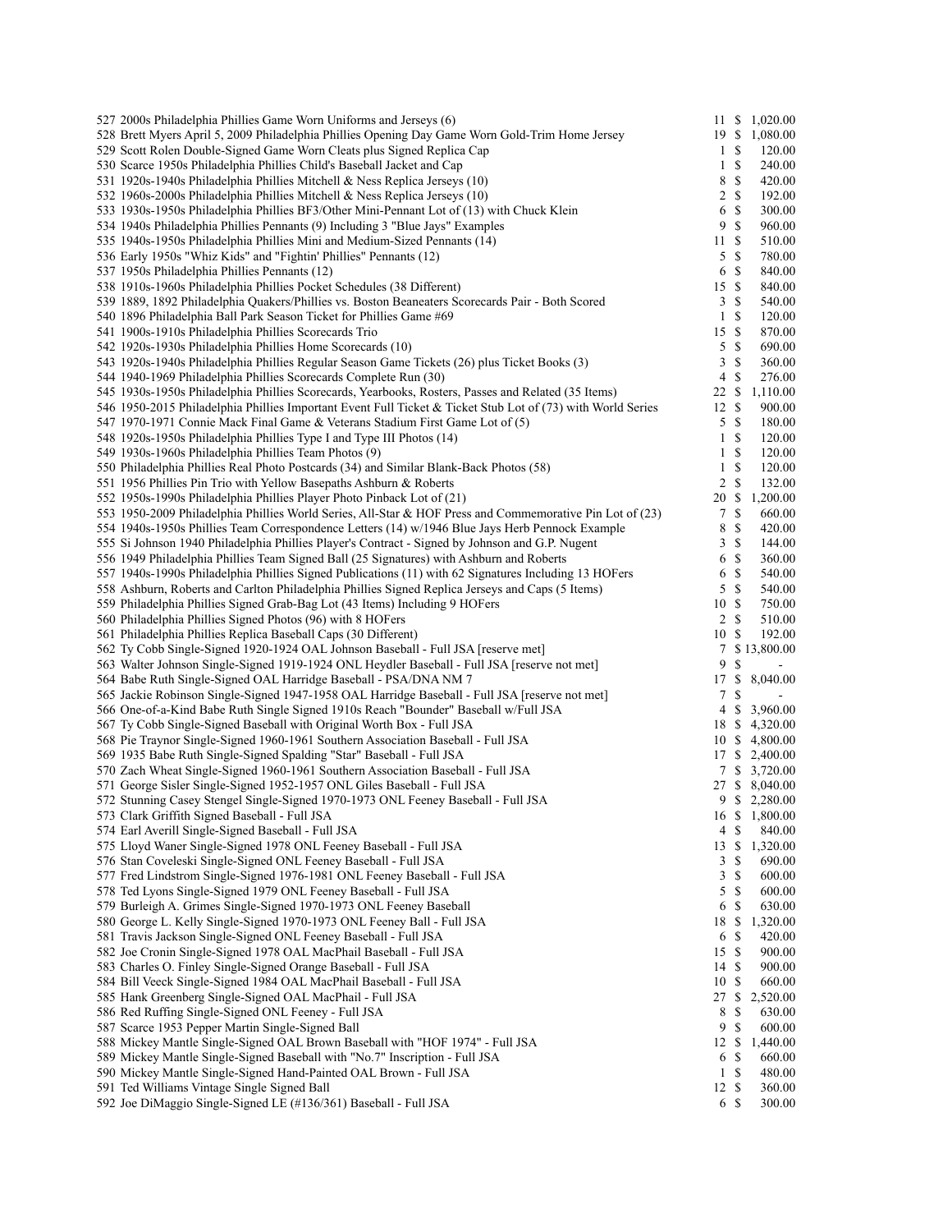| Lot | Description | Bids | Price |
|---|---|---|---|
| 527 | 2000s Philadelphia Phillies Game Worn Uniforms and Jerseys (6) | 11 | $ 1,020.00 |
| 528 | Brett Myers April 5, 2009 Philadelphia Phillies Opening Day Game Worn Gold-Trim Home Jersey | 19 | $ 1,080.00 |
| 529 | Scott Rolen Double-Signed Game Worn Cleats plus Signed Replica Cap | 1 | $ 120.00 |
| 530 | Scarce 1950s Philadelphia Phillies Child's Baseball Jacket and Cap | 1 | $ 240.00 |
| 531 | 1920s-1940s Philadelphia Phillies Mitchell & Ness Replica Jerseys (10) | 8 | $ 420.00 |
| 532 | 1960s-2000s Philadelphia Phillies Mitchell & Ness Replica Jerseys (10) | 2 | $ 192.00 |
| 533 | 1930s-1950s Philadelphia Phillies BF3/Other Mini-Pennant Lot of (13) with Chuck Klein | 6 | $ 300.00 |
| 534 | 1940s Philadelphia Phillies Pennants (9) Including 3 "Blue Jays" Examples | 9 | $ 960.00 |
| 535 | 1940s-1950s Philadelphia Phillies Mini and Medium-Sized Pennants (14) | 11 | $ 510.00 |
| 536 | Early 1950s "Whiz Kids" and "Fightin' Phillies" Pennants (12) | 5 | $ 780.00 |
| 537 | 1950s Philadelphia Phillies Pennants (12) | 6 | $ 840.00 |
| 538 | 1910s-1960s Philadelphia Phillies Pocket Schedules (38 Different) | 15 | $ 840.00 |
| 539 | 1889, 1892 Philadelphia Quakers/Phillies vs. Boston Beaneaters Scorecards Pair - Both Scored | 3 | $ 540.00 |
| 540 | 1896 Philadelphia Ball Park Season Ticket for Phillies Game #69 | 1 | $ 120.00 |
| 541 | 1900s-1910s Philadelphia Phillies Scorecards Trio | 15 | $ 870.00 |
| 542 | 1920s-1930s Philadelphia Phillies Home Scorecards (10) | 5 | $ 690.00 |
| 543 | 1920s-1940s Philadelphia Phillies Regular Season Game Tickets (26) plus Ticket Books (3) | 3 | $ 360.00 |
| 544 | 1940-1969 Philadelphia Phillies Scorecards Complete Run (30) | 4 | $ 276.00 |
| 545 | 1930s-1950s Philadelphia Phillies Scorecards, Yearbooks, Rosters, Passes and Related (35 Items) | 22 | $ 1,110.00 |
| 546 | 1950-2015 Philadelphia Phillies Important Event Full Ticket & Ticket Stub Lot of (73) with World Series | 12 | $ 900.00 |
| 547 | 1970-1971 Connie Mack Final Game & Veterans Stadium First Game Lot of (5) | 5 | $ 180.00 |
| 548 | 1920s-1950s Philadelphia Phillies Type I and Type III Photos (14) | 1 | $ 120.00 |
| 549 | 1930s-1960s Philadelphia Phillies Team Photos (9) | 1 | $ 120.00 |
| 550 | Philadelphia Phillies Real Photo Postcards (34) and Similar Blank-Back Photos (58) | 1 | $ 120.00 |
| 551 | 1956 Phillies Pin Trio with Yellow Basepaths Ashburn & Roberts | 2 | $ 132.00 |
| 552 | 1950s-1990s Philadelphia Phillies Player Photo Pinback Lot of (21) | 20 | $ 1,200.00 |
| 553 | 1950-2009 Philadelphia Phillies World Series, All-Star & HOF Press and Commemorative Pin Lot of (23) | 7 | $ 660.00 |
| 554 | 1940s-1950s Phillies Team Correspondence Letters (14) w/1946 Blue Jays Herb Pennock Example | 8 | $ 420.00 |
| 555 | Si Johnson 1940 Philadelphia Phillies Player's Contract - Signed by Johnson and G.P. Nugent | 3 | $ 144.00 |
| 556 | 1949 Philadelphia Phillies Team Signed Ball (25 Signatures) with Ashburn and Roberts | 6 | $ 360.00 |
| 557 | 1940s-1990s Philadelphia Phillies Signed Publications (11) with 62 Signatures Including 13 HOFers | 6 | $ 540.00 |
| 558 | Ashburn, Roberts and Carlton Philadelphia Phillies Signed Replica Jerseys and Caps (5 Items) | 5 | $ 540.00 |
| 559 | Philadelphia Phillies Signed Grab-Bag Lot (43 Items) Including 9 HOFers | 10 | $ 750.00 |
| 560 | Philadelphia Phillies Signed Photos (96) with 8 HOFers | 2 | $ 510.00 |
| 561 | Philadelphia Phillies Replica Baseball Caps (30 Different) | 10 | $ 192.00 |
| 562 | Ty Cobb Single-Signed 1920-1924 OAL Johnson Baseball - Full JSA [reserve met] | 7 | $ 13,800.00 |
| 563 | Walter Johnson Single-Signed 1919-1924 ONL Heydler Baseball - Full JSA [reserve not met] | 9 | $ - |
| 564 | Babe Ruth Single-Signed OAL Harridge Baseball - PSA/DNA NM 7 | 17 | $ 8,040.00 |
| 565 | Jackie Robinson Single-Signed 1947-1958 OAL Harridge Baseball - Full JSA [reserve not met] | 7 | $ - |
| 566 | One-of-a-Kind Babe Ruth Single Signed 1910s Reach "Bounder" Baseball w/Full JSA | 4 | $ 3,960.00 |
| 567 | Ty Cobb Single-Signed Baseball with Original Worth Box - Full JSA | 18 | $ 4,320.00 |
| 568 | Pie Traynor Single-Signed 1960-1961 Southern Association Baseball - Full JSA | 10 | $ 4,800.00 |
| 569 | 1935 Babe Ruth Single-Signed Spalding "Star" Baseball - Full JSA | 17 | $ 2,400.00 |
| 570 | Zach Wheat Single-Signed 1960-1961 Southern Association Baseball - Full JSA | 7 | $ 3,720.00 |
| 571 | George Sisler Single-Signed 1952-1957 ONL Giles Baseball - Full JSA | 27 | $ 8,040.00 |
| 572 | Stunning Casey Stengel Single-Signed 1970-1973 ONL Feeney Baseball - Full JSA | 9 | $ 2,280.00 |
| 573 | Clark Griffith Signed Baseball - Full JSA | 16 | $ 1,800.00 |
| 574 | Earl Averill Single-Signed Baseball - Full JSA | 4 | $ 840.00 |
| 575 | Lloyd Waner Single-Signed 1978 ONL Feeney Baseball - Full JSA | 13 | $ 1,320.00 |
| 576 | Stan Coveleski Single-Signed ONL Feeney Baseball - Full JSA | 3 | $ 690.00 |
| 577 | Fred Lindstrom Single-Signed 1976-1981 ONL Feeney Baseball - Full JSA | 3 | $ 600.00 |
| 578 | Ted Lyons Single-Signed 1979 ONL Feeney Baseball - Full JSA | 5 | $ 600.00 |
| 579 | Burleigh A. Grimes Single-Signed 1970-1973 ONL Feeney Baseball | 6 | $ 630.00 |
| 580 | George L. Kelly Single-Signed 1970-1973 ONL Feeney Ball - Full JSA | 18 | $ 1,320.00 |
| 581 | Travis Jackson Single-Signed ONL Feeney Baseball - Full JSA | 6 | $ 420.00 |
| 582 | Joe Cronin Single-Signed 1978 OAL MacPhail Baseball - Full JSA | 15 | $ 900.00 |
| 583 | Charles O. Finley Single-Signed Orange Baseball - Full JSA | 14 | $ 900.00 |
| 584 | Bill Veeck Single-Signed 1984 OAL MacPhail Baseball - Full JSA | 10 | $ 660.00 |
| 585 | Hank Greenberg Single-Signed OAL MacPhail - Full JSA | 27 | $ 2,520.00 |
| 586 | Red Ruffing Single-Signed ONL Feeney - Full JSA | 8 | $ 630.00 |
| 587 | Scarce 1953 Pepper Martin Single-Signed Ball | 9 | $ 600.00 |
| 588 | Mickey Mantle Single-Signed OAL Brown Baseball with "HOF 1974" - Full JSA | 12 | $ 1,440.00 |
| 589 | Mickey Mantle Single-Signed Baseball with "No.7" Inscription - Full JSA | 6 | $ 660.00 |
| 590 | Mickey Mantle Single-Signed Hand-Painted OAL Brown - Full JSA | 1 | $ 480.00 |
| 591 | Ted Williams Vintage Single Signed Ball | 12 | $ 360.00 |
| 592 | Joe DiMaggio Single-Signed LE (#136/361) Baseball - Full JSA | 6 | $ 300.00 |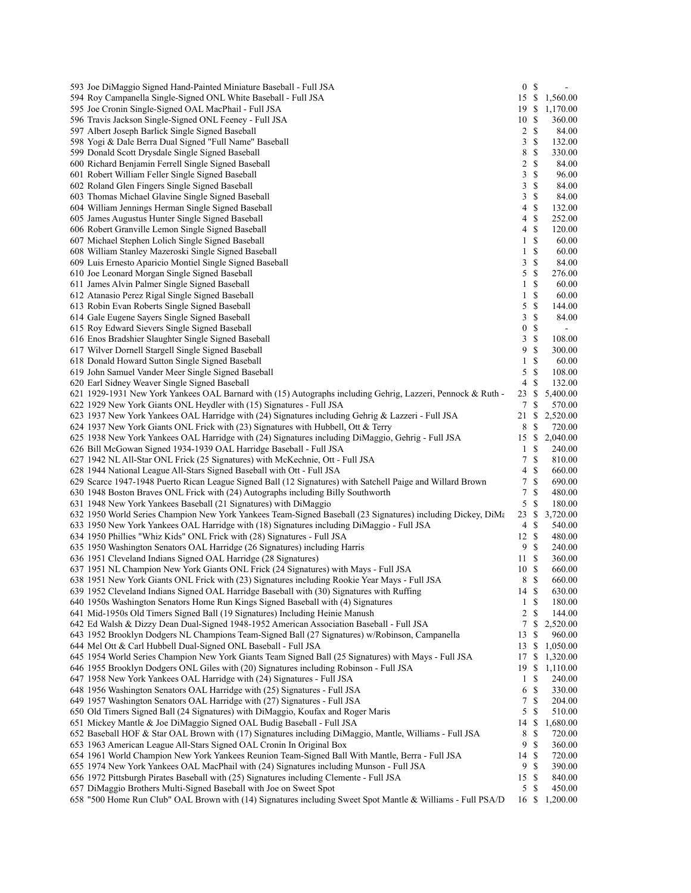| Lot | Description | Bids | | Price |
|---|---|---|---|---|
| 593 | Joe DiMaggio Signed Hand-Painted Miniature Baseball - Full JSA | 0 | $ | - |
| 594 | Roy Campanella Single-Signed ONL White Baseball - Full JSA | 15 | $ | 1,560.00 |
| 595 | Joe Cronin Single-Signed OAL MacPhail - Full JSA | 19 | $ | 1,170.00 |
| 596 | Travis Jackson Single-Signed ONL Feeney - Full JSA | 10 | $ | 360.00 |
| 597 | Albert Joseph Barlick Single Signed Baseball | 2 | $ | 84.00 |
| 598 | Yogi & Dale Berra Dual Signed "Full Name" Baseball | 3 | $ | 132.00 |
| 599 | Donald Scott Drysdale Single Signed Baseball | 8 | $ | 330.00 |
| 600 | Richard Benjamin Ferrell Single Signed Baseball | 2 | $ | 84.00 |
| 601 | Robert William Feller Single Signed Baseball | 3 | $ | 96.00 |
| 602 | Roland Glen Fingers Single Signed Baseball | 3 | $ | 84.00 |
| 603 | Thomas Michael Glavine Single Signed Baseball | 3 | $ | 84.00 |
| 604 | William Jennings Herman Single Signed Baseball | 4 | $ | 132.00 |
| 605 | James Augustus Hunter Single Signed Baseball | 4 | $ | 252.00 |
| 606 | Robert Granville Lemon Single Signed Baseball | 4 | $ | 120.00 |
| 607 | Michael Stephen Lolich Single Signed Baseball | 1 | $ | 60.00 |
| 608 | William Stanley Mazeroski Single Signed Baseball | 1 | $ | 60.00 |
| 609 | Luis Ernesto Aparicio Montiel Single Signed Baseball | 3 | $ | 84.00 |
| 610 | Joe Leonard Morgan Single Signed Baseball | 5 | $ | 276.00 |
| 611 | James Alvin Palmer Single Signed Baseball | 1 | $ | 60.00 |
| 612 | Atanasio Perez Rigal Single Signed Baseball | 1 | $ | 60.00 |
| 613 | Robin Evan Roberts Single Signed Baseball | 5 | $ | 144.00 |
| 614 | Gale Eugene Sayers Single Signed Baseball | 3 | $ | 84.00 |
| 615 | Roy Edward Sievers Single Signed Baseball | 0 | $ | - |
| 616 | Enos Bradshier Slaughter Single Signed Baseball | 3 | $ | 108.00 |
| 617 | Wilver Dornell Stargell Single Signed Baseball | 9 | $ | 300.00 |
| 618 | Donald Howard Sutton Single Signed Baseball | 1 | $ | 60.00 |
| 619 | John Samuel Vander Meer Single Signed Baseball | 5 | $ | 108.00 |
| 620 | Earl Sidney Weaver Single Signed Baseball | 4 | $ | 132.00 |
| 621 | 1929-1931 New York Yankees OAL Barnard with (15) Autographs including Gehrig, Lazzeri, Pennock & Ruth - | 23 | $ | 5,400.00 |
| 622 | 1929 New York Giants ONL Heydler with (15) Signatures - Full JSA | 7 | $ | 570.00 |
| 623 | 1937 New York Yankees OAL Harridge with (24) Signatures including Gehrig & Lazzeri - Full JSA | 21 | $ | 2,520.00 |
| 624 | 1937 New York Giants ONL Frick with (23) Signatures with Hubbell, Ott & Terry | 8 | $ | 720.00 |
| 625 | 1938 New York Yankees OAL Harridge with (24) Signatures including DiMaggio, Gehrig - Full JSA | 15 | $ | 2,040.00 |
| 626 | Bill McGowan Signed 1934-1939 OAL Harridge Baseball - Full JSA | 1 | $ | 240.00 |
| 627 | 1942 NL All-Star ONL Frick (25 Signatures) with McKechnie, Ott - Full JSA | 7 | $ | 810.00 |
| 628 | 1944 National League All-Stars Signed Baseball with Ott - Full JSA | 4 | $ | 660.00 |
| 629 | Scarce 1947-1948 Puerto Rican League Signed Ball (12 Signatures) with Satchell Paige and Willard Brown | 7 | $ | 690.00 |
| 630 | 1948 Boston Braves ONL Frick with (24) Autographs including Billy Southworth | 7 | $ | 480.00 |
| 631 | 1948 New York Yankees Baseball (21 Signatures) with DiMaggio | 5 | $ | 180.00 |
| 632 | 1950 World Series Champion New York Yankees Team-Signed Baseball (23 Signatures) including Dickey, DiMa | 23 | $ | 3,720.00 |
| 633 | 1950 New York Yankees OAL Harridge with (18) Signatures including DiMaggio - Full JSA | 4 | $ | 540.00 |
| 634 | 1950 Phillies "Whiz Kids" ONL Frick with (28) Signatures - Full JSA | 12 | $ | 480.00 |
| 635 | 1950 Washington Senators OAL Harridge (26 Signatures) including Harris | 9 | $ | 240.00 |
| 636 | 1951 Cleveland Indians Signed OAL Harridge (28 Signatures) | 11 | $ | 360.00 |
| 637 | 1951 NL Champion New York Giants ONL Frick (24 Signatures) with Mays - Full JSA | 10 | $ | 660.00 |
| 638 | 1951 New York Giants ONL Frick with (23) Signatures including Rookie Year Mays - Full JSA | 8 | $ | 660.00 |
| 639 | 1952 Cleveland Indians Signed OAL Harridge Baseball with (30) Signatures with Ruffing | 14 | $ | 630.00 |
| 640 | 1950s Washington Senators Home Run Kings Signed Baseball with (4) Signatures | 1 | $ | 180.00 |
| 641 | Mid-1950s Old Timers Signed Ball (19 Signatures) Including Heinie Manush | 2 | $ | 144.00 |
| 642 | Ed Walsh & Dizzy Dean Dual-Signed 1948-1952 American Association Baseball - Full JSA | 7 | $ | 2,520.00 |
| 643 | 1952 Brooklyn Dodgers NL Champions Team-Signed Ball (27 Signatures) w/Robinson, Campanella | 13 | $ | 960.00 |
| 644 | Mel Ott & Carl Hubbell Dual-Signed ONL Baseball - Full JSA | 13 | $ | 1,050.00 |
| 645 | 1954 World Series Champion New York Giants Team Signed Ball (25 Signatures) with Mays - Full JSA | 17 | $ | 1,320.00 |
| 646 | 1955 Brooklyn Dodgers ONL Giles with (20) Signatures including Robinson - Full JSA | 19 | $ | 1,110.00 |
| 647 | 1958 New York Yankees OAL Harridge with (24) Signatures - Full JSA | 1 | $ | 240.00 |
| 648 | 1956 Washington Senators OAL Harridge with (25) Signatures - Full JSA | 6 | $ | 330.00 |
| 649 | 1957 Washington Senators OAL Harridge with (27) Signatures - Full JSA | 7 | $ | 204.00 |
| 650 | Old Timers Signed Ball (24 Signatures) with DiMaggio, Koufax and Roger Maris | 5 | $ | 510.00 |
| 651 | Mickey Mantle & Joe DiMaggio Signed OAL Budig Baseball - Full JSA | 14 | $ | 1,680.00 |
| 652 | Baseball HOF & Star OAL Brown with (17) Signatures including DiMaggio, Mantle, Williams - Full JSA | 8 | $ | 720.00 |
| 653 | 1963 American League All-Stars Signed OAL Cronin In Original Box | 9 | $ | 360.00 |
| 654 | 1961 World Champion New York Yankees Reunion Team-Signed Ball With Mantle, Berra - Full JSA | 14 | $ | 720.00 |
| 655 | 1974 New York Yankees OAL MacPhail with (24) Signatures including Munson - Full JSA | 9 | $ | 390.00 |
| 656 | 1972 Pittsburgh Pirates Baseball with (25) Signatures including Clemente - Full JSA | 15 | $ | 840.00 |
| 657 | DiMaggio Brothers Multi-Signed Baseball with Joe on Sweet Spot | 5 | $ | 450.00 |
| 658 | "500 Home Run Club" OAL Brown with (14) Signatures including Sweet Spot Mantle & Williams - Full PSA/D | 16 | $ | 1,200.00 |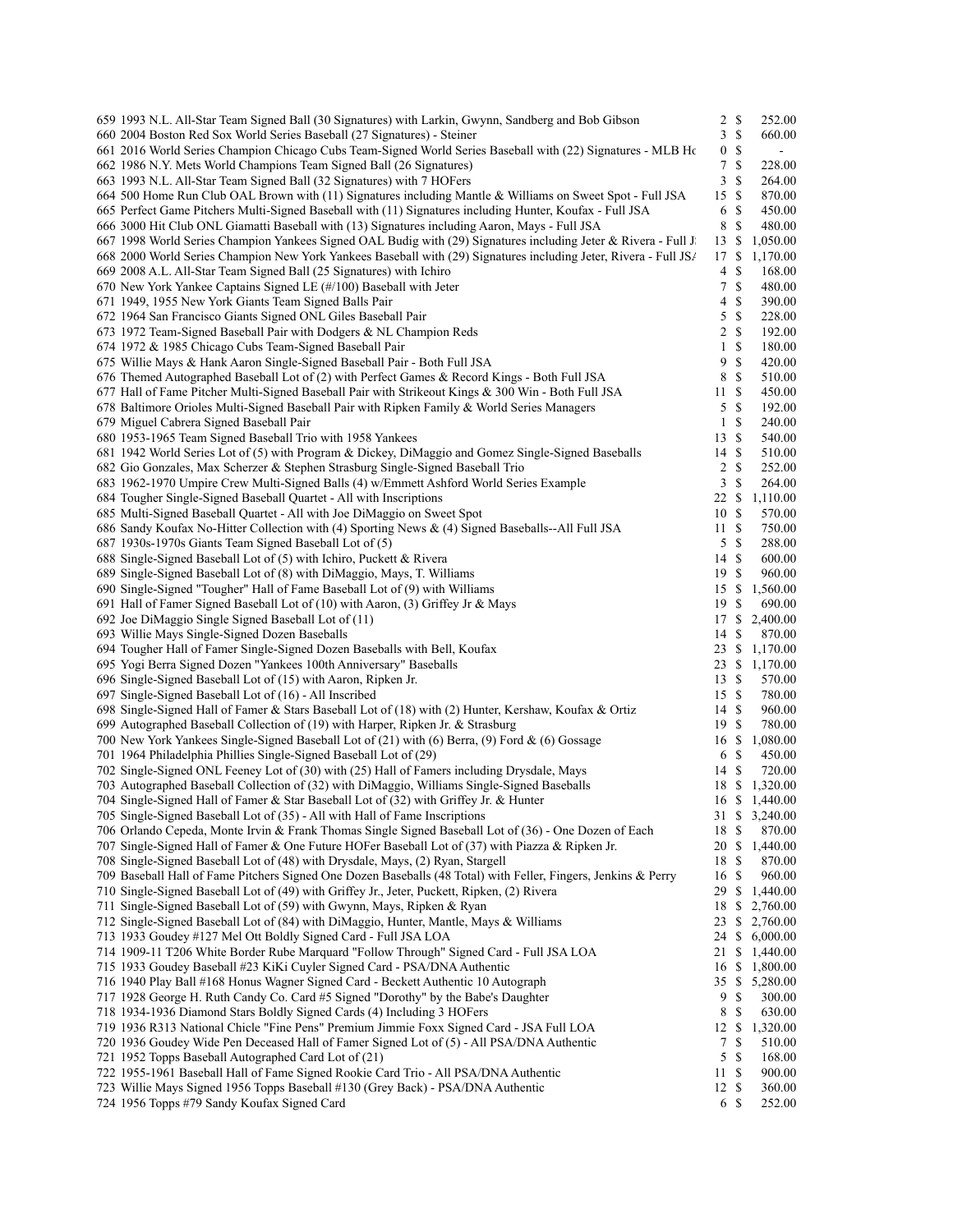| Lot | Description | Bids | | Price |
|---|---|---|---|---|
| 659 | 1993 N.L. All-Star Team Signed Ball (30 Signatures) with Larkin, Gwynn, Sandberg and Bob Gibson | 2 | $ | 252.00 |
| 660 | 2004 Boston Red Sox World Series Baseball (27 Signatures) - Steiner | 3 | $ | 660.00 |
| 661 | 2016 World Series Champion Chicago Cubs Team-Signed World Series Baseball with (22) Signatures - MLB Hc | 0 | $ | - |
| 662 | 1986 N.Y. Mets World Champions Team Signed Ball (26 Signatures) | 7 | $ | 228.00 |
| 663 | 1993 N.L. All-Star Team Signed Ball (32 Signatures) with 7 HOFers | 3 | $ | 264.00 |
| 664 | 500 Home Run Club OAL Brown with (11) Signatures including Mantle & Williams on Sweet Spot - Full JSA | 15 | $ | 870.00 |
| 665 | Perfect Game Pitchers Multi-Signed Baseball with (11) Signatures including Hunter, Koufax - Full JSA | 6 | $ | 450.00 |
| 666 | 3000 Hit Club ONL Giamatti Baseball with (13) Signatures including Aaron, Mays - Full JSA | 8 | $ | 480.00 |
| 667 | 1998 World Series Champion Yankees Signed OAL Budig with (29) Signatures including Jeter & Rivera - Full J | 13 | $ | 1,050.00 |
| 668 | 2000 World Series Champion New York Yankees Baseball with (29) Signatures including Jeter, Rivera - Full JSA | 17 | $ | 1,170.00 |
| 669 | 2008 A.L. All-Star Team Signed Ball (25 Signatures) with Ichiro | 4 | $ | 168.00 |
| 670 | New York Yankee Captains Signed LE (#/100) Baseball with Jeter | 7 | $ | 480.00 |
| 671 | 1949, 1955 New York Giants Team Signed Balls Pair | 4 | $ | 390.00 |
| 672 | 1964 San Francisco Giants Signed ONL Giles Baseball Pair | 5 | $ | 228.00 |
| 673 | 1972 Team-Signed Baseball Pair with Dodgers & NL Champion Reds | 2 | $ | 192.00 |
| 674 | 1972 & 1985 Chicago Cubs Team-Signed Baseball Pair | 1 | $ | 180.00 |
| 675 | Willie Mays & Hank Aaron Single-Signed Baseball Pair - Both Full JSA | 9 | $ | 420.00 |
| 676 | Themed Autographed Baseball Lot of (2) with Perfect Games & Record Kings - Both Full JSA | 8 | $ | 510.00 |
| 677 | Hall of Fame Pitcher Multi-Signed Baseball Pair with Strikeout Kings & 300 Win - Both Full JSA | 11 | $ | 450.00 |
| 678 | Baltimore Orioles Multi-Signed Baseball Pair with Ripken Family & World Series Managers | 5 | $ | 192.00 |
| 679 | Miguel Cabrera Signed Baseball Pair | 1 | $ | 240.00 |
| 680 | 1953-1965 Team Signed Baseball Trio with 1958 Yankees | 13 | $ | 540.00 |
| 681 | 1942 World Series Lot of (5) with Program & Dickey, DiMaggio and Gomez Single-Signed Baseballs | 14 | $ | 510.00 |
| 682 | Gio Gonzales, Max Scherzer & Stephen Strasburg Single-Signed Baseball Trio | 2 | $ | 252.00 |
| 683 | 1962-1970 Umpire Crew Multi-Signed Balls (4) w/Emmett Ashford World Series Example | 3 | $ | 264.00 |
| 684 | Tougher Single-Signed Baseball Quartet - All with Inscriptions | 22 | $ | 1,110.00 |
| 685 | Multi-Signed Baseball Quartet - All with Joe DiMaggio on Sweet Spot | 10 | $ | 570.00 |
| 686 | Sandy Koufax No-Hitter Collection with (4) Sporting News & (4) Signed Baseballs--All Full JSA | 11 | $ | 750.00 |
| 687 | 1930s-1970s Giants Team Signed Baseball Lot of (5) | 5 | $ | 288.00 |
| 688 | Single-Signed Baseball Lot of (5) with Ichiro, Puckett & Rivera | 14 | $ | 600.00 |
| 689 | Single-Signed Baseball Lot of (8) with DiMaggio, Mays, T. Williams | 19 | $ | 960.00 |
| 690 | Single-Signed "Tougher" Hall of Fame Baseball Lot of (9) with Williams | 15 | $ | 1,560.00 |
| 691 | Hall of Famer Signed Baseball Lot of (10) with Aaron, (3) Griffey Jr & Mays | 19 | $ | 690.00 |
| 692 | Joe DiMaggio Single Signed Baseball Lot of (11) | 17 | $ | 2,400.00 |
| 693 | Willie Mays Single-Signed Dozen Baseballs | 14 | $ | 870.00 |
| 694 | Tougher Hall of Famer Single-Signed Dozen Baseballs with Bell, Koufax | 23 | $ | 1,170.00 |
| 695 | Yogi Berra Signed Dozen "Yankees 100th Anniversary" Baseballs | 23 | $ | 1,170.00 |
| 696 | Single-Signed Baseball Lot of (15) with Aaron, Ripken Jr. | 13 | $ | 570.00 |
| 697 | Single-Signed Baseball Lot of (16) - All Inscribed | 15 | $ | 780.00 |
| 698 | Single-Signed Hall of Famer & Stars Baseball Lot of (18) with (2) Hunter, Kershaw, Koufax & Ortiz | 14 | $ | 960.00 |
| 699 | Autographed Baseball Collection of (19) with Harper, Ripken Jr. & Strasburg | 19 | $ | 780.00 |
| 700 | New York Yankees Single-Signed Baseball Lot of (21) with (6) Berra, (9) Ford & (6) Gossage | 16 | $ | 1,080.00 |
| 701 | 1964 Philadelphia Phillies Single-Signed Baseball Lot of (29) | 6 | $ | 450.00 |
| 702 | Single-Signed ONL Feeney Lot of (30) with (25) Hall of Famers including Drysdale, Mays | 14 | $ | 720.00 |
| 703 | Autographed Baseball Collection of (32) with DiMaggio, Williams Single-Signed Baseballs | 18 | $ | 1,320.00 |
| 704 | Single-Signed Hall of Famer & Star Baseball Lot of (32) with Griffey Jr. & Hunter | 16 | $ | 1,440.00 |
| 705 | Single-Signed Baseball Lot of (35) - All with Hall of Fame Inscriptions | 31 | $ | 3,240.00 |
| 706 | Orlando Cepeda, Monte Irvin & Frank Thomas Single Signed Baseball Lot of (36) - One Dozen of Each | 18 | $ | 870.00 |
| 707 | Single-Signed Hall of Famer & One Future HOFer Baseball Lot of (37) with Piazza & Ripken Jr. | 20 | $ | 1,440.00 |
| 708 | Single-Signed Baseball Lot of (48) with Drysdale, Mays, (2) Ryan, Stargell | 18 | $ | 870.00 |
| 709 | Baseball Hall of Fame Pitchers Signed One Dozen Baseballs (48 Total) with Feller, Fingers, Jenkins & Perry | 16 | $ | 960.00 |
| 710 | Single-Signed Baseball Lot of (49) with Griffey Jr., Jeter, Puckett, Ripken, (2) Rivera | 29 | $ | 1,440.00 |
| 711 | Single-Signed Baseball Lot of (59) with Gwynn, Mays, Ripken & Ryan | 18 | $ | 2,760.00 |
| 712 | Single-Signed Baseball Lot of (84) with DiMaggio, Hunter, Mantle, Mays & Williams | 23 | $ | 2,760.00 |
| 713 | 1933 Goudey #127 Mel Ott Boldly Signed Card - Full JSA LOA | 24 | $ | 6,000.00 |
| 714 | 1909-11 T206 White Border Rube Marquard "Follow Through" Signed Card - Full JSA LOA | 21 | $ | 1,440.00 |
| 715 | 1933 Goudey Baseball #23 KiKi Cuyler Signed Card - PSA/DNA Authentic | 16 | $ | 1,800.00 |
| 716 | 1940 Play Ball #168 Honus Wagner Signed Card - Beckett Authentic 10 Autograph | 35 | $ | 5,280.00 |
| 717 | 1928 George H. Ruth Candy Co. Card #5 Signed "Dorothy" by the Babe's Daughter | 9 | $ | 300.00 |
| 718 | 1934-1936 Diamond Stars Boldly Signed Cards (4) Including 3 HOFers | 8 | $ | 630.00 |
| 719 | 1936 R313 National Chicle "Fine Pens" Premium Jimmie Foxx Signed Card - JSA Full LOA | 12 | $ | 1,320.00 |
| 720 | 1936 Goudey Wide Pen Deceased Hall of Famer Signed Lot of (5) - All PSA/DNA Authentic | 7 | $ | 510.00 |
| 721 | 1952 Topps Baseball Autographed Card Lot of (21) | 5 | $ | 168.00 |
| 722 | 1955-1961 Baseball Hall of Fame Signed Rookie Card Trio - All PSA/DNA Authentic | 11 | $ | 900.00 |
| 723 | Willie Mays Signed 1956 Topps Baseball #130 (Grey Back) - PSA/DNA Authentic | 12 | $ | 360.00 |
| 724 | 1956 Topps #79 Sandy Koufax Signed Card | 6 | $ | 252.00 |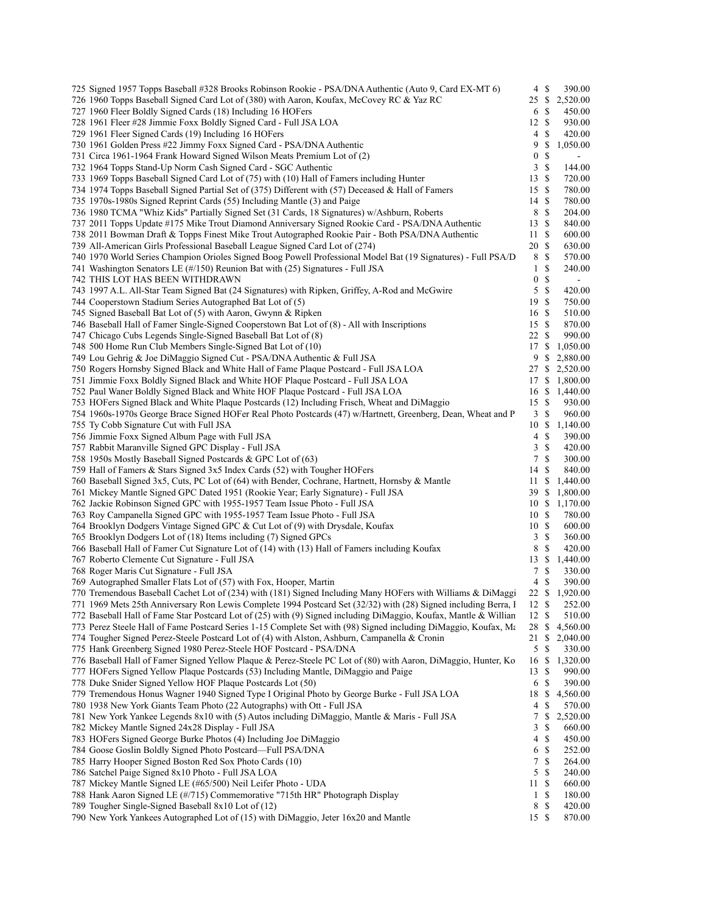| Lot | Description | Bids | | Price |
|---|---|---|---|---|
| 725 | Signed 1957 Topps Baseball #328 Brooks Robinson Rookie - PSA/DNA Authentic (Auto 9, Card EX-MT 6) | 4 | $ | 390.00 |
| 726 | 1960 Topps Baseball Signed Card Lot of (380) with Aaron, Koufax, McCovey RC & Yaz RC | 25 | $ | 2,520.00 |
| 727 | 1960 Fleer Boldly Signed Cards (18) Including 16 HOFers | 6 | $ | 450.00 |
| 728 | 1961 Fleer #28 Jimmie Foxx Boldly Signed Card - Full JSA LOA | 12 | $ | 930.00 |
| 729 | 1961 Fleer Signed Cards (19) Including 16 HOFers | 4 | $ | 420.00 |
| 730 | 1961 Golden Press #22 Jimmy Foxx Signed Card - PSA/DNA Authentic | 9 | $ | 1,050.00 |
| 731 | Circa 1961-1964 Frank Howard Signed Wilson Meats Premium Lot of (2) | 0 | $ | - |
| 732 | 1964 Topps Stand-Up Norm Cash Signed Card - SGC Authentic | 3 | $ | 144.00 |
| 733 | 1969 Topps Baseball Signed Card Lot of (75) with (10) Hall of Famers including Hunter | 13 | $ | 720.00 |
| 734 | 1974 Topps Baseball Signed Partial Set of (375) Different with (57) Deceased & Hall of Famers | 15 | $ | 780.00 |
| 735 | 1970s-1980s Signed Reprint Cards (55) Including Mantle (3) and Paige | 14 | $ | 780.00 |
| 736 | 1980 TCMA "Whiz Kids" Partially Signed Set (31 Cards, 18 Signatures) w/Ashburn, Roberts | 8 | $ | 204.00 |
| 737 | 2011 Topps Update #175 Mike Trout Diamond Anniversary Signed Rookie Card - PSA/DNA Authentic | 13 | $ | 840.00 |
| 738 | 2011 Bowman Draft & Topps Finest Mike Trout Autographed Rookie Pair - Both PSA/DNA Authentic | 11 | $ | 600.00 |
| 739 | All-American Girls Professional Baseball League Signed Card Lot of (274) | 20 | $ | 630.00 |
| 740 | 1970 World Series Champion Orioles Signed Boog Powell Professional Model Bat (19 Signatures) - Full PSA/D | 8 | $ | 570.00 |
| 741 | Washington Senators LE (#/150) Reunion Bat with (25) Signatures - Full JSA | 1 | $ | 240.00 |
| 742 | THIS LOT HAS BEEN WITHDRAWN | 0 | $ | - |
| 743 | 1997 A.L. All-Star Team Signed Bat (24 Signatures) with Ripken, Griffey, A-Rod and McGwire | 5 | $ | 420.00 |
| 744 | Cooperstown Stadium Series Autographed Bat Lot of (5) | 19 | $ | 750.00 |
| 745 | Signed Baseball Bat Lot of (5) with Aaron, Gwynn & Ripken | 16 | $ | 510.00 |
| 746 | Baseball Hall of Famer Single-Signed Cooperstown Bat Lot of (8) - All with Inscriptions | 15 | $ | 870.00 |
| 747 | Chicago Cubs Legends Single-Signed Baseball Bat Lot of (8) | 22 | $ | 990.00 |
| 748 | 500 Home Run Club Members Single-Signed Bat Lot of (10) | 17 | $ | 1,050.00 |
| 749 | Lou Gehrig & Joe DiMaggio Signed Cut - PSA/DNA Authentic & Full JSA | 9 | $ | 2,880.00 |
| 750 | Rogers Hornsby Signed Black and White Hall of Fame Plaque Postcard - Full JSA LOA | 27 | $ | 2,520.00 |
| 751 | Jimmie Foxx Boldly Signed Black and White HOF Plaque Postcard - Full JSA LOA | 17 | $ | 1,800.00 |
| 752 | Paul Waner Boldly Signed Black and White HOF Plaque Postcard - Full JSA LOA | 16 | $ | 1,440.00 |
| 753 | HOFers Signed Black and White Plaque Postcards (12) Including Frisch, Wheat and DiMaggio | 15 | $ | 930.00 |
| 754 | 1960s-1970s George Brace Signed HOFer Real Photo Postcards (47) w/Hartnett, Greenberg, Dean, Wheat and P | 3 | $ | 960.00 |
| 755 | Ty Cobb Signature Cut with Full JSA | 10 | $ | 1,140.00 |
| 756 | Jimmie Foxx Signed Album Page with Full JSA | 4 | $ | 390.00 |
| 757 | Rabbit Maranville Signed GPC Display - Full JSA | 3 | $ | 420.00 |
| 758 | 1950s Mostly Baseball Signed Postcards & GPC Lot of (63) | 7 | $ | 300.00 |
| 759 | Hall of Famers & Stars Signed 3x5 Index Cards (52) with Tougher HOFers | 14 | $ | 840.00 |
| 760 | Baseball Signed 3x5, Cuts, PC Lot of (64) with Bender, Cochrane, Hartnett, Hornsby & Mantle | 11 | $ | 1,440.00 |
| 761 | Mickey Mantle Signed GPC Dated 1951 (Rookie Year; Early Signature) - Full JSA | 39 | $ | 1,800.00 |
| 762 | Jackie Robinson Signed GPC with 1955-1957 Team Issue Photo - Full JSA | 10 | $ | 1,170.00 |
| 763 | Roy Campanella Signed GPC with 1955-1957 Team Issue Photo - Full JSA | 10 | $ | 780.00 |
| 764 | Brooklyn Dodgers Vintage Signed GPC & Cut Lot of (9) with Drysdale, Koufax | 10 | $ | 600.00 |
| 765 | Brooklyn Dodgers Lot of (18) Items including (7) Signed GPCs | 3 | $ | 360.00 |
| 766 | Baseball Hall of Famer Cut Signature Lot of (14) with (13) Hall of Famers including Koufax | 8 | $ | 420.00 |
| 767 | Roberto Clemente Cut Signature - Full JSA | 13 | $ | 1,440.00 |
| 768 | Roger Maris Cut Signature - Full JSA | 7 | $ | 330.00 |
| 769 | Autographed Smaller Flats Lot of (57) with Fox, Hooper, Martin | 4 | $ | 390.00 |
| 770 | Tremendous Baseball Cachet Lot of (234) with (181) Signed Including Many HOFers with Williams & DiMaggi | 22 | $ | 1,920.00 |
| 771 | 1969 Mets 25th Anniversary Ron Lewis Complete 1994 Postcard Set (32/32) with (28) Signed including Berra, I | 12 | $ | 252.00 |
| 772 | Baseball Hall of Fame Star Postcard Lot of (25) with (9) Signed including DiMaggio, Koufax, Mantle & Willian | 12 | $ | 510.00 |
| 773 | Perez Steele Hall of Fame Postcard Series 1-15 Complete Set with (98) Signed including DiMaggio, Koufax, Ma | 28 | $ | 4,560.00 |
| 774 | Tougher Signed Perez-Steele Postcard Lot of (4) with Alston, Ashburn, Campanella & Cronin | 21 | $ | 2,040.00 |
| 775 | Hank Greenberg Signed 1980 Perez-Steele HOF Postcard - PSA/DNA | 5 | $ | 330.00 |
| 776 | Baseball Hall of Famer Signed Yellow Plaque & Perez-Steele PC Lot of (80) with Aaron, DiMaggio, Hunter, Ko | 16 | $ | 1,320.00 |
| 777 | HOFers Signed Yellow Plaque Postcards (53) Including Mantle, DiMaggio and Paige | 13 | $ | 990.00 |
| 778 | Duke Snider Signed Yellow HOF Plaque Postcards Lot (50) | 6 | $ | 390.00 |
| 779 | Tremendous Honus Wagner 1940 Signed Type I Original Photo by George Burke - Full JSA LOA | 18 | $ | 4,560.00 |
| 780 | 1938 New York Giants Team Photo (22 Autographs) with Ott - Full JSA | 4 | $ | 570.00 |
| 781 | New York Yankee Legends 8x10 with (5) Autos including DiMaggio, Mantle & Maris - Full JSA | 7 | $ | 2,520.00 |
| 782 | Mickey Mantle Signed 24x28 Display - Full JSA | 3 | $ | 660.00 |
| 783 | HOFers Signed George Burke Photos (4) Including Joe DiMaggio | 4 | $ | 450.00 |
| 784 | Goose Goslin Boldly Signed Photo Postcard—Full PSA/DNA | 6 | $ | 252.00 |
| 785 | Harry Hooper Signed Boston Red Sox Photo Cards (10) | 7 | $ | 264.00 |
| 786 | Satchel Paige Signed 8x10 Photo - Full JSA LOA | 5 | $ | 240.00 |
| 787 | Mickey Mantle Signed LE (#65/500) Neil Leifer Photo - UDA | 11 | $ | 660.00 |
| 788 | Hank Aaron Signed LE (#/715) Commemorative "715th HR" Photograph Display | 1 | $ | 180.00 |
| 789 | Tougher Single-Signed Baseball 8x10 Lot of (12) | 8 | $ | 420.00 |
| 790 | New York Yankees Autographed Lot of (15) with DiMaggio, Jeter 16x20 and Mantle | 15 | $ | 870.00 |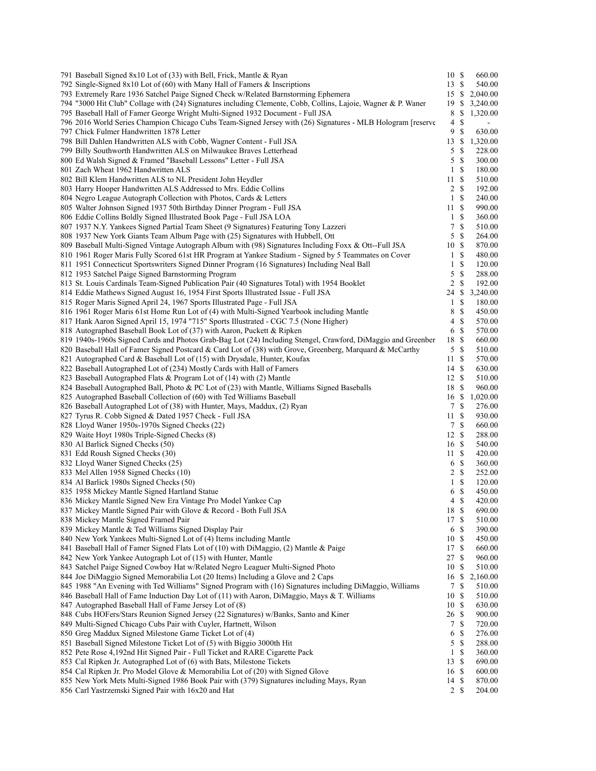| Lot | Description | Bids | | Price |
|---|---|---|---|---|
| 791 | Baseball Signed 8x10 Lot of (33) with Bell, Frick, Mantle & Ryan | 10 | $ | 660.00 |
| 792 | Single-Signed 8x10 Lot of (60) with Many Hall of Famers & Inscriptions | 13 | $ | 540.00 |
| 793 | Extremely Rare 1936 Satchel Paige Signed Check w/Related Barnstorming Ephemera | 15 | $ | 2,040.00 |
| 794 | "3000 Hit Club" Collage with (24) Signatures including Clemente, Cobb, Collins, Lajoie, Wagner & P. Waner | 19 | $ | 3,240.00 |
| 795 | Baseball Hall of Famer George Wright Multi-Signed 1932 Document - Full JSA | 8 | $ | 1,320.00 |
| 796 | 2016 World Series Champion Chicago Cubs Team-Signed Jersey with (26) Signatures - MLB Hologram [reserve | 4 | $ | - |
| 797 | Chick Fulmer Handwritten 1878 Letter | 9 | $ | 630.00 |
| 798 | Bill Dahlen Handwritten ALS with Cobb, Wagner Content - Full JSA | 13 | $ | 1,320.00 |
| 799 | Billy Southworth Handwritten ALS on Milwaukee Braves Letterhead | 5 | $ | 228.00 |
| 800 | Ed Walsh Signed & Framed "Baseball Lessons" Letter - Full JSA | 5 | $ | 300.00 |
| 801 | Zach Wheat 1962 Handwritten ALS | 1 | $ | 180.00 |
| 802 | Bill Klem Handwritten ALS to NL President John Heydler | 11 | $ | 510.00 |
| 803 | Harry Hooper Handwritten ALS Addressed to Mrs. Eddie Collins | 2 | $ | 192.00 |
| 804 | Negro League Autograph Collection with Photos, Cards & Letters | 1 | $ | 240.00 |
| 805 | Walter Johnson Signed 1937 50th Birthday Dinner Program - Full JSA | 11 | $ | 990.00 |
| 806 | Eddie Collins Boldly Signed Illustrated Book Page - Full JSA LOA | 1 | $ | 360.00 |
| 807 | 1937 N.Y. Yankees Signed Partial Team Sheet (9 Signatures) Featuring Tony Lazzeri | 7 | $ | 510.00 |
| 808 | 1937 New York Giants Team Album Page with (25) Signatures with Hubbell, Ott | 5 | $ | 264.00 |
| 809 | Baseball Multi-Signed Vintage Autograph Album with (98) Signatures Including Foxx & Ott--Full JSA | 10 | $ | 870.00 |
| 810 | 1961 Roger Maris Fully Scored 61st HR Program at Yankee Stadium - Signed by 5 Teammates on Cover | 1 | $ | 480.00 |
| 811 | 1951 Connecticut Sportswriters Signed Dinner Program (16 Signatures) Including Neal Ball | 1 | $ | 120.00 |
| 812 | 1953 Satchel Paige Signed Barnstorming Program | 5 | $ | 288.00 |
| 813 | St. Louis Cardinals Team-Signed Publication Pair (40 Signatures Total) with 1954 Booklet | 2 | $ | 192.00 |
| 814 | Eddie Mathews Signed August 16, 1954 First Sports Illustrated Issue - Full JSA | 24 | $ | 3,240.00 |
| 815 | Roger Maris Signed April 24, 1967 Sports Illustrated Page - Full JSA | 1 | $ | 180.00 |
| 816 | 1961 Roger Maris 61st Home Run Lot of (4) with Multi-Signed Yearbook including Mantle | 8 | $ | 450.00 |
| 817 | Hank Aaron Signed April 15, 1974 "715" Sports Illustrated - CGC 7.5 (None Higher) | 4 | $ | 570.00 |
| 818 | Autographed Baseball Book Lot of (37) with Aaron, Puckett & Ripken | 6 | $ | 570.00 |
| 819 | 1940s-1960s Signed Cards and Photos Grab-Bag Lot (24) Including Stengel, Crawford, DiMaggio and Greenber | 18 | $ | 660.00 |
| 820 | Baseball Hall of Famer Signed Postcard & Card Lot of (38) with Grove, Greenberg, Marquard & McCarthy | 5 | $ | 510.00 |
| 821 | Autographed Card & Baseball Lot of (15) with Drysdale, Hunter, Koufax | 11 | $ | 570.00 |
| 822 | Baseball Autographed Lot of (234) Mostly Cards with Hall of Famers | 14 | $ | 630.00 |
| 823 | Baseball Autographed Flats & Program Lot of (14) with (2) Mantle | 12 | $ | 510.00 |
| 824 | Baseball Autographed Ball, Photo & PC Lot of (23) with Mantle, Williams Signed Baseballs | 18 | $ | 960.00 |
| 825 | Autographed Baseball Collection of (60) with Ted Williams Baseball | 16 | $ | 1,020.00 |
| 826 | Baseball Autographed Lot of (38) with Hunter, Mays, Maddux, (2) Ryan | 7 | $ | 276.00 |
| 827 | Tyrus R. Cobb Signed & Dated 1957 Check - Full JSA | 11 | $ | 930.00 |
| 828 | Lloyd Waner 1950s-1970s Signed Checks (22) | 7 | $ | 660.00 |
| 829 | Waite Hoyt 1980s Triple-Signed Checks (8) | 12 | $ | 288.00 |
| 830 | Al Barlick Signed Checks (50) | 16 | $ | 540.00 |
| 831 | Edd Roush Signed Checks (30) | 11 | $ | 420.00 |
| 832 | Lloyd Waner Signed Checks (25) | 6 | $ | 360.00 |
| 833 | Mel Allen 1958 Signed Checks (10) | 2 | $ | 252.00 |
| 834 | Al Barlick 1980s Signed Checks (50) | 1 | $ | 120.00 |
| 835 | 1958 Mickey Mantle Signed Hartland Statue | 6 | $ | 450.00 |
| 836 | Mickey Mantle Signed New Era Vintage Pro Model Yankee Cap | 4 | $ | 420.00 |
| 837 | Mickey Mantle Signed Pair with Glove & Record - Both Full JSA | 18 | $ | 690.00 |
| 838 | Mickey Mantle Signed Framed Pair | 17 | $ | 510.00 |
| 839 | Mickey Mantle & Ted Williams Signed Display Pair | 6 | $ | 390.00 |
| 840 | New York Yankees Multi-Signed Lot of (4) Items including Mantle | 10 | $ | 450.00 |
| 841 | Baseball Hall of Famer Signed Flats Lot of (10) with DiMaggio, (2) Mantle & Paige | 17 | $ | 660.00 |
| 842 | New York Yankee Autograph Lot of (15) with Hunter, Mantle | 27 | $ | 960.00 |
| 843 | Satchel Paige Signed Cowboy Hat w/Related Negro Leaguer Multi-Signed Photo | 10 | $ | 510.00 |
| 844 | Joe DiMaggio Signed Memorabilia Lot (20 Items) Including a Glove and 2 Caps | 16 | $ | 2,160.00 |
| 845 | 1988 "An Evening with Ted Williams" Signed Program with (16) Signatures including DiMaggio, Williams | 7 | $ | 510.00 |
| 846 | Baseball Hall of Fame Induction Day Lot of (11) with Aaron, DiMaggio, Mays & T. Williams | 10 | $ | 510.00 |
| 847 | Autographed Baseball Hall of Fame Jersey Lot of (8) | 10 | $ | 630.00 |
| 848 | Cubs HOFers/Stars Reunion Signed Jersey (22 Signatures) w/Banks, Santo and Kiner | 26 | $ | 900.00 |
| 849 | Multi-Signed Chicago Cubs Pair with Cuyler, Hartnett, Wilson | 7 | $ | 720.00 |
| 850 | Greg Maddux Signed Milestone Game Ticket Lot of (4) | 6 | $ | 276.00 |
| 851 | Baseball Signed Milestone Ticket Lot of (5) with Biggio 3000th Hit | 5 | $ | 288.00 |
| 852 | Pete Rose 4,192nd Hit Signed Pair - Full Ticket and RARE Cigarette Pack | 1 | $ | 360.00 |
| 853 | Cal Ripken Jr. Autographed Lot of (6) with Bats, Milestone Tickets | 13 | $ | 690.00 |
| 854 | Cal Ripken Jr. Pro Model Glove & Memorabilia Lot of (20) with Signed Glove | 16 | $ | 600.00 |
| 855 | New York Mets Multi-Signed 1986 Book Pair with (379) Signatures including Mays, Ryan | 14 | $ | 870.00 |
| 856 | Carl Yastrzemski Signed Pair with 16x20 and Hat | 2 | $ | 204.00 |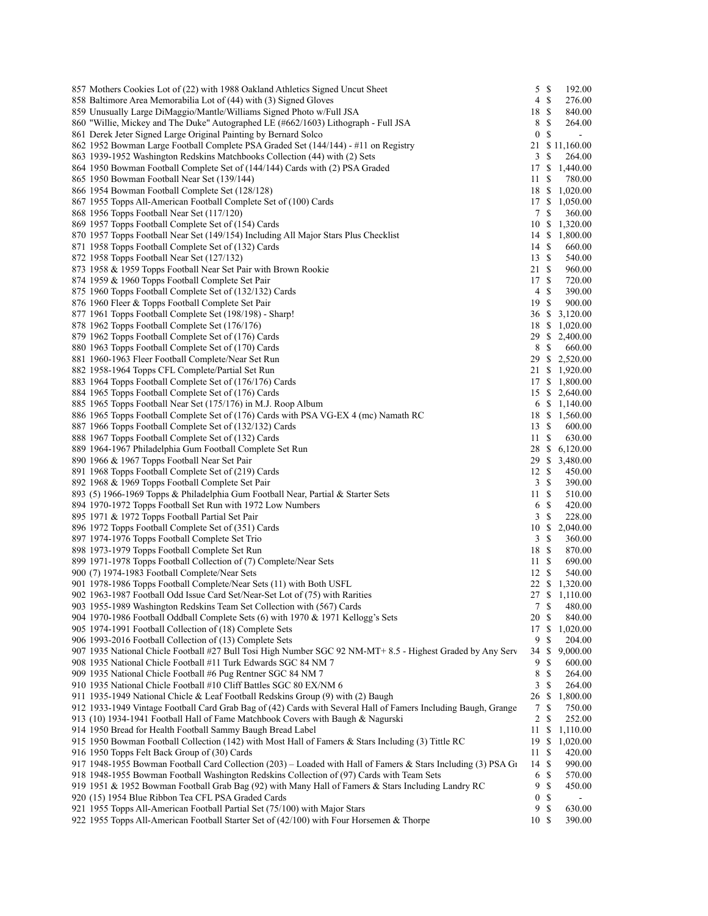| Lot | Description | Bids | Price |
|---|---|---|---|
| 857 | Mothers Cookies Lot of (22) with 1988 Oakland Athletics Signed Uncut Sheet | 5 | $ 192.00 |
| 858 | Baltimore Area Memorabilia Lot of (44) with (3) Signed Gloves | 4 | $ 276.00 |
| 859 | Unusually Large DiMaggio/Mantle/Williams Signed Photo w/Full JSA | 18 | $ 840.00 |
| 860 | "Willie, Mickey and The Duke" Autographed LE (#662/1603) Lithograph - Full JSA | 8 | $ 264.00 |
| 861 | Derek Jeter Signed Large Original Painting by Bernard Solco | 0 | $ - |
| 862 | 1952 Bowman Large Football Complete PSA Graded Set (144/144) - #11 on Registry | 21 | $ 11,160.00 |
| 863 | 1939-1952 Washington Redskins Matchbooks Collection (44) with (2) Sets | 3 | $ 264.00 |
| 864 | 1950 Bowman Football Complete Set of (144/144) Cards with (2) PSA Graded | 17 | $ 1,440.00 |
| 865 | 1950 Bowman Football Near Set (139/144) | 11 | $ 780.00 |
| 866 | 1954 Bowman Football Complete Set (128/128) | 18 | $ 1,020.00 |
| 867 | 1955 Topps All-American Football Complete Set of (100) Cards | 17 | $ 1,050.00 |
| 868 | 1956 Topps Football Near Set (117/120) | 7 | $ 360.00 |
| 869 | 1957 Topps Football Complete Set of (154) Cards | 10 | $ 1,320.00 |
| 870 | 1957 Topps Football Near Set (149/154) Including All Major Stars Plus Checklist | 14 | $ 1,800.00 |
| 871 | 1958 Topps Football Complete Set of (132) Cards | 14 | $ 660.00 |
| 872 | 1958 Topps Football Near Set (127/132) | 13 | $ 540.00 |
| 873 | 1958 & 1959 Topps Football Near Set Pair with Brown Rookie | 21 | $ 960.00 |
| 874 | 1959 & 1960 Topps Football Complete Set Pair | 17 | $ 720.00 |
| 875 | 1960 Topps Football Complete Set of (132/132) Cards | 4 | $ 390.00 |
| 876 | 1960 Fleer & Topps Football Complete Set Pair | 19 | $ 900.00 |
| 877 | 1961 Topps Football Complete Set (198/198) - Sharp! | 36 | $ 3,120.00 |
| 878 | 1962 Topps Football Complete Set (176/176) | 18 | $ 1,020.00 |
| 879 | 1962 Topps Football Complete Set of (176) Cards | 29 | $ 2,400.00 |
| 880 | 1963 Topps Football Complete Set of (170) Cards | 8 | $ 660.00 |
| 881 | 1960-1963 Fleer Football Complete/Near Set Run | 29 | $ 2,520.00 |
| 882 | 1958-1964 Topps CFL Complete/Partial Set Run | 21 | $ 1,920.00 |
| 883 | 1964 Topps Football Complete Set of (176/176) Cards | 17 | $ 1,800.00 |
| 884 | 1965 Topps Football Complete Set of (176) Cards | 15 | $ 2,640.00 |
| 885 | 1965 Topps Football Near Set (175/176) in M.J. Roop Album | 6 | $ 1,140.00 |
| 886 | 1965 Topps Football Complete Set of (176) Cards with PSA VG-EX 4 (mc) Namath RC | 18 | $ 1,560.00 |
| 887 | 1966 Topps Football Complete Set of (132/132) Cards | 13 | $ 600.00 |
| 888 | 1967 Topps Football Complete Set of (132) Cards | 11 | $ 630.00 |
| 889 | 1964-1967 Philadelphia Gum Football Complete Set Run | 28 | $ 6,120.00 |
| 890 | 1966 & 1967 Topps Football Near Set Pair | 29 | $ 3,480.00 |
| 891 | 1968 Topps Football Complete Set of (219) Cards | 12 | $ 450.00 |
| 892 | 1968 & 1969 Topps Football Complete Set Pair | 3 | $ 390.00 |
| 893 | (5) 1966-1969 Topps & Philadelphia Gum Football Near, Partial & Starter Sets | 11 | $ 510.00 |
| 894 | 1970-1972 Topps Football Set Run with 1972 Low Numbers | 6 | $ 420.00 |
| 895 | 1971 & 1972 Topps Football Partial Set Pair | 3 | $ 228.00 |
| 896 | 1972 Topps Football Complete Set of (351) Cards | 10 | $ 2,040.00 |
| 897 | 1974-1976 Topps Football Complete Set Trio | 3 | $ 360.00 |
| 898 | 1973-1979 Topps Football Complete Set Run | 18 | $ 870.00 |
| 899 | 1971-1978 Topps Football Collection of (7) Complete/Near Sets | 11 | $ 690.00 |
| 900 | (7) 1974-1983 Football Complete/Near Sets | 12 | $ 540.00 |
| 901 | 1978-1986 Topps Football Complete/Near Sets (11) with Both USFL | 22 | $ 1,320.00 |
| 902 | 1963-1987 Football Odd Issue Card Set/Near-Set Lot of (75) with Rarities | 27 | $ 1,110.00 |
| 903 | 1955-1989 Washington Redskins Team Set Collection with (567) Cards | 7 | $ 480.00 |
| 904 | 1970-1986 Football Oddball Complete Sets (6) with 1970 & 1971 Kellogg's Sets | 20 | $ 840.00 |
| 905 | 1974-1991 Football Collection of (18) Complete Sets | 17 | $ 1,020.00 |
| 906 | 1993-2016 Football Collection of (13) Complete Sets | 9 | $ 204.00 |
| 907 | 1935 National Chicle Football #27 Bull Tosi High Number SGC 92 NM-MT+ 8.5 - Highest Graded by Any Serv | 34 | $ 9,000.00 |
| 908 | 1935 National Chicle Football #11 Turk Edwards SGC 84 NM 7 | 9 | $ 600.00 |
| 909 | 1935 National Chicle Football #6 Pug Rentner SGC 84 NM 7 | 8 | $ 264.00 |
| 910 | 1935 National Chicle Football #10 Cliff Battles SGC 80 EX/NM 6 | 3 | $ 264.00 |
| 911 | 1935-1949 National Chicle & Leaf Football Redskins Group (9) with (2) Baugh | 26 | $ 1,800.00 |
| 912 | 1933-1949 Vintage Football Card Grab Bag of (42) Cards with Several Hall of Famers Including Baugh, Grange | 7 | $ 750.00 |
| 913 | (10) 1934-1941 Football Hall of Fame Matchbook Covers with Baugh & Nagurski | 2 | $ 252.00 |
| 914 | 1950 Bread for Health Football Sammy Baugh Bread Label | 11 | $ 1,110.00 |
| 915 | 1950 Bowman Football Collection (142) with Most Hall of Famers & Stars Including (3) Tittle RC | 19 | $ 1,020.00 |
| 916 | 1950 Topps Felt Back Group of (30) Cards | 11 | $ 420.00 |
| 917 | 1948-1955 Bowman Football Card Collection (203) – Loaded with Hall of Famers & Stars Including (3) PSA Gr | 14 | $ 990.00 |
| 918 | 1948-1955 Bowman Football Washington Redskins Collection of (97) Cards with Team Sets | 6 | $ 570.00 |
| 919 | 1951 & 1952 Bowman Football Grab Bag (92) with Many Hall of Famers & Stars Including Landry RC | 9 | $ 450.00 |
| 920 | (15) 1954 Blue Ribbon Tea CFL PSA Graded Cards | 0 | $ - |
| 921 | 1955 Topps All-American Football Partial Set (75/100) with Major Stars | 9 | $ 630.00 |
| 922 | 1955 Topps All-American Football Starter Set of (42/100) with Four Horsemen & Thorpe | 10 | $ 390.00 |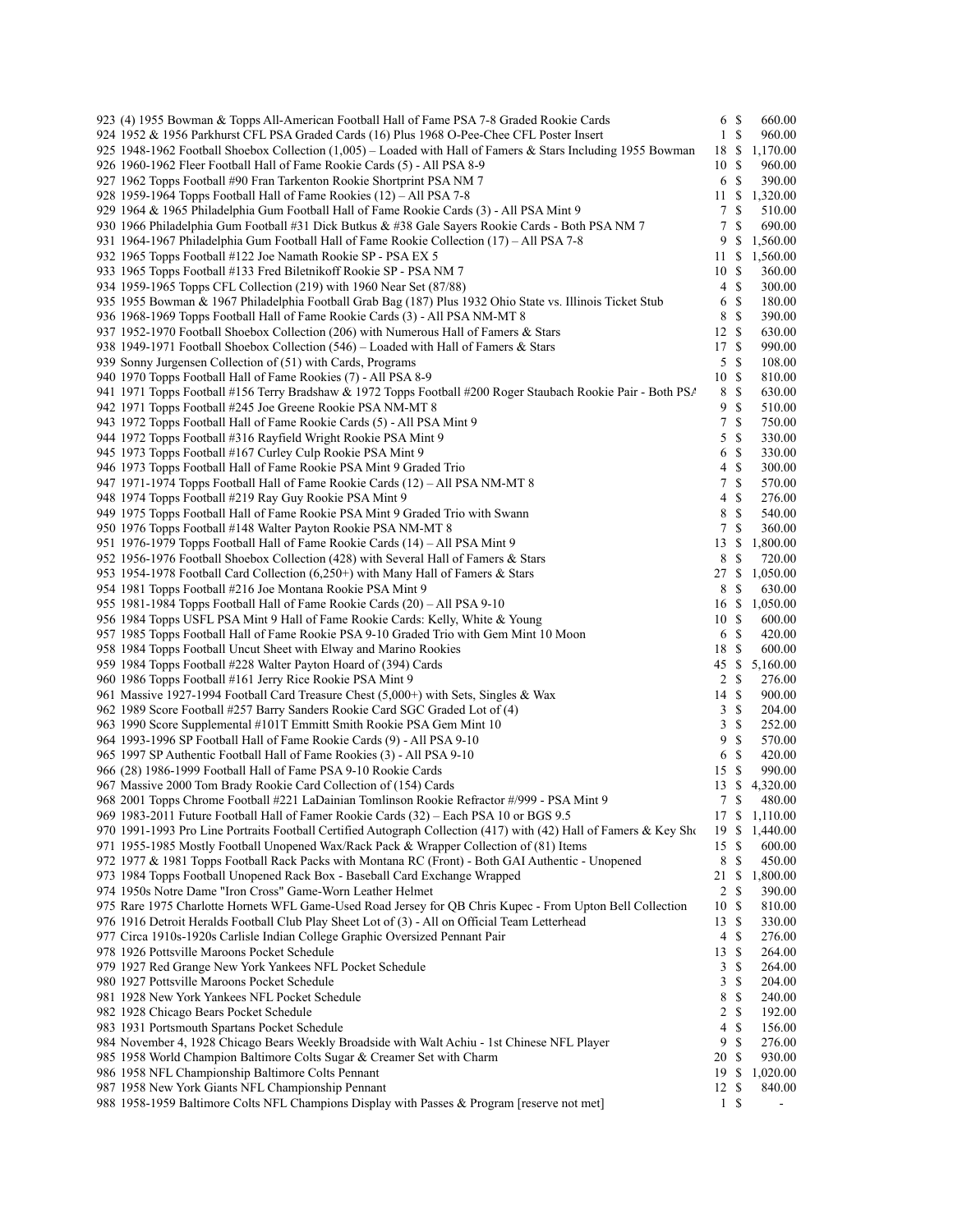| Lot | Description | Bids | | Price |
|---|---|---|---|---|
| 923 | (4) 1955 Bowman & Topps All-American Football Hall of Fame PSA 7-8 Graded Rookie Cards | 6 | $ | 660.00 |
| 924 | 1952 & 1956 Parkhurst CFL PSA Graded Cards (16) Plus 1968 O-Pee-Chee CFL Poster Insert | 1 | $ | 960.00 |
| 925 | 1948-1962 Football Shoebox Collection (1,005) – Loaded with Hall of Famers & Stars Including 1955 Bowman | 18 | $ | 1,170.00 |
| 926 | 1960-1962 Fleer Football Hall of Fame Rookie Cards (5) - All PSA 8-9 | 10 | $ | 960.00 |
| 927 | 1962 Topps Football #90 Fran Tarkenton Rookie Shortprint PSA NM 7 | 6 | $ | 390.00 |
| 928 | 1959-1964 Topps Football Hall of Fame Rookies (12) – All PSA 7-8 | 11 | $ | 1,320.00 |
| 929 | 1964 & 1965 Philadelphia Gum Football Hall of Fame Rookie Cards (3) - All PSA Mint 9 | 7 | $ | 510.00 |
| 930 | 1966 Philadelphia Gum Football #31 Dick Butkus & #38 Gale Sayers Rookie Cards - Both PSA NM 7 | 7 | $ | 690.00 |
| 931 | 1964-1967 Philadelphia Gum Football Hall of Fame Rookie Collection (17) – All PSA 7-8 | 9 | $ | 1,560.00 |
| 932 | 1965 Topps Football #122 Joe Namath Rookie SP - PSA EX 5 | 11 | $ | 1,560.00 |
| 933 | 1965 Topps Football #133 Fred Biletnikoff Rookie SP - PSA NM 7 | 10 | $ | 360.00 |
| 934 | 1959-1965 Topps CFL Collection (219) with 1960 Near Set (87/88) | 4 | $ | 300.00 |
| 935 | 1955 Bowman & 1967 Philadelphia Football Grab Bag (187) Plus 1932 Ohio State vs. Illinois Ticket Stub | 6 | $ | 180.00 |
| 936 | 1968-1969 Topps Football Hall of Fame Rookie Cards (3) - All PSA NM-MT 8 | 8 | $ | 390.00 |
| 937 | 1952-1970 Football Shoebox Collection (206) with Numerous Hall of Famers & Stars | 12 | $ | 630.00 |
| 938 | 1949-1971 Football Shoebox Collection (546) – Loaded with Hall of Famers & Stars | 17 | $ | 990.00 |
| 939 | Sonny Jurgensen Collection of (51) with Cards, Programs | 5 | $ | 108.00 |
| 940 | 1970 Topps Football Hall of Fame Rookies (7) - All PSA 8-9 | 10 | $ | 810.00 |
| 941 | 1971 Topps Football #156 Terry Bradshaw & 1972 Topps Football #200 Roger Staubach Rookie Pair - Both PSA | 8 | $ | 630.00 |
| 942 | 1971 Topps Football #245 Joe Greene Rookie PSA NM-MT 8 | 9 | $ | 510.00 |
| 943 | 1972 Topps Football Hall of Fame Rookie Cards (5) - All PSA Mint 9 | 7 | $ | 750.00 |
| 944 | 1972 Topps Football #316 Rayfield Wright Rookie PSA Mint 9 | 5 | $ | 330.00 |
| 945 | 1973 Topps Football #167 Curley Culp Rookie PSA Mint 9 | 6 | $ | 330.00 |
| 946 | 1973 Topps Football Hall of Fame Rookie PSA Mint 9 Graded Trio | 4 | $ | 300.00 |
| 947 | 1971-1974 Topps Football Hall of Fame Rookie Cards (12) – All PSA NM-MT 8 | 7 | $ | 570.00 |
| 948 | 1974 Topps Football #219 Ray Guy Rookie PSA Mint 9 | 4 | $ | 276.00 |
| 949 | 1975 Topps Football Hall of Fame Rookie PSA Mint 9 Graded Trio with Swann | 8 | $ | 540.00 |
| 950 | 1976 Topps Football #148 Walter Payton Rookie PSA NM-MT 8 | 7 | $ | 360.00 |
| 951 | 1976-1979 Topps Football Hall of Fame Rookie Cards (14) – All PSA Mint 9 | 13 | $ | 1,800.00 |
| 952 | 1956-1976 Football Shoebox Collection (428) with Several Hall of Famers & Stars | 8 | $ | 720.00 |
| 953 | 1954-1978 Football Card Collection (6,250+) with Many Hall of Famers & Stars | 27 | $ | 1,050.00 |
| 954 | 1981 Topps Football #216 Joe Montana Rookie PSA Mint 9 | 8 | $ | 630.00 |
| 955 | 1981-1984 Topps Football Hall of Fame Rookie Cards (20) – All PSA 9-10 | 16 | $ | 1,050.00 |
| 956 | 1984 Topps USFL PSA Mint 9 Hall of Fame Rookie Cards: Kelly, White & Young | 10 | $ | 600.00 |
| 957 | 1985 Topps Football Hall of Fame Rookie PSA 9-10 Graded Trio with Gem Mint 10 Moon | 6 | $ | 420.00 |
| 958 | 1984 Topps Football Uncut Sheet with Elway and Marino Rookies | 18 | $ | 600.00 |
| 959 | 1984 Topps Football #228 Walter Payton Hoard of (394) Cards | 45 | $ | 5,160.00 |
| 960 | 1986 Topps Football #161 Jerry Rice Rookie PSA Mint 9 | 2 | $ | 276.00 |
| 961 | Massive 1927-1994 Football Card Treasure Chest (5,000+) with Sets, Singles & Wax | 14 | $ | 900.00 |
| 962 | 1989 Score Football #257 Barry Sanders Rookie Card SGC Graded Lot of (4) | 3 | $ | 204.00 |
| 963 | 1990 Score Supplemental #101T Emmitt Smith Rookie PSA Gem Mint 10 | 3 | $ | 252.00 |
| 964 | 1993-1996 SP Football Hall of Fame Rookie Cards (9) - All PSA 9-10 | 9 | $ | 570.00 |
| 965 | 1997 SP Authentic Football Hall of Fame Rookies (3) - All PSA 9-10 | 6 | $ | 420.00 |
| 966 | (28) 1986-1999 Football Hall of Fame PSA 9-10 Rookie Cards | 15 | $ | 990.00 |
| 967 | Massive 2000 Tom Brady Rookie Card Collection of (154) Cards | 13 | $ | 4,320.00 |
| 968 | 2001 Topps Chrome Football #221 LaDainian Tomlinson Rookie Refractor #/999 - PSA Mint 9 | 7 | $ | 480.00 |
| 969 | 1983-2011 Future Football Hall of Famer Rookie Cards (32) – Each PSA 10 or BGS 9.5 | 17 | $ | 1,110.00 |
| 970 | 1991-1993 Pro Line Portraits Football Certified Autograph Collection (417) with (42) Hall of Famers & Key Sho | 19 | $ | 1,440.00 |
| 971 | 1955-1985 Mostly Football Unopened Wax/Rack Pack & Wrapper Collection of (81) Items | 15 | $ | 600.00 |
| 972 | 1977 & 1981 Topps Football Rack Packs with Montana RC (Front) - Both GAI Authentic - Unopened | 8 | $ | 450.00 |
| 973 | 1984 Topps Football Unopened Rack Box - Baseball Card Exchange Wrapped | 21 | $ | 1,800.00 |
| 974 | 1950s Notre Dame "Iron Cross" Game-Worn Leather Helmet | 2 | $ | 390.00 |
| 975 | Rare 1975 Charlotte Hornets WFL Game-Used Road Jersey for QB Chris Kupec - From Upton Bell Collection | 10 | $ | 810.00 |
| 976 | 1916 Detroit Heralds Football Club Play Sheet Lot of (3) - All on Official Team Letterhead | 13 | $ | 330.00 |
| 977 | Circa 1910s-1920s Carlisle Indian College Graphic Oversized Pennant Pair | 4 | $ | 276.00 |
| 978 | 1926 Pottsville Maroons Pocket Schedule | 13 | $ | 264.00 |
| 979 | 1927 Red Grange New York Yankees NFL Pocket Schedule | 3 | $ | 264.00 |
| 980 | 1927 Pottsville Maroons Pocket Schedule | 3 | $ | 204.00 |
| 981 | 1928 New York Yankees NFL Pocket Schedule | 8 | $ | 240.00 |
| 982 | 1928 Chicago Bears Pocket Schedule | 2 | $ | 192.00 |
| 983 | 1931 Portsmouth Spartans Pocket Schedule | 4 | $ | 156.00 |
| 984 | November 4, 1928 Chicago Bears Weekly Broadside with Walt Achiu - 1st Chinese NFL Player | 9 | $ | 276.00 |
| 985 | 1958 World Champion Baltimore Colts Sugar & Creamer Set with Charm | 20 | $ | 930.00 |
| 986 | 1958 NFL Championship Baltimore Colts Pennant | 19 | $ | 1,020.00 |
| 987 | 1958 New York Giants NFL Championship Pennant | 12 | $ | 840.00 |
| 988 | 1958-1959 Baltimore Colts NFL Champions Display with Passes & Program [reserve not met] | 1 | $ | - |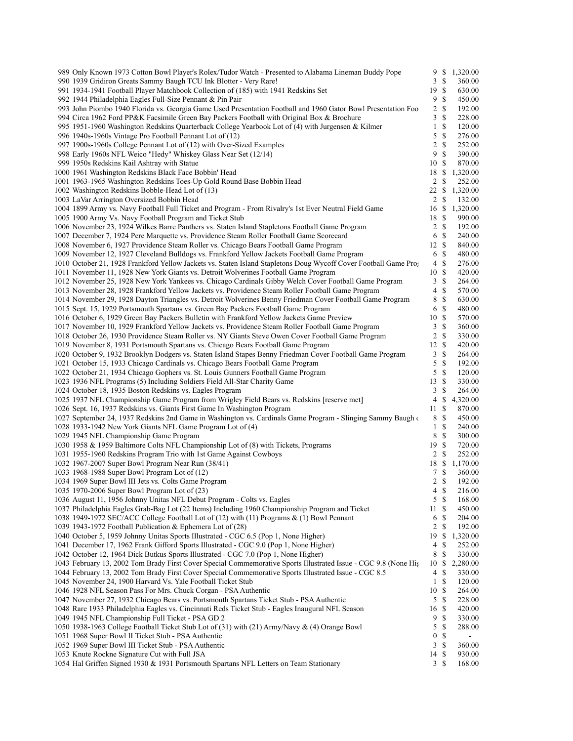| Lot | Description | Bids | | Price |
|---|---|---|---|---|
| 989 | Only Known 1973 Cotton Bowl Player's Rolex/Tudor Watch - Presented to Alabama Lineman Buddy Pope | 9 | $ | 1,320.00 |
| 990 | 1939 Gridiron Greats Sammy Baugh TCU Ink Blotter - Very Rare! | 3 | $ | 360.00 |
| 991 | 1934-1941 Football Player Matchbook Collection of (185) with 1941 Redskins Set | 19 | $ | 630.00 |
| 992 | 1944 Philadelphia Eagles Full-Size Pennant & Pin Pair | 9 | $ | 450.00 |
| 993 | John Piombo 1940 Florida vs. Georgia Game Used Presentation Football and 1960 Gator Bowl Presentation Foo | 2 | $ | 192.00 |
| 994 | Circa 1962 Ford PP&K Facsimile Green Bay Packers Football with Original Box & Brochure | 3 | $ | 228.00 |
| 995 | 1951-1960 Washington Redskins Quarterback College Yearbook Lot of (4) with Jurgensen & Kilmer | 1 | $ | 120.00 |
| 996 | 1940s-1960s Vintage Pro Football Pennant Lot of (12) | 5 | $ | 276.00 |
| 997 | 1900s-1960s College Pennant Lot of (12) with Over-Sized Examples | 2 | $ | 252.00 |
| 998 | Early 1960s NFL Weico "Hedy" Whiskey Glass Near Set (12/14) | 9 | $ | 390.00 |
| 999 | 1950s Redskins Kail Ashtray with Statue | 10 | $ | 870.00 |
| 1000 | 1961 Washington Redskins Black Face Bobbin' Head | 18 | $ | 1,320.00 |
| 1001 | 1963-1965 Washington Redskins Toes-Up Gold Round Base Bobbin Head | 2 | $ | 252.00 |
| 1002 | Washington Redskins Bobble-Head Lot of (13) | 22 | $ | 1,320.00 |
| 1003 | LaVar Arrington Oversized Bobbin Head | 2 | $ | 132.00 |
| 1004 | 1899 Army vs. Navy Football Full Ticket and Program - From Rivalry's 1st Ever Neutral Field Game | 16 | $ | 1,320.00 |
| 1005 | 1900 Army Vs. Navy Football Program and Ticket Stub | 18 | $ | 990.00 |
| 1006 | November 23, 1924 Wilkes Barre Panthers vs. Staten Island Stapletons Football Game Program | 2 | $ | 192.00 |
| 1007 | December 7, 1924 Pere Marquette vs. Providence Steam Roller Football Game Scorecard | 6 | $ | 240.00 |
| 1008 | November 6, 1927 Providence Steam Roller vs. Chicago Bears Football Game Program | 12 | $ | 840.00 |
| 1009 | November 12, 1927 Cleveland Bulldogs vs. Frankford Yellow Jackets Football Game Program | 6 | $ | 480.00 |
| 1010 | October 21, 1928 Frankford Yellow Jackets vs. Staten Island Stapletons Doug Wycoff Cover Football Game Pro | 4 | $ | 276.00 |
| 1011 | November 11, 1928 New York Giants vs. Detroit Wolverines Football Game Program | 10 | $ | 420.00 |
| 1012 | November 25, 1928 New York Yankees vs. Chicago Cardinals Gibby Welch Cover Football Game Program | 3 | $ | 264.00 |
| 1013 | November 28, 1928 Frankford Yellow Jackets vs. Providence Steam Roller Football Game Program | 4 | $ | 570.00 |
| 1014 | November 29, 1928 Dayton Triangles vs. Detroit Wolverines Benny Friedman Cover Football Game Program | 8 | $ | 630.00 |
| 1015 | Sept. 15, 1929 Portsmouth Spartans vs. Green Bay Packers Football Game Program | 6 | $ | 480.00 |
| 1016 | October 6, 1929 Green Bay Packers Bulletin with Frankford Yellow Jackets Game Preview | 10 | $ | 570.00 |
| 1017 | November 10, 1929 Frankford Yellow Jackets vs. Providence Steam Roller Football Game Program | 3 | $ | 360.00 |
| 1018 | October 26, 1930 Providence Steam Roller vs. NY Giants Steve Owen Cover Football Game Program | 2 | $ | 330.00 |
| 1019 | November 8, 1931 Portsmouth Spartans vs. Chicago Bears Football Game Program | 12 | $ | 420.00 |
| 1020 | October 9, 1932 Brooklyn Dodgers vs. Staten Island Stapes Benny Friedman Cover Football Game Program | 3 | $ | 264.00 |
| 1021 | October 15, 1933 Chicago Cardinals vs. Chicago Bears Football Game Program | 5 | $ | 192.00 |
| 1022 | October 21, 1934 Chicago Gophers vs. St. Louis Gunners Football Game Program | 5 | $ | 120.00 |
| 1023 | 1936 NFL Programs (5) Including Soldiers Field All-Star Charity Game | 13 | $ | 330.00 |
| 1024 | October 18, 1935 Boston Redskins vs. Eagles Program | 3 | $ | 264.00 |
| 1025 | 1937 NFL Championship Game Program from Wrigley Field Bears vs. Redskins [reserve met] | 4 | $ | 4,320.00 |
| 1026 | Sept. 16, 1937 Redskins vs. Giants First Game In Washington Program | 11 | $ | 870.00 |
| 1027 | September 24, 1937 Redskins 2nd Game in Washington vs. Cardinals Game Program - Slinging Sammy Baugh | 8 | $ | 450.00 |
| 1028 | 1933-1942 New York Giants NFL Game Program Lot of (4) | 1 | $ | 240.00 |
| 1029 | 1945 NFL Championship Game Program | 8 | $ | 300.00 |
| 1030 | 1958 & 1959 Baltimore Colts NFL Championship Lot of (8) with Tickets, Programs | 19 | $ | 720.00 |
| 1031 | 1955-1960 Redskins Program Trio with 1st Game Against Cowboys | 2 | $ | 252.00 |
| 1032 | 1967-2007 Super Bowl Program Near Run (38/41) | 18 | $ | 1,170.00 |
| 1033 | 1968-1988 Super Bowl Program Lot of (12) | 7 | $ | 360.00 |
| 1034 | 1969 Super Bowl III Jets vs. Colts Game Program | 2 | $ | 192.00 |
| 1035 | 1970-2006 Super Bowl Program Lot of (23) | 4 | $ | 216.00 |
| 1036 | August 11, 1956 Johnny Unitas NFL Debut Program - Colts vs. Eagles | 5 | $ | 168.00 |
| 1037 | Philadelphia Eagles Grab-Bag Lot (22 Items) Including 1960 Championship Program and Ticket | 11 | $ | 450.00 |
| 1038 | 1949-1972 SEC/ACC College Football Lot of (12) with (11) Programs & (1) Bowl Pennant | 6 | $ | 204.00 |
| 1039 | 1943-1972 Football Publication & Ephemera Lot of (28) | 2 | $ | 192.00 |
| 1040 | October 5, 1959 Johnny Unitas Sports Illustrated - CGC 6.5 (Pop 1, None Higher) | 19 | $ | 1,320.00 |
| 1041 | December 17, 1962 Frank Gifford Sports Illustrated - CGC 9.0 (Pop 1, None Higher) | 4 | $ | 252.00 |
| 1042 | October 12, 1964 Dick Butkus Sports Illustrated - CGC 7.0 (Pop 1, None Higher) | 8 | $ | 330.00 |
| 1043 | February 13, 2002 Tom Brady First Cover Special Commemorative Sports Illustrated Issue - CGC 9.8 (None Hi | 10 | $ | 2,280.00 |
| 1044 | February 13, 2002 Tom Brady First Cover Special Commemorative Sports Illustrated Issue - CGC 8.5 | 4 | $ | 330.00 |
| 1045 | November 24, 1900 Harvard Vs. Yale Football Ticket Stub | 1 | $ | 120.00 |
| 1046 | 1928 NFL Season Pass For Mrs. Chuck Corgan - PSA Authentic | 10 | $ | 264.00 |
| 1047 | November 27, 1932 Chicago Bears vs. Portsmouth Spartans Ticket Stub - PSA Authentic | 5 | $ | 228.00 |
| 1048 | Rare 1933 Philadelphia Eagles vs. Cincinnati Reds Ticket Stub - Eagles Inaugural NFL Season | 16 | $ | 420.00 |
| 1049 | 1945 NFL Championship Full Ticket - PSA GD 2 | 9 | $ | 330.00 |
| 1050 | 1938-1963 College Football Ticket Stub Lot of (31) with (21) Army/Navy & (4) Orange Bowl | 5 | $ | 288.00 |
| 1051 | 1968 Super Bowl II Ticket Stub - PSA Authentic | 0 | $ | - |
| 1052 | 1969 Super Bowl III Ticket Stub - PSA Authentic | 3 | $ | 360.00 |
| 1053 | Knute Rockne Signature Cut with Full JSA | 14 | $ | 930.00 |
| 1054 | Hal Griffen Signed 1930 & 1931 Portsmouth Spartans NFL Letters on Team Stationary | 3 | $ | 168.00 |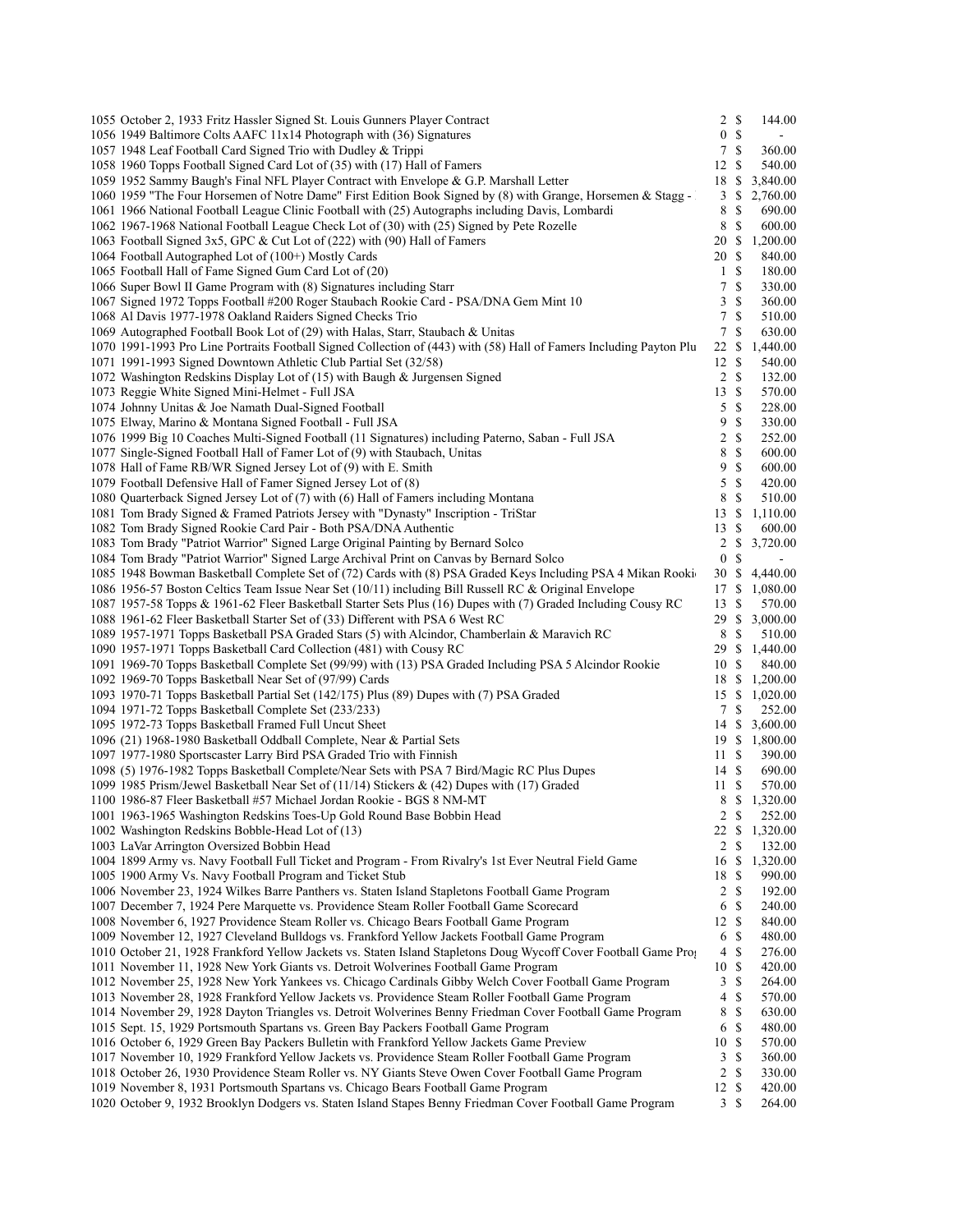| Lot | Description | Bids | | Price |
|---|---|---|---|---|
| 1055 | October 2, 1933 Fritz Hassler Signed St. Louis Gunners Player Contract | 2 | $ | 144.00 |
| 1056 | 1949 Baltimore Colts AAFC 11x14 Photograph with (36) Signatures | 0 | $ | - |
| 1057 | 1948 Leaf Football Card Signed Trio with Dudley & Trippi | 7 | $ | 360.00 |
| 1058 | 1960 Topps Football Signed Card Lot of (35) with (17) Hall of Famers | 12 | $ | 540.00 |
| 1059 | 1952 Sammy Baugh's Final NFL Player Contract with Envelope & G.P. Marshall Letter | 18 | $ | 3,840.00 |
| 1060 | 1959 "The Four Horsemen of Notre Dame" First Edition Book Signed by (8) with Grange, Horsemen & Stagg - | 3 | $ | 2,760.00 |
| 1061 | 1966 National Football League Clinic Football with (25) Autographs including Davis, Lombardi | 8 | $ | 690.00 |
| 1062 | 1967-1968 National Football League Check Lot of (30) with (25) Signed by Pete Rozelle | 8 | $ | 600.00 |
| 1063 | Football Signed 3x5, GPC & Cut Lot of (222) with (90) Hall of Famers | 20 | $ | 1,200.00 |
| 1064 | Football Autographed Lot of (100+) Mostly Cards | 20 | $ | 840.00 |
| 1065 | Football Hall of Fame Signed Gum Card Lot of (20) | 1 | $ | 180.00 |
| 1066 | Super Bowl II Game Program with (8) Signatures including Starr | 7 | $ | 330.00 |
| 1067 | Signed 1972 Topps Football #200 Roger Staubach Rookie Card - PSA/DNA Gem Mint 10 | 3 | $ | 360.00 |
| 1068 | Al Davis 1977-1978 Oakland Raiders Signed Checks Trio | 7 | $ | 510.00 |
| 1069 | Autographed Football Book Lot of (29) with Halas, Starr, Staubach & Unitas | 7 | $ | 630.00 |
| 1070 | 1991-1993 Pro Line Portraits Football Signed Collection of (443) with (58) Hall of Famers Including Payton Plu | 22 | $ | 1,440.00 |
| 1071 | 1991-1993 Signed Downtown Athletic Club Partial Set (32/58) | 12 | $ | 540.00 |
| 1072 | Washington Redskins Display Lot of (15) with Baugh & Jurgensen Signed | 2 | $ | 132.00 |
| 1073 | Reggie White Signed Mini-Helmet - Full JSA | 13 | $ | 570.00 |
| 1074 | Johnny Unitas & Joe Namath Dual-Signed Football | 5 | $ | 228.00 |
| 1075 | Elway, Marino & Montana Signed Football - Full JSA | 9 | $ | 330.00 |
| 1076 | 1999 Big 10 Coaches Multi-Signed Football (11 Signatures) including Paterno, Saban - Full JSA | 2 | $ | 252.00 |
| 1077 | Single-Signed Football Hall of Famer Lot of (9) with Staubach, Unitas | 8 | $ | 600.00 |
| 1078 | Hall of Fame RB/WR Signed Jersey Lot of (9) with E. Smith | 9 | $ | 600.00 |
| 1079 | Football Defensive Hall of Famer Signed Jersey Lot of (8) | 5 | $ | 420.00 |
| 1080 | Quarterback Signed Jersey Lot of (7) with (6) Hall of Famers including Montana | 8 | $ | 510.00 |
| 1081 | Tom Brady Signed & Framed Patriots Jersey with "Dynasty" Inscription - TriStar | 13 | $ | 1,110.00 |
| 1082 | Tom Brady Signed Rookie Card Pair - Both PSA/DNA Authentic | 13 | $ | 600.00 |
| 1083 | Tom Brady "Patriot Warrior" Signed Large Original Painting by Bernard Solco | 2 | $ | 3,720.00 |
| 1084 | Tom Brady "Patriot Warrior" Signed Large Archival Print on Canvas by Bernard Solco | 0 | $ | - |
| 1085 | 1948 Bowman Basketball Complete Set of (72) Cards with (8) PSA Graded Keys Including PSA 4 Mikan Rooki | 30 | $ | 4,440.00 |
| 1086 | 1956-57 Boston Celtics Team Issue Near Set (10/11) including Bill Russell RC & Original Envelope | 17 | $ | 1,080.00 |
| 1087 | 1957-58 Topps & 1961-62 Fleer Basketball Starter Sets Plus (16) Dupes with (7) Graded Including Cousy RC | 13 | $ | 570.00 |
| 1088 | 1961-62 Fleer Basketball Starter Set of (33) Different with PSA 6 West RC | 29 | $ | 3,000.00 |
| 1089 | 1957-1971 Topps Basketball PSA Graded Stars (5) with Alcindor, Chamberlain & Maravich RC | 8 | $ | 510.00 |
| 1090 | 1957-1971 Topps Basketball Card Collection (481) with Cousy RC | 29 | $ | 1,440.00 |
| 1091 | 1969-70 Topps Basketball Complete Set (99/99) with (13) PSA Graded Including PSA 5 Alcindor Rookie | 10 | $ | 840.00 |
| 1092 | 1969-70 Topps Basketball Near Set of (97/99) Cards | 18 | $ | 1,200.00 |
| 1093 | 1970-71 Topps Basketball Partial Set (142/175) Plus (89) Dupes with (7) PSA Graded | 15 | $ | 1,020.00 |
| 1094 | 1971-72 Topps Basketball Complete Set (233/233) | 7 | $ | 252.00 |
| 1095 | 1972-73 Topps Basketball Framed Full Uncut Sheet | 14 | $ | 3,600.00 |
| 1096 | (21) 1968-1980 Basketball Oddball Complete, Near & Partial Sets | 19 | $ | 1,800.00 |
| 1097 | 1977-1980 Sportscaster Larry Bird PSA Graded Trio with Finnish | 11 | $ | 390.00 |
| 1098 | (5) 1976-1982 Topps Basketball Complete/Near Sets with PSA 7 Bird/Magic RC Plus Dupes | 14 | $ | 690.00 |
| 1099 | 1985 Prism/Jewel Basketball Near Set of (11/14) Stickers & (42) Dupes with (17) Graded | 11 | $ | 570.00 |
| 1100 | 1986-87 Fleer Basketball #57 Michael Jordan Rookie - BGS 8 NM-MT | 8 | $ | 1,320.00 |
| 1001 | 1963-1965 Washington Redskins Toes-Up Gold Round Base Bobbin Head | 2 | $ | 252.00 |
| 1002 | Washington Redskins Bobble-Head Lot of (13) | 22 | $ | 1,320.00 |
| 1003 | LaVar Arrington Oversized Bobbin Head | 2 | $ | 132.00 |
| 1004 | 1899 Army vs. Navy Football Full Ticket and Program - From Rivalry's 1st Ever Neutral Field Game | 16 | $ | 1,320.00 |
| 1005 | 1900 Army Vs. Navy Football Program and Ticket Stub | 18 | $ | 990.00 |
| 1006 | November 23, 1924 Wilkes Barre Panthers vs. Staten Island Stapletons Football Game Program | 2 | $ | 192.00 |
| 1007 | December 7, 1924 Pere Marquette vs. Providence Steam Roller Football Game Scorecard | 6 | $ | 240.00 |
| 1008 | November 6, 1927 Providence Steam Roller vs. Chicago Bears Football Game Program | 12 | $ | 840.00 |
| 1009 | November 12, 1927 Cleveland Bulldogs vs. Frankford Yellow Jackets Football Game Program | 6 | $ | 480.00 |
| 1010 | October 21, 1928 Frankford Yellow Jackets vs. Staten Island Stapletons Doug Wycoff Cover Football Game Pro | 4 | $ | 276.00 |
| 1011 | November 11, 1928 New York Giants vs. Detroit Wolverines Football Game Program | 10 | $ | 420.00 |
| 1012 | November 25, 1928 New York Yankees vs. Chicago Cardinals Gibby Welch Cover Football Game Program | 3 | $ | 264.00 |
| 1013 | November 28, 1928 Frankford Yellow Jackets vs. Providence Steam Roller Football Game Program | 4 | $ | 570.00 |
| 1014 | November 29, 1928 Dayton Triangles vs. Detroit Wolverines Benny Friedman Cover Football Game Program | 8 | $ | 630.00 |
| 1015 | Sept. 15, 1929 Portsmouth Spartans vs. Green Bay Packers Football Game Program | 6 | $ | 480.00 |
| 1016 | October 6, 1929 Green Bay Packers Bulletin with Frankford Yellow Jackets Game Preview | 10 | $ | 570.00 |
| 1017 | November 10, 1929 Frankford Yellow Jackets vs. Providence Steam Roller Football Game Program | 3 | $ | 360.00 |
| 1018 | October 26, 1930 Providence Steam Roller vs. NY Giants Steve Owen Cover Football Game Program | 2 | $ | 330.00 |
| 1019 | November 8, 1931 Portsmouth Spartans vs. Chicago Bears Football Game Program | 12 | $ | 420.00 |
| 1020 | October 9, 1932 Brooklyn Dodgers vs. Staten Island Stapes Benny Friedman Cover Football Game Program | 3 | $ | 264.00 |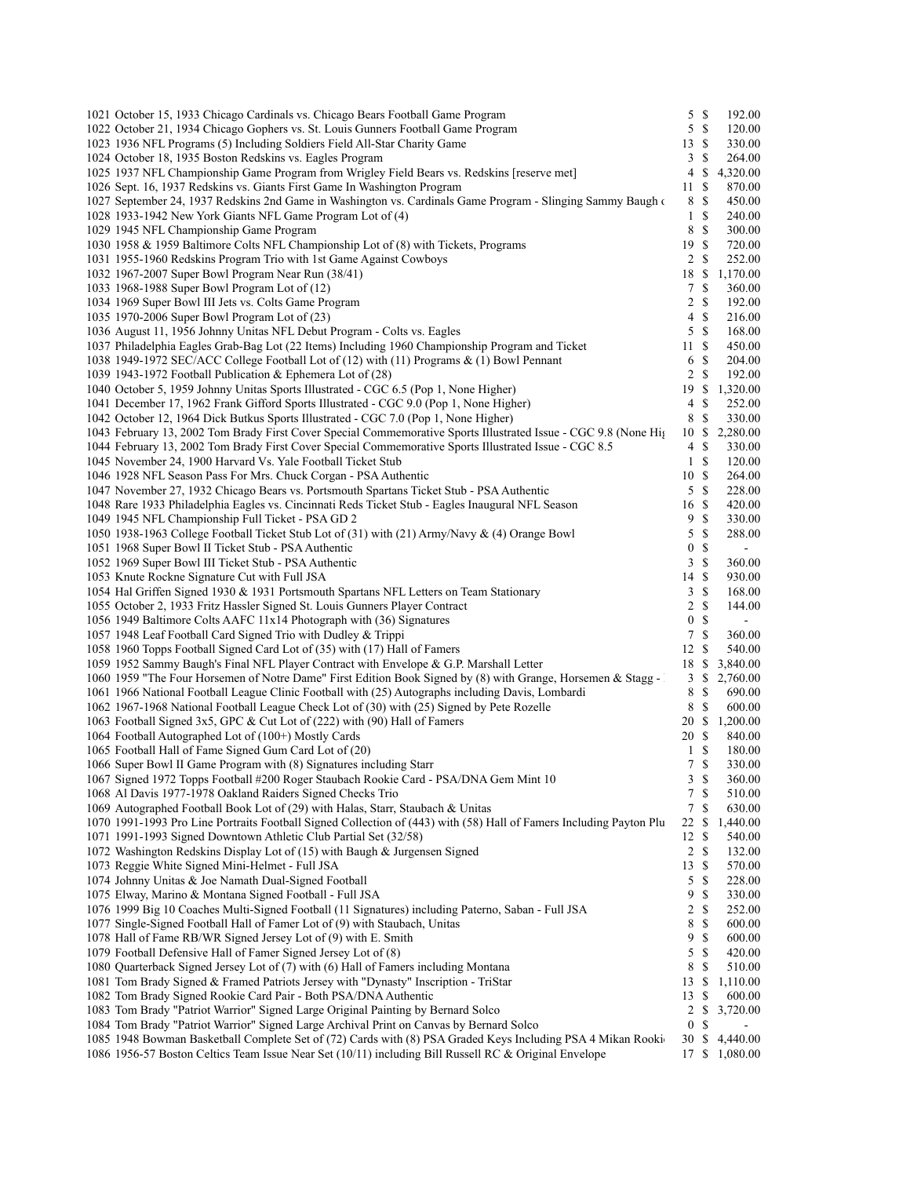| | | | |
|---|---|---|---|
| 1021 October 15, 1933 Chicago Cardinals vs. Chicago Bears Football Game Program | 5 | $ | 192.00 |
| 1022 October 21, 1934 Chicago Gophers vs. St. Louis Gunners Football Game Program | 5 | $ | 120.00 |
| 1023 1936 NFL Programs (5) Including Soldiers Field All-Star Charity Game | 13 | $ | 330.00 |
| 1024 October 18, 1935 Boston Redskins vs. Eagles Program | 3 | $ | 264.00 |
| 1025 1937 NFL Championship Game Program from Wrigley Field Bears vs. Redskins [reserve met] | 4 | $ | 4,320.00 |
| 1026 Sept. 16, 1937 Redskins vs. Giants First Game In Washington Program | 11 | $ | 870.00 |
| 1027 September 24, 1937 Redskins 2nd Game in Washington vs. Cardinals Game Program - Slinging Sammy Baugh | 8 | $ | 450.00 |
| 1028 1933-1942 New York Giants NFL Game Program Lot of (4) | 1 | $ | 240.00 |
| 1029 1945 NFL Championship Game Program | 8 | $ | 300.00 |
| 1030 1958 & 1959 Baltimore Colts NFL Championship Lot of (8) with Tickets, Programs | 19 | $ | 720.00 |
| 1031 1955-1960 Redskins Program Trio with 1st Game Against Cowboys | 2 | $ | 252.00 |
| 1032 1967-2007 Super Bowl Program Near Run (38/41) | 18 | $ | 1,170.00 |
| 1033 1968-1988 Super Bowl Program Lot of (12) | 7 | $ | 360.00 |
| 1034 1969 Super Bowl III Jets vs. Colts Game Program | 2 | $ | 192.00 |
| 1035 1970-2006 Super Bowl Program Lot of (23) | 4 | $ | 216.00 |
| 1036 August 11, 1956 Johnny Unitas NFL Debut Program - Colts vs. Eagles | 5 | $ | 168.00 |
| 1037 Philadelphia Eagles Grab-Bag Lot (22 Items) Including 1960 Championship Program and Ticket | 11 | $ | 450.00 |
| 1038 1949-1972 SEC/ACC College Football Lot of (12) with (11) Programs & (1) Bowl Pennant | 6 | $ | 204.00 |
| 1039 1943-1972 Football Publication & Ephemera Lot of (28) | 2 | $ | 192.00 |
| 1040 October 5, 1959 Johnny Unitas Sports Illustrated - CGC 6.5 (Pop 1, None Higher) | 19 | $ | 1,320.00 |
| 1041 December 17, 1962 Frank Gifford Sports Illustrated - CGC 9.0 (Pop 1, None Higher) | 4 | $ | 252.00 |
| 1042 October 12, 1964 Dick Butkus Sports Illustrated - CGC 7.0 (Pop 1, None Higher) | 8 | $ | 330.00 |
| 1043 February 13, 2002 Tom Brady First Cover Special Commemorative Sports Illustrated Issue - CGC 9.8 (None Hig | 10 | $ | 2,280.00 |
| 1044 February 13, 2002 Tom Brady First Cover Special Commemorative Sports Illustrated Issue - CGC 8.5 | 4 | $ | 330.00 |
| 1045 November 24, 1900 Harvard Vs. Yale Football Ticket Stub | 1 | $ | 120.00 |
| 1046 1928 NFL Season Pass For Mrs. Chuck Corgan - PSA Authentic | 10 | $ | 264.00 |
| 1047 November 27, 1932 Chicago Bears vs. Portsmouth Spartans Ticket Stub - PSA Authentic | 5 | $ | 228.00 |
| 1048 Rare 1933 Philadelphia Eagles vs. Cincinnati Reds Ticket Stub - Eagles Inaugural NFL Season | 16 | $ | 420.00 |
| 1049 1945 NFL Championship Full Ticket - PSA GD 2 | 9 | $ | 330.00 |
| 1050 1938-1963 College Football Ticket Stub Lot of (31) with (21) Army/Navy & (4) Orange Bowl | 5 | $ | 288.00 |
| 1051 1968 Super Bowl II Ticket Stub - PSA Authentic | 0 | $ | - |
| 1052 1969 Super Bowl III Ticket Stub - PSA Authentic | 3 | $ | 360.00 |
| 1053 Knute Rockne Signature Cut with Full JSA | 14 | $ | 930.00 |
| 1054 Hal Griffen Signed 1930 & 1931 Portsmouth Spartans NFL Letters on Team Stationary | 3 | $ | 168.00 |
| 1055 October 2, 1933 Fritz Hassler Signed St. Louis Gunners Player Contract | 2 | $ | 144.00 |
| 1056 1949 Baltimore Colts AAFC 11x14 Photograph with (36) Signatures | 0 | $ | - |
| 1057 1948 Leaf Football Card Signed Trio with Dudley & Trippi | 7 | $ | 360.00 |
| 1058 1960 Topps Football Signed Card Lot of (35) with (17) Hall of Famers | 12 | $ | 540.00 |
| 1059 1952 Sammy Baugh's Final NFL Player Contract with Envelope & G.P. Marshall Letter | 18 | $ | 3,840.00 |
| 1060 1959 "The Four Horsemen of Notre Dame" First Edition Book Signed by (8) with Grange, Horsemen & Stagg - | 3 | $ | 2,760.00 |
| 1061 1966 National Football League Clinic Football with (25) Autographs including Davis, Lombardi | 8 | $ | 690.00 |
| 1062 1967-1968 National Football League Check Lot of (30) with (25) Signed by Pete Rozelle | 8 | $ | 600.00 |
| 1063 Football Signed 3x5, GPC & Cut Lot of (222) with (90) Hall of Famers | 20 | $ | 1,200.00 |
| 1064 Football Autographed Lot of (100+) Mostly Cards | 20 | $ | 840.00 |
| 1065 Football Hall of Fame Signed Gum Card Lot of (20) | 1 | $ | 180.00 |
| 1066 Super Bowl II Game Program with (8) Signatures including Starr | 7 | $ | 330.00 |
| 1067 Signed 1972 Topps Football #200 Roger Staubach Rookie Card - PSA/DNA Gem Mint 10 | 3 | $ | 360.00 |
| 1068 Al Davis 1977-1978 Oakland Raiders Signed Checks Trio | 7 | $ | 510.00 |
| 1069 Autographed Football Book Lot of (29) with Halas, Starr, Staubach & Unitas | 7 | $ | 630.00 |
| 1070 1991-1993 Pro Line Portraits Football Signed Collection of (443) with (58) Hall of Famers Including Payton Plu | 22 | $ | 1,440.00 |
| 1071 1991-1993 Signed Downtown Athletic Club Partial Set (32/58) | 12 | $ | 540.00 |
| 1072 Washington Redskins Display Lot of (15) with Baugh & Jurgensen Signed | 2 | $ | 132.00 |
| 1073 Reggie White Signed Mini-Helmet - Full JSA | 13 | $ | 570.00 |
| 1074 Johnny Unitas & Joe Namath Dual-Signed Football | 5 | $ | 228.00 |
| 1075 Elway, Marino & Montana Signed Football - Full JSA | 9 | $ | 330.00 |
| 1076 1999 Big 10 Coaches Multi-Signed Football (11 Signatures) including Paterno, Saban - Full JSA | 2 | $ | 252.00 |
| 1077 Single-Signed Football Hall of Famer Lot of (9) with Staubach, Unitas | 8 | $ | 600.00 |
| 1078 Hall of Fame RB/WR Signed Jersey Lot of (9) with E. Smith | 9 | $ | 600.00 |
| 1079 Football Defensive Hall of Famer Signed Jersey Lot of (8) | 5 | $ | 420.00 |
| 1080 Quarterback Signed Jersey Lot of (7) with (6) Hall of Famers including Montana | 8 | $ | 510.00 |
| 1081 Tom Brady Signed & Framed Patriots Jersey with "Dynasty" Inscription - TriStar | 13 | $ | 1,110.00 |
| 1082 Tom Brady Signed Rookie Card Pair - Both PSA/DNA Authentic | 13 | $ | 600.00 |
| 1083 Tom Brady "Patriot Warrior" Signed Large Original Painting by Bernard Solco | 2 | $ | 3,720.00 |
| 1084 Tom Brady "Patriot Warrior" Signed Large Archival Print on Canvas by Bernard Solco | 0 | $ | - |
| 1085 1948 Bowman Basketball Complete Set of (72) Cards with (8) PSA Graded Keys Including PSA 4 Mikan Rooki | 30 | $ | 4,440.00 |
| 1086 1956-57 Boston Celtics Team Issue Near Set (10/11) including Bill Russell RC & Original Envelope | 17 | $ | 1,080.00 |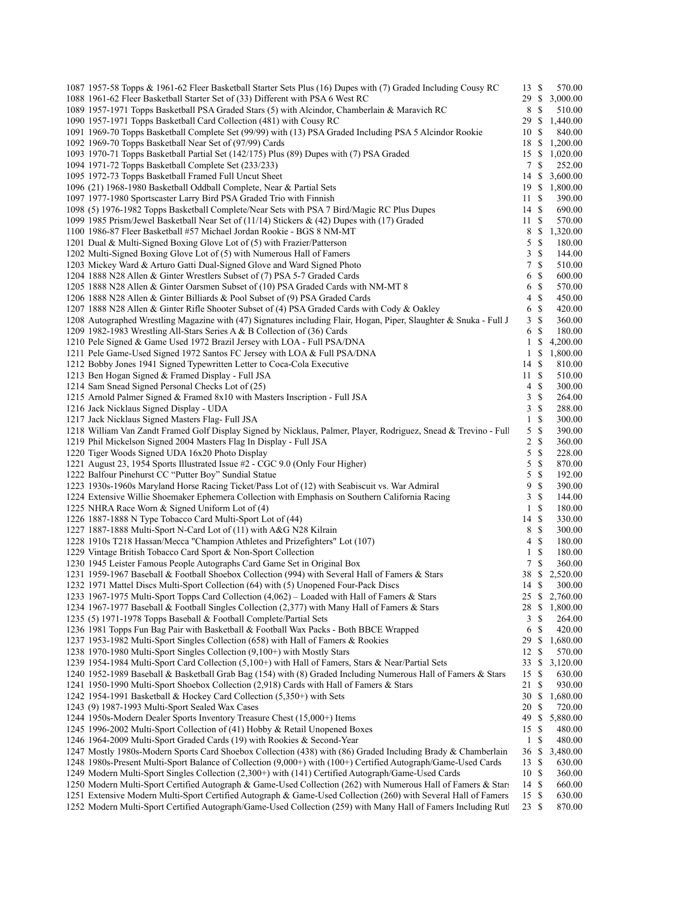| Lot | Description | Bids | | Price |
|---|---|---|---|---|
| 1087 | 1957-58 Topps & 1961-62 Fleer Basketball Starter Sets Plus (16) Dupes with (7) Graded Including Cousy RC | 13 | $ | 570.00 |
| 1088 | 1961-62 Fleer Basketball Starter Set of (33) Different with PSA 6 West RC | 29 | $ | 3,000.00 |
| 1089 | 1957-1971 Topps Basketball PSA Graded Stars (5) with Alcindor, Chamberlain & Maravich RC | 8 | $ | 510.00 |
| 1090 | 1957-1971 Topps Basketball Card Collection (481) with Cousy RC | 29 | $ | 1,440.00 |
| 1091 | 1969-70 Topps Basketball Complete Set (99/99) with (13) PSA Graded Including PSA 5 Alcindor Rookie | 10 | $ | 840.00 |
| 1092 | 1969-70 Topps Basketball Near Set of (97/99) Cards | 18 | $ | 1,200.00 |
| 1093 | 1970-71 Topps Basketball Partial Set (142/175) Plus (89) Dupes with (7) PSA Graded | 15 | $ | 1,020.00 |
| 1094 | 1971-72 Topps Basketball Complete Set (233/233) | 7 | $ | 252.00 |
| 1095 | 1972-73 Topps Basketball Framed Full Uncut Sheet | 14 | $ | 3,600.00 |
| 1096 | (21) 1968-1980 Basketball Oddball Complete, Near & Partial Sets | 19 | $ | 1,800.00 |
| 1097 | 1977-1980 Sportscaster Larry Bird PSA Graded Trio with Finnish | 11 | $ | 390.00 |
| 1098 | (5) 1976-1982 Topps Basketball Complete/Near Sets with PSA 7 Bird/Magic RC Plus Dupes | 14 | $ | 690.00 |
| 1099 | 1985 Prism/Jewel Basketball Near Set of (11/14) Stickers & (42) Dupes with (17) Graded | 11 | $ | 570.00 |
| 1100 | 1986-87 Fleer Basketball #57 Michael Jordan Rookie - BGS 8 NM-MT | 8 | $ | 1,320.00 |
| 1201 | Dual & Multi-Signed Boxing Glove Lot of (5) with Frazier/Patterson | 5 | $ | 180.00 |
| 1202 | Multi-Signed Boxing Glove Lot of (5) with Numerous Hall of Famers | 3 | $ | 144.00 |
| 1203 | Mickey Ward & Arturo Gatti Dual-Signed Glove and Ward Signed Photo | 7 | $ | 510.00 |
| 1204 | 1888 N28 Allen & Ginter Wrestlers Subset of (7) PSA 5-7 Graded Cards | 6 | $ | 600.00 |
| 1205 | 1888 N28 Allen & Ginter Oarsmen Subset of (10) PSA Graded Cards with NM-MT 8 | 6 | $ | 570.00 |
| 1206 | 1888 N28 Allen & Ginter Billiards & Pool Subset of (9) PSA Graded Cards | 4 | $ | 450.00 |
| 1207 | 1888 N28 Allen & Ginter Rifle Shooter Subset of (4) PSA Graded Cards with Cody & Oakley | 6 | $ | 420.00 |
| 1208 | Autographed Wrestling Magazine with (47) Signatures including Flair, Hogan, Piper, Slaughter & Snuka - Full J | 3 | $ | 360.00 |
| 1209 | 1982-1983 Wrestling All-Stars Series A & B Collection of (36) Cards | 6 | $ | 180.00 |
| 1210 | Pele Signed & Game Used 1972 Brazil Jersey with LOA - Full PSA/DNA | 1 | $ | 4,200.00 |
| 1211 | Pele Game-Used Signed 1972 Santos FC Jersey with LOA & Full PSA/DNA | 1 | $ | 1,800.00 |
| 1212 | Bobby Jones 1941 Signed Typewritten Letter to Coca-Cola Executive | 14 | $ | 810.00 |
| 1213 | Ben Hogan Signed & Framed Display - Full JSA | 11 | $ | 510.00 |
| 1214 | Sam Snead Signed Personal Checks Lot of (25) | 4 | $ | 300.00 |
| 1215 | Arnold Palmer Signed & Framed 8x10 with Masters Inscription - Full JSA | 3 | $ | 264.00 |
| 1216 | Jack Nicklaus Signed Display - UDA | 3 | $ | 288.00 |
| 1217 | Jack Nicklaus Signed Masters Flag- Full JSA | 1 | $ | 300.00 |
| 1218 | William Van Zandt Framed Golf Display Signed by Nicklaus, Palmer, Player, Rodriguez, Snead & Trevino - Full | 5 | $ | 390.00 |
| 1219 | Phil Mickelson Signed 2004 Masters Flag In Display - Full JSA | 2 | $ | 360.00 |
| 1220 | Tiger Woods Signed UDA 16x20 Photo Display | 5 | $ | 228.00 |
| 1221 | August 23, 1954 Sports Illustrated Issue #2 - CGC 9.0 (Only Four Higher) | 5 | $ | 870.00 |
| 1222 | Balfour Pinehurst CC "Putter Boy" Sundial Statue | 5 | $ | 192.00 |
| 1223 | 1930s-1960s Maryland Horse Racing Ticket/Pass Lot of (12) with Seabiscuit vs. War Admiral | 9 | $ | 390.00 |
| 1224 | Extensive Willie Shoemaker Ephemera Collection with Emphasis on Southern California Racing | 3 | $ | 144.00 |
| 1225 | NHRA Race Worn & Signed Uniform Lot of (4) | 1 | $ | 180.00 |
| 1226 | 1887-1888 N Type Tobacco Card Multi-Sport Lot of (44) | 14 | $ | 330.00 |
| 1227 | 1887-1888 Multi-Sport N-Card Lot of (11) with A&G N28 Kilrain | 8 | $ | 300.00 |
| 1228 | 1910s T218 Hassan/Mecca "Champion Athletes and Prizefighters" Lot (107) | 4 | $ | 180.00 |
| 1229 | Vintage British Tobacco Card Sport & Non-Sport Collection | 1 | $ | 180.00 |
| 1230 | 1945 Leister Famous People Autographs Card Game Set in Original Box | 7 | $ | 360.00 |
| 1231 | 1959-1967 Baseball & Football Shoebox Collection (994) with Several Hall of Famers & Stars | 38 | $ | 2,520.00 |
| 1232 | 1971 Mattel Discs Multi-Sport Collection (64) with (5) Unopened Four-Pack Discs | 14 | $ | 300.00 |
| 1233 | 1967-1975 Multi-Sport Topps Card Collection (4,062) – Loaded with Hall of Famers & Stars | 25 | $ | 2,760.00 |
| 1234 | 1967-1977 Baseball & Football Singles Collection (2,377) with Many Hall of Famers & Stars | 28 | $ | 1,800.00 |
| 1235 | (5) 1971-1978 Topps Baseball & Football Complete/Partial Sets | 3 | $ | 264.00 |
| 1236 | 1981 Topps Fun Bag Pair with Basketball & Football Wax Packs - Both BBCE Wrapped | 6 | $ | 420.00 |
| 1237 | 1953-1982 Multi-Sport Singles Collection (658) with Hall of Famers & Rookies | 29 | $ | 1,680.00 |
| 1238 | 1970-1980 Multi-Sport Singles Collection (9,100+) with Mostly Stars | 12 | $ | 570.00 |
| 1239 | 1954-1984 Multi-Sport Card Collection (5,100+) with Hall of Famers, Stars & Near/Partial Sets | 33 | $ | 3,120.00 |
| 1240 | 1952-1989 Baseball & Basketball Grab Bag (154) with (8) Graded Including Numerous Hall of Famers & Stars | 15 | $ | 630.00 |
| 1241 | 1950-1990 Multi-Sport Shoebox Collection (2,918) Cards with Hall of Famers & Stars | 21 | $ | 930.00 |
| 1242 | 1954-1991 Basketball & Hockey Card Collection (5,350+) with Sets | 30 | $ | 1,680.00 |
| 1243 | (9) 1987-1993 Multi-Sport Sealed Wax Cases | 20 | $ | 720.00 |
| 1244 | 1950s-Modern Dealer Sports Inventory Treasure Chest (15,000+) Items | 49 | $ | 5,880.00 |
| 1245 | 1996-2002 Multi-Sport Collection of (41) Hobby & Retail Unopened Boxes | 15 | $ | 480.00 |
| 1246 | 1964-2009 Multi-Sport Graded Cards (19) with Rookies & Second-Year | 1 | $ | 480.00 |
| 1247 | Mostly 1980s-Modern Sports Card Shoebox Collection (438) with (86) Graded Including Brady & Chamberlain | 36 | $ | 3,480.00 |
| 1248 | 1980s-Present Multi-Sport Balance of Collection (9,000+) with (100+) Certified Autograph/Game-Used Cards | 13 | $ | 630.00 |
| 1249 | Modern Multi-Sport Singles Collection (2,300+) with (141) Certified Autograph/Game-Used Cards | 10 | $ | 360.00 |
| 1250 | Modern Multi-Sport Certified Autograph & Game-Used Collection (262) with Numerous Hall of Famers & Stars | 14 | $ | 660.00 |
| 1251 | Extensive Modern Multi-Sport Certified Autograph & Game-Used Collection (260) with Several Hall of Famers | 15 | $ | 630.00 |
| 1252 | Modern Multi-Sport Certified Autograph/Game-Used Collection (259) with Many Hall of Famers Including Rutl | 23 | $ | 870.00 |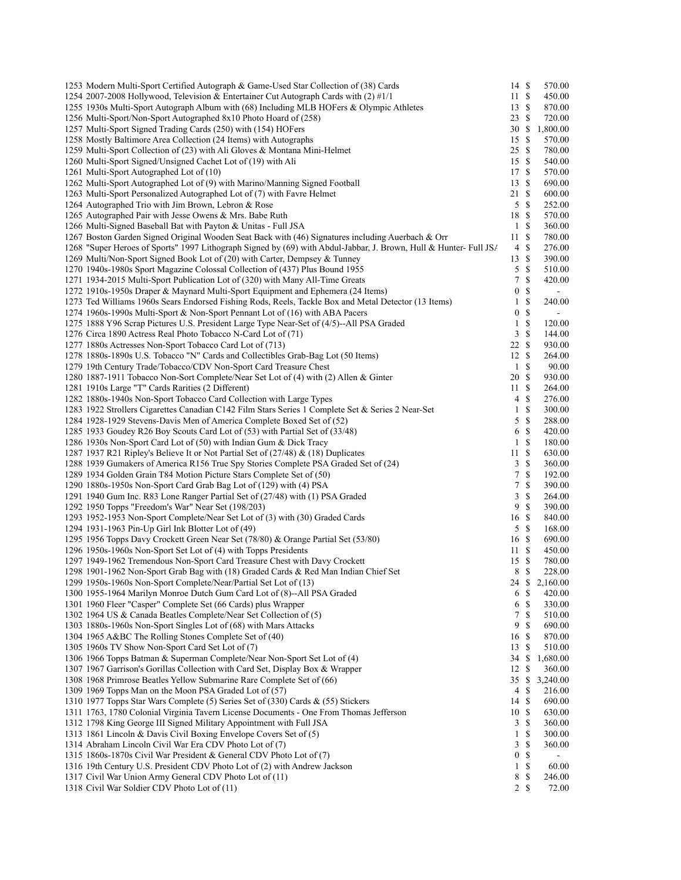| Lot | Description | Bids | | Price |
|---|---|---|---|---|
| 1253 | Modern Multi-Sport Certified Autograph & Game-Used Star Collection of (38) Cards | 14 | $ | 570.00 |
| 1254 | 2007-2008 Hollywood, Television & Entertainer Cut Autograph Cards with (2) #1/1 | 11 | $ | 450.00 |
| 1255 | 1930s Multi-Sport Autograph Album with (68) Including MLB HOFers & Olympic Athletes | 13 | $ | 870.00 |
| 1256 | Multi-Sport/Non-Sport Autographed 8x10 Photo Hoard of (258) | 23 | $ | 720.00 |
| 1257 | Multi-Sport Signed Trading Cards (250) with (154) HOFers | 30 | $ | 1,800.00 |
| 1258 | Mostly Baltimore Area Collection (24 Items) with Autographs | 15 | $ | 570.00 |
| 1259 | Multi-Sport Collection of (23) with Ali Gloves & Montana Mini-Helmet | 25 | $ | 780.00 |
| 1260 | Multi-Sport Signed/Unsigned Cachet Lot of (19) with Ali | 15 | $ | 540.00 |
| 1261 | Multi-Sport Autographed Lot of (10) | 17 | $ | 570.00 |
| 1262 | Multi-Sport Autographed Lot of (9) with Marino/Manning Signed Football | 13 | $ | 690.00 |
| 1263 | Multi-Sport Personalized Autographed Lot of (7) with Favre Helmet | 21 | $ | 600.00 |
| 1264 | Autographed Trio with Jim Brown, Lebron & Rose | 5 | $ | 252.00 |
| 1265 | Autographed Pair with Jesse Owens & Mrs. Babe Ruth | 18 | $ | 570.00 |
| 1266 | Multi-Signed Baseball Bat with Payton & Unitas - Full JSA | 1 | $ | 360.00 |
| 1267 | Boston Garden Signed Original Wooden Seat Back with (46) Signatures including Auerbach & Orr | 11 | $ | 780.00 |
| 1268 | "Super Heroes of Sports" 1997 Lithograph Signed by (69) with Abdul-Jabbar, J. Brown, Hull & Hunter- Full JSA | 4 | $ | 276.00 |
| 1269 | Multi/Non-Sport Signed Book Lot of (20) with Carter, Dempsey & Tunney | 13 | $ | 390.00 |
| 1270 | 1940s-1980s Sport Magazine Colossal Collection of (437) Plus Bound 1955 | 5 | $ | 510.00 |
| 1271 | 1934-2015 Multi-Sport Publication Lot of (320) with Many All-Time Greats | 7 | $ | 420.00 |
| 1272 | 1910s-1950s Draper & Maynard Multi-Sport Equipment and Ephemera (24 Items) | 0 | $ | - |
| 1273 | Ted Williams 1960s Sears Endorsed Fishing Rods, Reels, Tackle Box and Metal Detector (13 Items) | 1 | $ | 240.00 |
| 1274 | 1960s-1990s Multi-Sport & Non-Sport Pennant Lot of (16) with ABA Pacers | 0 | $ | - |
| 1275 | 1888 Y96 Scrap Pictures U.S. President Large Type Near-Set of (4/5)--All PSA Graded | 1 | $ | 120.00 |
| 1276 | Circa 1890 Actress Real Photo Tobacco N-Card Lot of (71) | 3 | $ | 144.00 |
| 1277 | 1880s Actresses Non-Sport Tobacco Card Lot of (713) | 22 | $ | 930.00 |
| 1278 | 1880s-1890s U.S. Tobacco "N" Cards and Collectibles Grab-Bag Lot (50 Items) | 12 | $ | 264.00 |
| 1279 | 19th Century Trade/Tobacco/CDV Non-Sport Card Treasure Chest | 1 | $ | 90.00 |
| 1280 | 1887-1911 Tobacco Non-Sort Complete/Near Set Lot of (4) with (2) Allen & Ginter | 20 | $ | 930.00 |
| 1281 | 1910s Large "T" Cards Rarities (2 Different) | 11 | $ | 264.00 |
| 1282 | 1880s-1940s Non-Sport Tobacco Card Collection with Large Types | 4 | $ | 276.00 |
| 1283 | 1922 Strollers Cigarettes Canadian C142 Film Stars Series 1 Complete Set & Series 2 Near-Set | 1 | $ | 300.00 |
| 1284 | 1928-1929 Stevens-Davis Men of America Complete Boxed Set of (52) | 5 | $ | 288.00 |
| 1285 | 1933 Goudey R26 Boy Scouts Card Lot of (53) with Partial Set of (33/48) | 6 | $ | 420.00 |
| 1286 | 1930s Non-Sport Card Lot of (50) with Indian Gum & Dick Tracy | 1 | $ | 180.00 |
| 1287 | 1937 R21 Ripley's Believe It or Not Partial Set of (27/48) & (18) Duplicates | 11 | $ | 630.00 |
| 1288 | 1939 Gumakers of America R156 True Spy Stories Complete PSA Graded Set of (24) | 3 | $ | 360.00 |
| 1289 | 1934 Golden Grain T84 Motion Picture Stars Complete Set of (50) | 7 | $ | 192.00 |
| 1290 | 1880s-1950s Non-Sport Card Grab Bag Lot of (129) with (4) PSA | 7 | $ | 390.00 |
| 1291 | 1940 Gum Inc. R83 Lone Ranger Partial Set of (27/48) with (1) PSA Graded | 3 | $ | 264.00 |
| 1292 | 1950 Topps "Freedom's War" Near Set (198/203) | 9 | $ | 390.00 |
| 1293 | 1952-1953 Non-Sport Complete/Near Set Lot of (3) with (30) Graded Cards | 16 | $ | 840.00 |
| 1294 | 1931-1963 Pin-Up Girl Ink Blotter Lot of (49) | 5 | $ | 168.00 |
| 1295 | 1956 Topps Davy Crockett Green Near Set (78/80) & Orange Partial Set (53/80) | 16 | $ | 690.00 |
| 1296 | 1950s-1960s Non-Sport Set Lot of (4) with Topps Presidents | 11 | $ | 450.00 |
| 1297 | 1949-1962 Tremendous Non-Sport Card Treasure Chest with Davy Crockett | 15 | $ | 780.00 |
| 1298 | 1901-1962 Non-Sport Grab Bag with (18) Graded Cards & Red Man Indian Chief Set | 8 | $ | 228.00 |
| 1299 | 1950s-1960s Non-Sport Complete/Near/Partial Set Lot of (13) | 24 | $ | 2,160.00 |
| 1300 | 1955-1964 Marilyn Monroe Dutch Gum Card Lot of (8)--All PSA Graded | 6 | $ | 420.00 |
| 1301 | 1960 Fleer "Casper" Complete Set (66 Cards) plus Wrapper | 6 | $ | 330.00 |
| 1302 | 1964 US & Canada Beatles Complete/Near Set Collection of (5) | 7 | $ | 510.00 |
| 1303 | 1880s-1960s Non-Sport Singles Lot of (68) with Mars Attacks | 9 | $ | 690.00 |
| 1304 | 1965 A&BC The Rolling Stones Complete Set of (40) | 16 | $ | 870.00 |
| 1305 | 1960s TV Show Non-Sport Card Set Lot of (7) | 13 | $ | 510.00 |
| 1306 | 1966 Topps Batman & Superman Complete/Near Non-Sport Set Lot of (4) | 34 | $ | 1,680.00 |
| 1307 | 1967 Garrison's Gorillas Collection with Card Set, Display Box & Wrapper | 12 | $ | 360.00 |
| 1308 | 1968 Primrose Beatles Yellow Submarine Rare Complete Set of (66) | 35 | $ | 3,240.00 |
| 1309 | 1969 Topps Man on the Moon PSA Graded Lot of (57) | 4 | $ | 216.00 |
| 1310 | 1977 Topps Star Wars Complete (5) Series Set of (330) Cards & (55) Stickers | 14 | $ | 690.00 |
| 1311 | 1763, 1780 Colonial Virginia Tavern License Documents - One From Thomas Jefferson | 10 | $ | 630.00 |
| 1312 | 1798 King George III Signed Military Appointment with Full JSA | 3 | $ | 360.00 |
| 1313 | 1861 Lincoln & Davis Civil Boxing Envelope Covers Set of (5) | 1 | $ | 300.00 |
| 1314 | Abraham Lincoln Civil War Era CDV Photo Lot of (7) | 3 | $ | 360.00 |
| 1315 | 1860s-1870s Civil War President & General CDV Photo Lot of (7) | 0 | $ | - |
| 1316 | 19th Century U.S. President CDV Photo Lot of (2) with Andrew Jackson | 1 | $ | 60.00 |
| 1317 | Civil War Union Army General CDV Photo Lot of (11) | 8 | $ | 246.00 |
| 1318 | Civil War Soldier CDV Photo Lot of (11) | 2 | $ | 72.00 |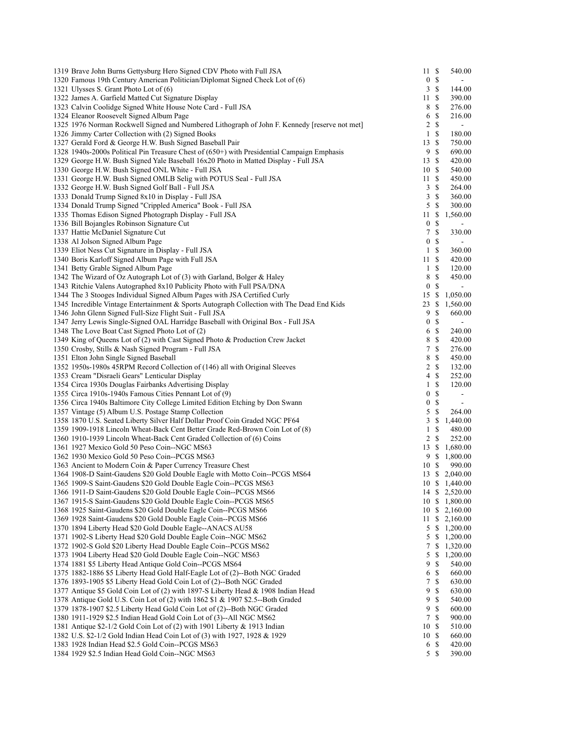| Lot | Description | Bids | | Price |
|---|---|---|---|---|
| 1319 | Brave John Burns Gettysburg Hero Signed CDV Photo with Full JSA | 11 | $ | 540.00 |
| 1320 | Famous 19th Century American Politician/Diplomat Signed Check Lot of (6) | 0 | $ | - |
| 1321 | Ulysses S. Grant Photo Lot of (6) | 3 | $ | 144.00 |
| 1322 | James A. Garfield Matted Cut Signature Display | 11 | $ | 390.00 |
| 1323 | Calvin Coolidge Signed White House Note Card - Full JSA | 8 | $ | 276.00 |
| 1324 | Eleanor Roosevelt Signed Album Page | 6 | $ | 216.00 |
| 1325 | 1976 Norman Rockwell Signed and Numbered Lithograph of John F. Kennedy [reserve not met] | 2 | $ | - |
| 1326 | Jimmy Carter Collection with (2) Signed Books | 1 | $ | 180.00 |
| 1327 | Gerald Ford & George H.W. Bush Signed Baseball Pair | 13 | $ | 750.00 |
| 1328 | 1940s-2000s Political Pin Treasure Chest of (650+) with Presidential Campaign Emphasis | 9 | $ | 690.00 |
| 1329 | George H.W. Bush Signed Yale Baseball 16x20 Photo in Matted Display - Full JSA | 13 | $ | 420.00 |
| 1330 | George H.W. Bush Signed ONL White - Full JSA | 10 | $ | 540.00 |
| 1331 | George H.W. Bush Signed OMLB Selig with POTUS Seal - Full JSA | 11 | $ | 450.00 |
| 1332 | George H.W. Bush Signed Golf Ball - Full JSA | 3 | $ | 264.00 |
| 1333 | Donald Trump Signed 8x10 in Display - Full JSA | 3 | $ | 360.00 |
| 1334 | Donald Trump Signed "Crippled America" Book - Full JSA | 5 | $ | 300.00 |
| 1335 | Thomas Edison Signed Photograph Display - Full JSA | 11 | $ | 1,560.00 |
| 1336 | Bill Bojangles Robinson Signature Cut | 0 | $ | - |
| 1337 | Hattie McDaniel Signature Cut | 7 | $ | 330.00 |
| 1338 | Al Jolson Signed Album Page | 0 | $ | - |
| 1339 | Eliot Ness Cut Signature in Display - Full JSA | 1 | $ | 360.00 |
| 1340 | Boris Karloff Signed Album Page with Full JSA | 11 | $ | 420.00 |
| 1341 | Betty Grable Signed Album Page | 1 | $ | 120.00 |
| 1342 | The Wizard of Oz Autograph Lot of (3) with Garland, Bolger & Haley | 8 | $ | 450.00 |
| 1343 | Ritchie Valens Autographed 8x10 Publicity Photo with Full PSA/DNA | 0 | $ | - |
| 1344 | The 3 Stooges Individual Signed Album Pages with JSA Certified Curly | 15 | $ | 1,050.00 |
| 1345 | Incredible Vintage Entertainment & Sports Autograph Collection with The Dead End Kids | 23 | $ | 1,560.00 |
| 1346 | John Glenn Signed Full-Size Flight Suit - Full JSA | 9 | $ | 660.00 |
| 1347 | Jerry Lewis Single-Signed OAL Harridge Baseball with Original Box - Full JSA | 0 | $ | - |
| 1348 | The Love Boat Cast Signed Photo Lot of (2) | 6 | $ | 240.00 |
| 1349 | King of Queens Lot of (2) with Cast Signed Photo & Production Crew Jacket | 8 | $ | 420.00 |
| 1350 | Crosby, Stills & Nash Signed Program - Full JSA | 7 | $ | 276.00 |
| 1351 | Elton John Single Signed Baseball | 8 | $ | 450.00 |
| 1352 | 1950s-1980s 45RPM Record Collection of (146) all with Original Sleeves | 2 | $ | 132.00 |
| 1353 | Cream "Disraeli Gears" Lenticular Display | 4 | $ | 252.00 |
| 1354 | Circa 1930s Douglas Fairbanks Advertising Display | 1 | $ | 120.00 |
| 1355 | Circa 1910s-1940s Famous Cities Pennant Lot of (9) | 0 | $ | - |
| 1356 | Circa 1940s Baltimore City College Limited Edition Etching by Don Swann | 0 | $ | - |
| 1357 | Vintage (5) Album U.S. Postage Stamp Collection | 5 | $ | 264.00 |
| 1358 | 1870 U.S. Seated Liberty Silver Half Dollar Proof Coin Graded NGC PF64 | 3 | $ | 1,440.00 |
| 1359 | 1909-1918 Lincoln Wheat-Back Cent Better Grade Red-Brown Coin Lot of (8) | 1 | $ | 480.00 |
| 1360 | 1910-1939 Lincoln Wheat-Back Cent Graded Collection of (6) Coins | 2 | $ | 252.00 |
| 1361 | 1927 Mexico Gold 50 Peso Coin--NGC MS63 | 13 | $ | 1,680.00 |
| 1362 | 1930 Mexico Gold 50 Peso Coin--PCGS MS63 | 9 | $ | 1,800.00 |
| 1363 | Ancient to Modern Coin & Paper Currency Treasure Chest | 10 | $ | 990.00 |
| 1364 | 1908-D Saint-Gaudens $20 Gold Double Eagle with Motto Coin--PCGS MS64 | 13 | $ | 2,040.00 |
| 1365 | 1909-S Saint-Gaudens $20 Gold Double Eagle Coin--PCGS MS63 | 10 | $ | 1,440.00 |
| 1366 | 1911-D Saint-Gaudens $20 Gold Double Eagle Coin--PCGS MS66 | 14 | $ | 2,520.00 |
| 1367 | 1915-S Saint-Gaudens $20 Gold Double Eagle Coin--PCGS MS65 | 10 | $ | 1,800.00 |
| 1368 | 1925 Saint-Gaudens $20 Gold Double Eagle Coin--PCGS MS66 | 10 | $ | 2,160.00 |
| 1369 | 1928 Saint-Gaudens $20 Gold Double Eagle Coin--PCGS MS66 | 11 | $ | 2,160.00 |
| 1370 | 1894 Liberty Head $20 Gold Double Eagle--ANACS AU58 | 5 | $ | 1,200.00 |
| 1371 | 1902-S Liberty Head $20 Gold Double Eagle Coin--NGC MS62 | 5 | $ | 1,200.00 |
| 1372 | 1902-S Gold $20 Liberty Head Double Eagle Coin--PCGS MS62 | 7 | $ | 1,320.00 |
| 1373 | 1904 Liberty Head $20 Gold Double Eagle Coin--NGC MS63 | 5 | $ | 1,200.00 |
| 1374 | 1881 $5 Liberty Head Antique Gold Coin--PCGS MS64 | 9 | $ | 540.00 |
| 1375 | 1882-1886 $5 Liberty Head Gold Half-Eagle Lot of (2)--Both NGC Graded | 6 | $ | 660.00 |
| 1376 | 1893-1905 $5 Liberty Head Gold Coin Lot of (2)--Both NGC Graded | 7 | $ | 630.00 |
| 1377 | Antique $5 Gold Coin Lot of (2) with 1897-S Liberty Head & 1908 Indian Head | 9 | $ | 630.00 |
| 1378 | Antique Gold U.S. Coin Lot of (2) with 1862 $1 & 1907 $2.5--Both Graded | 9 | $ | 540.00 |
| 1379 | 1878-1907 $2.5 Liberty Head Gold Coin Lot of (2)--Both NGC Graded | 9 | $ | 600.00 |
| 1380 | 1911-1929 $2.5 Indian Head Gold Coin Lot of (3)--All NGC MS62 | 7 | $ | 900.00 |
| 1381 | Antique $2-1/2 Gold Coin Lot of (2) with 1901 Liberty & 1913 Indian | 10 | $ | 510.00 |
| 1382 | U.S. $2-1/2 Gold Indian Head Coin Lot of (3) with 1927, 1928 & 1929 | 10 | $ | 660.00 |
| 1383 | 1928 Indian Head $2.5 Gold Coin--PCGS MS63 | 6 | $ | 420.00 |
| 1384 | 1929 $2.5 Indian Head Gold Coin--NGC MS63 | 5 | $ | 390.00 |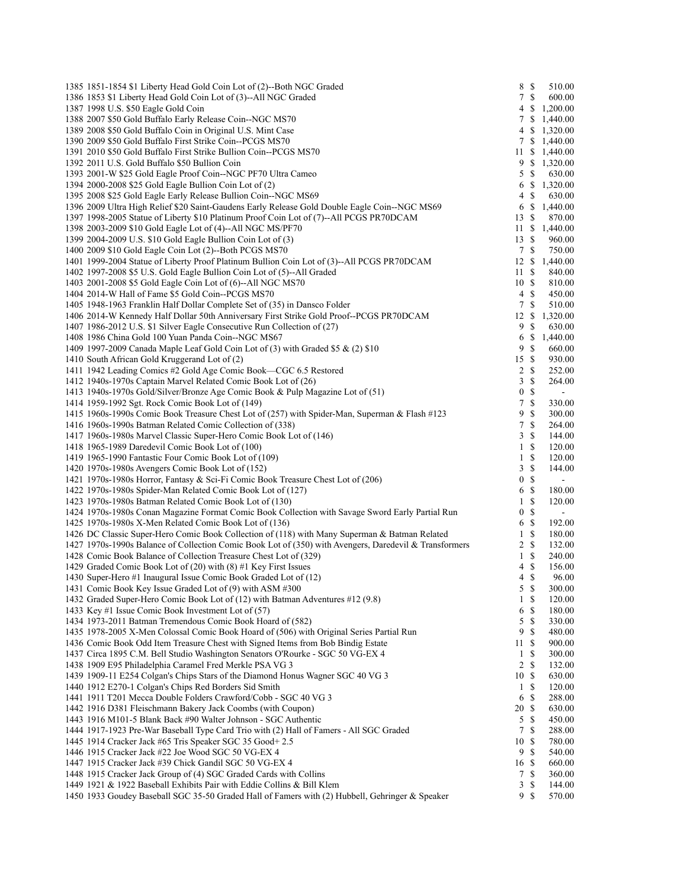| Lot | Description | Bids | Price |
|---|---|---|---|
| 1385 | 1851-1854 $1 Liberty Head Gold Coin Lot of (2)--Both NGC Graded | 8 | $ 510.00 |
| 1386 | 1853 $1 Liberty Head Gold Coin Lot of (3)--All NGC Graded | 7 | $ 600.00 |
| 1387 | 1998 U.S. $50 Eagle Gold Coin | 4 | $ 1,200.00 |
| 1388 | 2007 $50 Gold Buffalo Early Release Coin--NGC MS70 | 7 | $ 1,440.00 |
| 1389 | 2008 $50 Gold Buffalo Coin in Original U.S. Mint Case | 4 | $ 1,320.00 |
| 1390 | 2009 $50 Gold Buffalo First Strike Coin--PCGS MS70 | 7 | $ 1,440.00 |
| 1391 | 2010 $50 Gold Buffalo First Strike Bullion Coin--PCGS MS70 | 11 | $ 1,440.00 |
| 1392 | 2011 U.S. Gold Buffalo $50 Bullion Coin | 9 | $ 1,320.00 |
| 1393 | 2001-W $25 Gold Eagle Proof Coin--NGC PF70 Ultra Cameo | 5 | $ 630.00 |
| 1394 | 2000-2008 $25 Gold Eagle Bullion Coin Lot of (2) | 6 | $ 1,320.00 |
| 1395 | 2008 $25 Gold Eagle Early Release Bullion Coin--NGC MS69 | 4 | $ 630.00 |
| 1396 | 2009 Ultra High Relief $20 Saint-Gaudens Early Release Gold Double Eagle Coin--NGC MS69 | 6 | $ 1,440.00 |
| 1397 | 1998-2005 Statue of Liberty $10 Platinum Proof Coin Lot of (7)--All PCGS PR70DCAM | 13 | $ 870.00 |
| 1398 | 2003-2009 $10 Gold Eagle Lot of (4)--All NGC MS/PF70 | 11 | $ 1,440.00 |
| 1399 | 2004-2009 U.S. $10 Gold Eagle Bullion Coin Lot of (3) | 13 | $ 960.00 |
| 1400 | 2009 $10 Gold Eagle Coin Lot (2)--Both PCGS MS70 | 7 | $ 750.00 |
| 1401 | 1999-2004 Statue of Liberty Proof Platinum Bullion Coin Lot of (3)--All PCGS PR70DCAM | 12 | $ 1,440.00 |
| 1402 | 1997-2008 $5 U.S. Gold Eagle Bullion Coin Lot of (5)--All Graded | 11 | $ 840.00 |
| 1403 | 2001-2008 $5 Gold Eagle Coin Lot of (6)--All NGC MS70 | 10 | $ 810.00 |
| 1404 | 2014-W Hall of Fame $5 Gold Coin--PCGS MS70 | 4 | $ 450.00 |
| 1405 | 1948-1963 Franklin Half Dollar Complete Set of (35) in Dansco Folder | 7 | $ 510.00 |
| 1406 | 2014-W Kennedy Half Dollar 50th Anniversary First Strike Gold Proof--PCGS PR70DCAM | 12 | $ 1,320.00 |
| 1407 | 1986-2012 U.S. $1 Silver Eagle Consecutive Run Collection of (27) | 9 | $ 630.00 |
| 1408 | 1986 China Gold 100 Yuan Panda Coin--NGC MS67 | 6 | $ 1,440.00 |
| 1409 | 1997-2009 Canada Maple Leaf Gold Coin Lot of (3) with Graded $5 & (2) $10 | 9 | $ 660.00 |
| 1410 | South African Gold Kruggerand Lot of (2) | 15 | $ 930.00 |
| 1411 | 1942 Leading Comics #2 Gold Age Comic Book—CGC 6.5 Restored | 2 | $ 252.00 |
| 1412 | 1940s-1970s Captain Marvel Related Comic Book Lot of (26) | 3 | $ 264.00 |
| 1413 | 1940s-1970s Gold/Silver/Bronze Age Comic Book & Pulp Magazine Lot of (51) | 0 | $ - |
| 1414 | 1959-1992 Sgt. Rock Comic Book Lot of (149) | 7 | $ 330.00 |
| 1415 | 1960s-1990s Comic Book Treasure Chest Lot of (257) with Spider-Man, Superman & Flash #123 | 9 | $ 300.00 |
| 1416 | 1960s-1990s Batman Related Comic Collection of (338) | 7 | $ 264.00 |
| 1417 | 1960s-1980s Marvel Classic Super-Hero Comic Book Lot of (146) | 3 | $ 144.00 |
| 1418 | 1965-1989 Daredevil Comic Book Lot of (100) | 1 | $ 120.00 |
| 1419 | 1965-1990 Fantastic Four Comic Book Lot of (109) | 1 | $ 120.00 |
| 1420 | 1970s-1980s Avengers Comic Book Lot of (152) | 3 | $ 144.00 |
| 1421 | 1970s-1980s Horror, Fantasy & Sci-Fi Comic Book Treasure Chest Lot of (206) | 0 | $ - |
| 1422 | 1970s-1980s Spider-Man Related Comic Book Lot of (127) | 6 | $ 180.00 |
| 1423 | 1970s-1980s Batman Related Comic Book Lot of (130) | 1 | $ 120.00 |
| 1424 | 1970s-1980s Conan Magazine Format Comic Book Collection with Savage Sword Early Partial Run | 0 | $ - |
| 1425 | 1970s-1980s X-Men Related Comic Book Lot of (136) | 6 | $ 192.00 |
| 1426 | DC Classic Super-Hero Comic Book Collection of (118) with Many Superman & Batman Related | 1 | $ 180.00 |
| 1427 | 1970s-1990s Balance of Collection Comic Book Lot of (350) with Avengers, Daredevil & Transformers | 2 | $ 132.00 |
| 1428 | Comic Book Balance of Collection Treasure Chest Lot of (329) | 1 | $ 240.00 |
| 1429 | Graded Comic Book Lot of (20) with (8) #1 Key First Issues | 4 | $ 156.00 |
| 1430 | Super-Hero #1 Inaugural Issue Comic Book Graded Lot of (12) | 4 | $ 96.00 |
| 1431 | Comic Book Key Issue Graded Lot of (9) with ASM #300 | 5 | $ 300.00 |
| 1432 | Graded Super-Hero Comic Book Lot of (12) with Batman Adventures #12 (9.8) | 1 | $ 120.00 |
| 1433 | Key #1 Issue Comic Book Investment Lot of (57) | 6 | $ 180.00 |
| 1434 | 1973-2011 Batman Tremendous Comic Book Hoard of (582) | 5 | $ 330.00 |
| 1435 | 1978-2005 X-Men Colossal Comic Book Hoard of (506) with Original Series Partial Run | 9 | $ 480.00 |
| 1436 | Comic Book Odd Item Treasure Chest with Signed Items from Bob Bindig Estate | 11 | $ 900.00 |
| 1437 | Circa 1895 C.M. Bell Studio Washington Senators O'Rourke - SGC 50 VG-EX 4 | 1 | $ 300.00 |
| 1438 | 1909 E95 Philadelphia Caramel Fred Merkle PSA VG 3 | 2 | $ 132.00 |
| 1439 | 1909-11 E254 Colgan's Chips Stars of the Diamond Honus Wagner SGC 40 VG 3 | 10 | $ 630.00 |
| 1440 | 1912 E270-1 Colgan's Chips Red Borders Sid Smith | 1 | $ 120.00 |
| 1441 | 1911 T201 Mecca Double Folders Crawford/Cobb - SGC 40 VG 3 | 6 | $ 288.00 |
| 1442 | 1916 D381 Fleischmann Bakery Jack Coombs (with Coupon) | 20 | $ 630.00 |
| 1443 | 1916 M101-5 Blank Back #90 Walter Johnson - SGC Authentic | 5 | $ 450.00 |
| 1444 | 1917-1923 Pre-War Baseball Type Card Trio with (2) Hall of Famers - All SGC Graded | 7 | $ 288.00 |
| 1445 | 1914 Cracker Jack #65 Tris Speaker SGC 35 Good+ 2.5 | 10 | $ 780.00 |
| 1446 | 1915 Cracker Jack #22 Joe Wood SGC 50 VG-EX 4 | 9 | $ 540.00 |
| 1447 | 1915 Cracker Jack #39 Chick Gandil SGC 50 VG-EX 4 | 16 | $ 660.00 |
| 1448 | 1915 Cracker Jack Group of (4) SGC Graded Cards with Collins | 7 | $ 360.00 |
| 1449 | 1921 & 1922 Baseball Exhibits Pair with Eddie Collins & Bill Klem | 3 | $ 144.00 |
| 1450 | 1933 Goudey Baseball SGC 35-50 Graded Hall of Famers with (2) Hubbell, Gehringer & Speaker | 9 | $ 570.00 |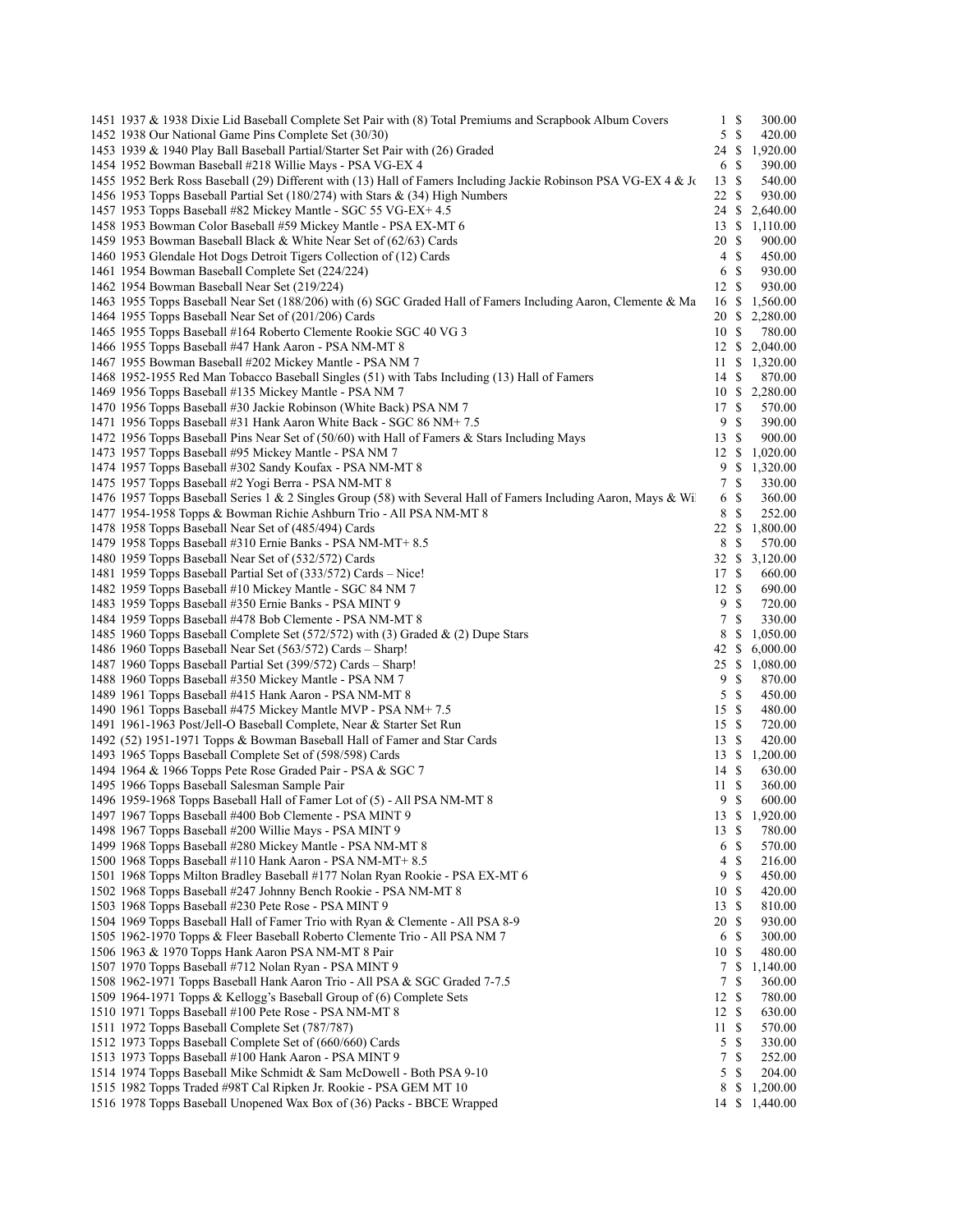| | | | |
|---|---|---|---|
| 1451 | 1937 & 1938 Dixie Lid Baseball Complete Set Pair with (8) Total Premiums and Scrapbook Album Covers | 1 | $ 300.00 |
| 1452 | 1938 Our National Game Pins Complete Set (30/30) | 5 | $ 420.00 |
| 1453 | 1939 & 1940 Play Ball Baseball Partial/Starter Set Pair with (26) Graded | 24 | $ 1,920.00 |
| 1454 | 1952 Bowman Baseball #218 Willie Mays - PSA VG-EX 4 | 6 | $ 390.00 |
| 1455 | 1952 Berk Ross Baseball (29) Different with (13) Hall of Famers Including Jackie Robinson PSA VG-EX 4 & Jo | 13 | $ 540.00 |
| 1456 | 1953 Topps Baseball Partial Set (180/274) with Stars & (34) High Numbers | 22 | $ 930.00 |
| 1457 | 1953 Topps Baseball #82 Mickey Mantle - SGC 55 VG-EX+ 4.5 | 24 | $ 2,640.00 |
| 1458 | 1953 Bowman Color Baseball #59 Mickey Mantle - PSA EX-MT 6 | 13 | $ 1,110.00 |
| 1459 | 1953 Bowman Baseball Black & White Near Set of (62/63) Cards | 20 | $ 900.00 |
| 1460 | 1953 Glendale Hot Dogs Detroit Tigers Collection of (12) Cards | 4 | $ 450.00 |
| 1461 | 1954 Bowman Baseball Complete Set (224/224) | 6 | $ 930.00 |
| 1462 | 1954 Bowman Baseball Near Set (219/224) | 12 | $ 930.00 |
| 1463 | 1955 Topps Baseball Near Set (188/206) with (6) SGC Graded Hall of Famers Including Aaron, Clemente & Ma | 16 | $ 1,560.00 |
| 1464 | 1955 Topps Baseball Near Set of (201/206) Cards | 20 | $ 2,280.00 |
| 1465 | 1955 Topps Baseball #164 Roberto Clemente Rookie SGC 40 VG 3 | 10 | $ 780.00 |
| 1466 | 1955 Topps Baseball #47 Hank Aaron - PSA NM-MT 8 | 12 | $ 2,040.00 |
| 1467 | 1955 Bowman Baseball #202 Mickey Mantle - PSA NM 7 | 11 | $ 1,320.00 |
| 1468 | 1952-1955 Red Man Tobacco Baseball Singles (51) with Tabs Including (13) Hall of Famers | 14 | $ 870.00 |
| 1469 | 1956 Topps Baseball #135 Mickey Mantle - PSA NM 7 | 10 | $ 2,280.00 |
| 1470 | 1956 Topps Baseball #30 Jackie Robinson (White Back) PSA NM 7 | 17 | $ 570.00 |
| 1471 | 1956 Topps Baseball #31 Hank Aaron White Back - SGC 86 NM+ 7.5 | 9 | $ 390.00 |
| 1472 | 1956 Topps Baseball Pins Near Set of (50/60) with Hall of Famers & Stars Including Mays | 13 | $ 900.00 |
| 1473 | 1957 Topps Baseball #95 Mickey Mantle - PSA NM 7 | 12 | $ 1,020.00 |
| 1474 | 1957 Topps Baseball #302 Sandy Koufax - PSA NM-MT 8 | 9 | $ 1,320.00 |
| 1475 | 1957 Topps Baseball #2 Yogi Berra - PSA NM-MT 8 | 7 | $ 330.00 |
| 1476 | 1957 Topps Baseball Series 1 & 2 Singles Group (58) with Several Hall of Famers Including Aaron, Mays & Wi | 6 | $ 360.00 |
| 1477 | 1954-1958 Topps & Bowman Richie Ashburn Trio - All PSA NM-MT 8 | 8 | $ 252.00 |
| 1478 | 1958 Topps Baseball Near Set of (485/494) Cards | 22 | $ 1,800.00 |
| 1479 | 1958 Topps Baseball #310 Ernie Banks - PSA NM-MT+ 8.5 | 8 | $ 570.00 |
| 1480 | 1959 Topps Baseball Near Set of (532/572) Cards | 32 | $ 3,120.00 |
| 1481 | 1959 Topps Baseball Partial Set of (333/572) Cards – Nice! | 17 | $ 660.00 |
| 1482 | 1959 Topps Baseball #10 Mickey Mantle - SGC 84 NM 7 | 12 | $ 690.00 |
| 1483 | 1959 Topps Baseball #350 Ernie Banks - PSA MINT 9 | 9 | $ 720.00 |
| 1484 | 1959 Topps Baseball #478 Bob Clemente - PSA NM-MT 8 | 7 | $ 330.00 |
| 1485 | 1960 Topps Baseball Complete Set (572/572) with (3) Graded & (2) Dupe Stars | 8 | $ 1,050.00 |
| 1486 | 1960 Topps Baseball Near Set (563/572) Cards – Sharp! | 42 | $ 6,000.00 |
| 1487 | 1960 Topps Baseball Partial Set (399/572) Cards – Sharp! | 25 | $ 1,080.00 |
| 1488 | 1960 Topps Baseball #350 Mickey Mantle - PSA NM 7 | 9 | $ 870.00 |
| 1489 | 1961 Topps Baseball #415 Hank Aaron - PSA NM-MT 8 | 5 | $ 450.00 |
| 1490 | 1961 Topps Baseball #475 Mickey Mantle MVP - PSA NM+ 7.5 | 15 | $ 480.00 |
| 1491 | 1961-1963 Post/Jell-O Baseball Complete, Near & Starter Set Run | 15 | $ 720.00 |
| 1492 | (52) 1951-1971 Topps & Bowman Baseball Hall of Famer and Star Cards | 13 | $ 420.00 |
| 1493 | 1965 Topps Baseball Complete Set of (598/598) Cards | 13 | $ 1,200.00 |
| 1494 | 1964 & 1966 Topps Pete Rose Graded Pair - PSA & SGC 7 | 14 | $ 630.00 |
| 1495 | 1966 Topps Baseball Salesman Sample Pair | 11 | $ 360.00 |
| 1496 | 1959-1968 Topps Baseball Hall of Famer Lot of (5) - All PSA NM-MT 8 | 9 | $ 600.00 |
| 1497 | 1967 Topps Baseball #400 Bob Clemente - PSA MINT 9 | 13 | $ 1,920.00 |
| 1498 | 1967 Topps Baseball #200 Willie Mays - PSA MINT 9 | 13 | $ 780.00 |
| 1499 | 1968 Topps Baseball #280 Mickey Mantle - PSA NM-MT 8 | 6 | $ 570.00 |
| 1500 | 1968 Topps Baseball #110 Hank Aaron - PSA NM-MT+ 8.5 | 4 | $ 216.00 |
| 1501 | 1968 Topps Milton Bradley Baseball #177 Nolan Ryan Rookie - PSA EX-MT 6 | 9 | $ 450.00 |
| 1502 | 1968 Topps Baseball #247 Johnny Bench Rookie - PSA NM-MT 8 | 10 | $ 420.00 |
| 1503 | 1968 Topps Baseball #230 Pete Rose - PSA MINT 9 | 13 | $ 810.00 |
| 1504 | 1969 Topps Baseball Hall of Famer Trio with Ryan & Clemente - All PSA 8-9 | 20 | $ 930.00 |
| 1505 | 1962-1970 Topps & Fleer Baseball Roberto Clemente Trio - All PSA NM 7 | 6 | $ 300.00 |
| 1506 | 1963 & 1970 Topps Hank Aaron PSA NM-MT 8 Pair | 10 | $ 480.00 |
| 1507 | 1970 Topps Baseball #712 Nolan Ryan - PSA MINT 9 | 7 | $ 1,140.00 |
| 1508 | 1962-1971 Topps Baseball Hank Aaron Trio - All PSA & SGC Graded 7-7.5 | 7 | $ 360.00 |
| 1509 | 1964-1971 Topps & Kellogg's Baseball Group of (6) Complete Sets | 12 | $ 780.00 |
| 1510 | 1971 Topps Baseball #100 Pete Rose - PSA NM-MT 8 | 12 | $ 630.00 |
| 1511 | 1972 Topps Baseball Complete Set (787/787) | 11 | $ 570.00 |
| 1512 | 1973 Topps Baseball Complete Set of (660/660) Cards | 5 | $ 330.00 |
| 1513 | 1973 Topps Baseball #100 Hank Aaron - PSA MINT 9 | 7 | $ 252.00 |
| 1514 | 1974 Topps Baseball Mike Schmidt & Sam McDowell - Both PSA 9-10 | 5 | $ 204.00 |
| 1515 | 1982 Topps Traded #98T Cal Ripken Jr. Rookie - PSA GEM MT 10 | 8 | $ 1,200.00 |
| 1516 | 1978 Topps Baseball Unopened Wax Box of (36) Packs - BBCE Wrapped | 14 | $ 1,440.00 |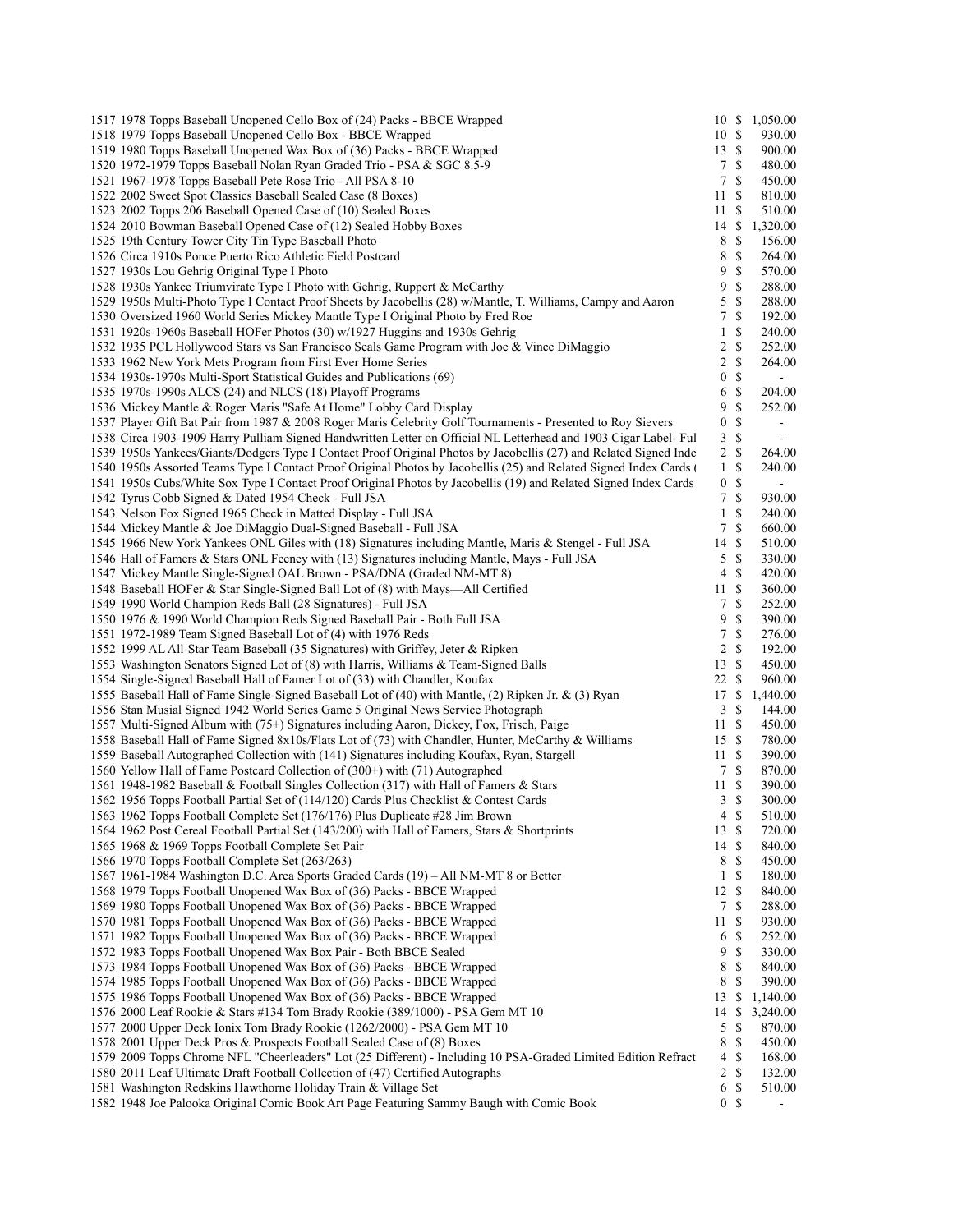| Lot | Description | Bids | | Price |
|---|---|---|---|---|
| 1517 | 1978 Topps Baseball Unopened Cello Box of (24) Packs - BBCE Wrapped | 10 | $ | 1,050.00 |
| 1518 | 1979 Topps Baseball Unopened Cello Box - BBCE Wrapped | 10 | $ | 930.00 |
| 1519 | 1980 Topps Baseball Unopened Wax Box of (36) Packs - BBCE Wrapped | 13 | $ | 900.00 |
| 1520 | 1972-1979 Topps Baseball Nolan Ryan Graded Trio - PSA & SGC 8.5-9 | 7 | $ | 480.00 |
| 1521 | 1967-1978 Topps Baseball Pete Rose Trio - All PSA 8-10 | 7 | $ | 450.00 |
| 1522 | 2002 Sweet Spot Classics Baseball Sealed Case (8 Boxes) | 11 | $ | 810.00 |
| 1523 | 2002 Topps 206 Baseball Opened Case of (10) Sealed Boxes | 11 | $ | 510.00 |
| 1524 | 2010 Bowman Baseball Opened Case of (12) Sealed Hobby Boxes | 14 | $ | 1,320.00 |
| 1525 | 19th Century Tower City Tin Type Baseball Photo | 8 | $ | 156.00 |
| 1526 | Circa 1910s Ponce Puerto Rico Athletic Field Postcard | 8 | $ | 264.00 |
| 1527 | 1930s Lou Gehrig Original Type I Photo | 9 | $ | 570.00 |
| 1528 | 1930s Yankee Triumvirate Type I Photo with Gehrig, Ruppert & McCarthy | 9 | $ | 288.00 |
| 1529 | 1950s Multi-Photo Type I Contact Proof Sheets by Jacobellis (28) w/Mantle, T. Williams, Campy and Aaron | 5 | $ | 288.00 |
| 1530 | Oversized 1960 World Series Mickey Mantle Type I Original Photo by Fred Roe | 7 | $ | 192.00 |
| 1531 | 1920s-1960s Baseball HOFer Photos (30) w/1927 Huggins and 1930s Gehrig | 1 | $ | 240.00 |
| 1532 | 1935 PCL Hollywood Stars vs San Francisco Seals Game Program with Joe & Vince DiMaggio | 2 | $ | 252.00 |
| 1533 | 1962 New York Mets Program from First Ever Home Series | 2 | $ | 264.00 |
| 1534 | 1930s-1970s Multi-Sport Statistical Guides and Publications (69) | 0 | $ | - |
| 1535 | 1970s-1990s ALCS (24) and NLCS (18) Playoff Programs | 6 | $ | 204.00 |
| 1536 | Mickey Mantle & Roger Maris "Safe At Home" Lobby Card Display | 9 | $ | 252.00 |
| 1537 | Player Gift Bat Pair from 1987 & 2008 Roger Maris Celebrity Golf Tournaments - Presented to Roy Sievers | 0 | $ | - |
| 1538 | Circa 1903-1909 Harry Pulliam Signed Handwritten Letter on Official NL Letterhead and 1903 Cigar Label- Ful | 3 | $ | - |
| 1539 | 1950s Yankees/Giants/Dodgers Type I Contact Proof Original Photos by Jacobellis (27) and Related Signed Inde | 2 | $ | 264.00 |
| 1540 | 1950s Assorted Teams Type I Contact Proof Original Photos by Jacobellis (25) and Related Signed Index Cards ( | 1 | $ | 240.00 |
| 1541 | 1950s Cubs/White Sox Type I Contact Proof Original Photos by Jacobellis (19) and Related Signed Index Cards | 0 | $ | - |
| 1542 | Tyrus Cobb Signed & Dated 1954 Check - Full JSA | 7 | $ | 930.00 |
| 1543 | Nelson Fox Signed 1965 Check in Matted Display - Full JSA | 1 | $ | 240.00 |
| 1544 | Mickey Mantle & Joe DiMaggio Dual-Signed Baseball - Full JSA | 7 | $ | 660.00 |
| 1545 | 1966 New York Yankees ONL Giles with (18) Signatures including Mantle, Maris & Stengel - Full JSA | 14 | $ | 510.00 |
| 1546 | Hall of Famers & Stars ONL Feeney with (13) Signatures including Mantle, Mays - Full JSA | 5 | $ | 330.00 |
| 1547 | Mickey Mantle Single-Signed OAL Brown - PSA/DNA (Graded NM-MT 8) | 4 | $ | 420.00 |
| 1548 | Baseball HOFer & Star Single-Signed Ball Lot of (8) with Mays—All Certified | 11 | $ | 360.00 |
| 1549 | 1990 World Champion Reds Ball (28 Signatures) - Full JSA | 7 | $ | 252.00 |
| 1550 | 1976 & 1990 World Champion Reds Signed Baseball Pair - Both Full JSA | 9 | $ | 390.00 |
| 1551 | 1972-1989 Team Signed Baseball Lot of (4) with 1976 Reds | 7 | $ | 276.00 |
| 1552 | 1999 AL All-Star Team Baseball (35 Signatures) with Griffey, Jeter & Ripken | 2 | $ | 192.00 |
| 1553 | Washington Senators Signed Lot of (8) with Harris, Williams & Team-Signed Balls | 13 | $ | 450.00 |
| 1554 | Single-Signed Baseball Hall of Famer Lot of (33) with Chandler, Koufax | 22 | $ | 960.00 |
| 1555 | Baseball Hall of Fame Single-Signed Baseball Lot of (40) with Mantle, (2) Ripken Jr. & (3) Ryan | 17 | $ | 1,440.00 |
| 1556 | Stan Musial Signed 1942 World Series Game 5 Original News Service Photograph | 3 | $ | 144.00 |
| 1557 | Multi-Signed Album with (75+) Signatures including Aaron, Dickey, Fox, Frisch, Paige | 11 | $ | 450.00 |
| 1558 | Baseball Hall of Fame Signed 8x10s/Flats Lot of (73) with Chandler, Hunter, McCarthy & Williams | 15 | $ | 780.00 |
| 1559 | Baseball Autographed Collection with (141) Signatures including Koufax, Ryan, Stargell | 11 | $ | 390.00 |
| 1560 | Yellow Hall of Fame Postcard Collection of (300+) with (71) Autographed | 7 | $ | 870.00 |
| 1561 | 1948-1982 Baseball & Football Singles Collection (317) with Hall of Famers & Stars | 11 | $ | 390.00 |
| 1562 | 1956 Topps Football Partial Set of (114/120) Cards Plus Checklist & Contest Cards | 3 | $ | 300.00 |
| 1563 | 1962 Topps Football Complete Set (176/176) Plus Duplicate #28 Jim Brown | 4 | $ | 510.00 |
| 1564 | 1962 Post Cereal Football Partial Set (143/200) with Hall of Famers, Stars & Shortprints | 13 | $ | 720.00 |
| 1565 | 1968 & 1969 Topps Football Complete Set Pair | 14 | $ | 840.00 |
| 1566 | 1970 Topps Football Complete Set (263/263) | 8 | $ | 450.00 |
| 1567 | 1961-1984 Washington D.C. Area Sports Graded Cards (19) – All NM-MT 8 or Better | 1 | $ | 180.00 |
| 1568 | 1979 Topps Football Unopened Wax Box of (36) Packs - BBCE Wrapped | 12 | $ | 840.00 |
| 1569 | 1980 Topps Football Unopened Wax Box of (36) Packs - BBCE Wrapped | 7 | $ | 288.00 |
| 1570 | 1981 Topps Football Unopened Wax Box of (36) Packs - BBCE Wrapped | 11 | $ | 930.00 |
| 1571 | 1982 Topps Football Unopened Wax Box of (36) Packs - BBCE Wrapped | 6 | $ | 252.00 |
| 1572 | 1983 Topps Football Unopened Wax Box Pair - Both BBCE Sealed | 9 | $ | 330.00 |
| 1573 | 1984 Topps Football Unopened Wax Box of (36) Packs - BBCE Wrapped | 8 | $ | 840.00 |
| 1574 | 1985 Topps Football Unopened Wax Box of (36) Packs - BBCE Wrapped | 8 | $ | 390.00 |
| 1575 | 1986 Topps Football Unopened Wax Box of (36) Packs - BBCE Wrapped | 13 | $ | 1,140.00 |
| 1576 | 2000 Leaf Rookie & Stars #134 Tom Brady Rookie (389/1000) - PSA Gem MT 10 | 14 | $ | 3,240.00 |
| 1577 | 2000 Upper Deck Ionix Tom Brady Rookie (1262/2000) - PSA Gem MT 10 | 5 | $ | 870.00 |
| 1578 | 2001 Upper Deck Pros & Prospects Football Sealed Case of (8) Boxes | 8 | $ | 450.00 |
| 1579 | 2009 Topps Chrome NFL "Cheerleaders" Lot (25 Different) - Including 10 PSA-Graded Limited Edition Refract | 4 | $ | 168.00 |
| 1580 | 2011 Leaf Ultimate Draft Football Collection of (47) Certified Autographs | 2 | $ | 132.00 |
| 1581 | Washington Redskins Hawthorne Holiday Train & Village Set | 6 | $ | 510.00 |
| 1582 | 1948 Joe Palooka Original Comic Book Art Page Featuring Sammy Baugh with Comic Book | 0 | $ | - |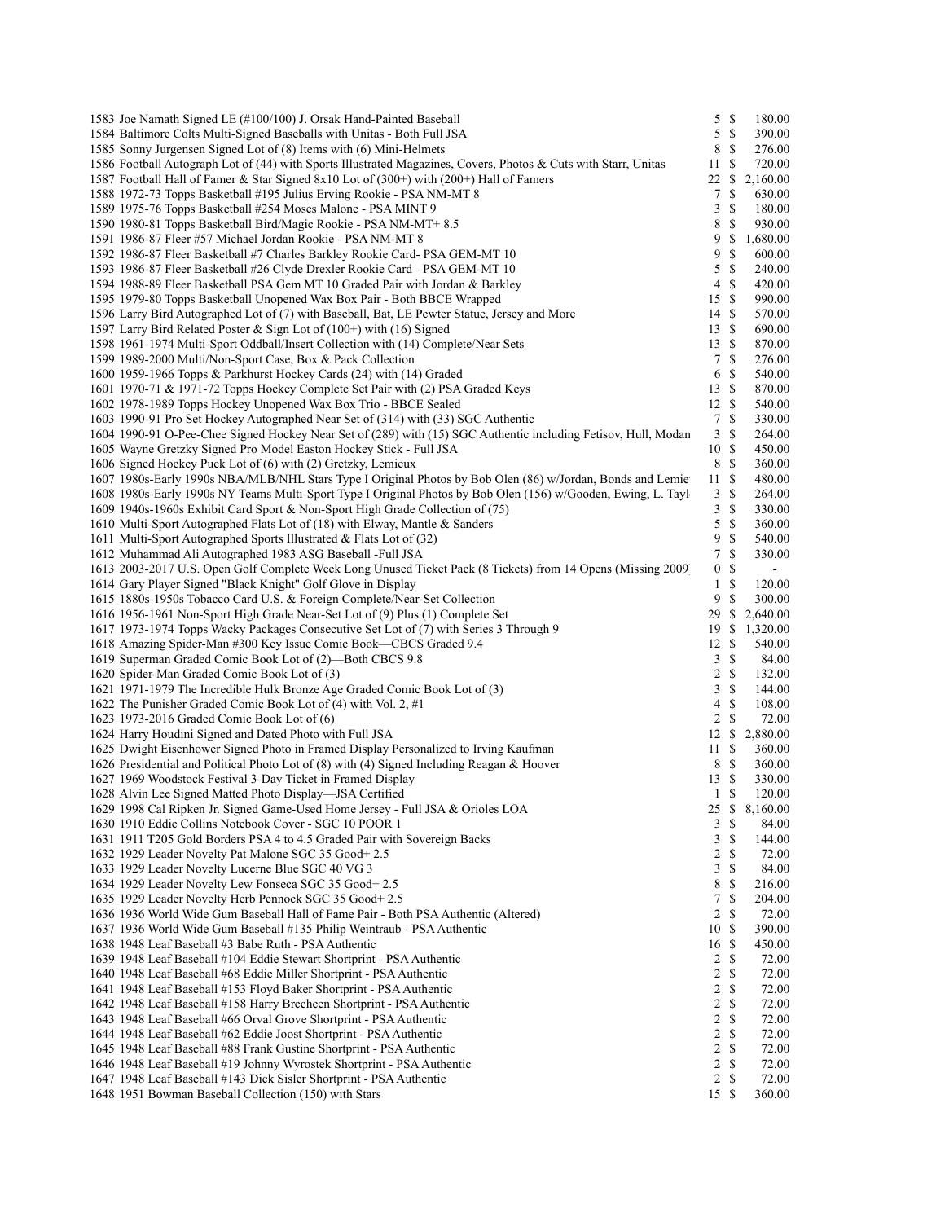| Lot | Description | Bids | | Price |
|---|---|---|---|---|
| 1583 | Joe Namath Signed LE (#100/100) J. Orsak Hand-Painted Baseball | 5 | $ | 180.00 |
| 1584 | Baltimore Colts Multi-Signed Baseballs with Unitas - Both Full JSA | 5 | $ | 390.00 |
| 1585 | Sonny Jurgensen Signed Lot of (8) Items with (6) Mini-Helmets | 8 | $ | 276.00 |
| 1586 | Football Autograph Lot of (44) with Sports Illustrated Magazines, Covers, Photos & Cuts with Starr, Unitas | 11 | $ | 720.00 |
| 1587 | Football Hall of Famer & Star Signed 8x10 Lot of (300+) with (200+) Hall of Famers | 22 | $ | 2,160.00 |
| 1588 | 1972-73 Topps Basketball #195 Julius Erving Rookie - PSA NM-MT 8 | 7 | $ | 630.00 |
| 1589 | 1975-76 Topps Basketball #254 Moses Malone - PSA MINT 9 | 3 | $ | 180.00 |
| 1590 | 1980-81 Topps Basketball Bird/Magic Rookie - PSA NM-MT+ 8.5 | 8 | $ | 930.00 |
| 1591 | 1986-87 Fleer #57 Michael Jordan Rookie - PSA NM-MT 8 | 9 | $ | 1,680.00 |
| 1592 | 1986-87 Fleer Basketball #7 Charles Barkley Rookie Card- PSA GEM-MT 10 | 9 | $ | 600.00 |
| 1593 | 1986-87 Fleer Basketball #26 Clyde Drexler Rookie Card - PSA GEM-MT 10 | 5 | $ | 240.00 |
| 1594 | 1988-89 Fleer Basketball PSA Gem MT 10 Graded Pair with Jordan & Barkley | 4 | $ | 420.00 |
| 1595 | 1979-80 Topps Basketball Unopened Wax Box Pair - Both BBCE Wrapped | 15 | $ | 990.00 |
| 1596 | Larry Bird Autographed Lot of (7) with Baseball, Bat, LE Pewter Statue, Jersey and More | 14 | $ | 570.00 |
| 1597 | Larry Bird Related Poster & Sign Lot of (100+) with (16) Signed | 13 | $ | 690.00 |
| 1598 | 1961-1974 Multi-Sport Oddball/Insert Collection with (14) Complete/Near Sets | 13 | $ | 870.00 |
| 1599 | 1989-2000 Multi/Non-Sport Case, Box & Pack Collection | 7 | $ | 276.00 |
| 1600 | 1959-1966 Topps & Parkhurst Hockey Cards (24) with (14) Graded | 6 | $ | 540.00 |
| 1601 | 1970-71 & 1971-72 Topps Hockey Complete Set Pair with (2) PSA Graded Keys | 13 | $ | 870.00 |
| 1602 | 1978-1989 Topps Hockey Unopened Wax Box Trio - BBCE Sealed | 12 | $ | 540.00 |
| 1603 | 1990-91 Pro Set Hockey Autographed Near Set of (314) with (33) SGC Authentic | 7 | $ | 330.00 |
| 1604 | 1990-91 O-Pee-Chee Signed Hockey Near Set of (289) with (15) SGC Authentic including Fetisov, Hull, Modan | 3 | $ | 264.00 |
| 1605 | Wayne Gretzky Signed Pro Model Easton Hockey Stick - Full JSA | 10 | $ | 450.00 |
| 1606 | Signed Hockey Puck Lot of (6) with (2) Gretzky, Lemieux | 8 | $ | 360.00 |
| 1607 | 1980s-Early 1990s NBA/MLB/NHL Stars Type I Original Photos by Bob Olen (86) w/Jordan, Bonds and Lemie | 11 | $ | 480.00 |
| 1608 | 1980s-Early 1990s NY Teams Multi-Sport Type I Original Photos by Bob Olen (156) w/Gooden, Ewing, L. Tayl | 3 | $ | 264.00 |
| 1609 | 1940s-1960s Exhibit Card Sport & Non-Sport High Grade Collection of (75) | 3 | $ | 330.00 |
| 1610 | Multi-Sport Autographed Flats Lot of (18) with Elway, Mantle & Sanders | 5 | $ | 360.00 |
| 1611 | Multi-Sport Autographed Sports Illustrated & Flats Lot of (32) | 9 | $ | 540.00 |
| 1612 | Muhammad Ali Autographed 1983 ASG Baseball -Full JSA | 7 | $ | 330.00 |
| 1613 | 2003-2017 U.S. Open Golf Complete Week Long Unused Ticket Pack (8 Tickets) from 14 Opens (Missing 2009 | 0 | $ | - |
| 1614 | Gary Player Signed "Black Knight" Golf Glove in Display | 1 | $ | 120.00 |
| 1615 | 1880s-1950s Tobacco Card U.S. & Foreign Complete/Near-Set Collection | 9 | $ | 300.00 |
| 1616 | 1956-1961 Non-Sport High Grade Near-Set Lot of (9) Plus (1) Complete Set | 29 | $ | 2,640.00 |
| 1617 | 1973-1974 Topps Wacky Packages Consecutive Set Lot of (7) with Series 3 Through 9 | 19 | $ | 1,320.00 |
| 1618 | Amazing Spider-Man #300 Key Issue Comic Book—CBCS Graded 9.4 | 12 | $ | 540.00 |
| 1619 | Superman Graded Comic Book Lot of (2)—Both CBCS 9.8 | 3 | $ | 84.00 |
| 1620 | Spider-Man Graded Comic Book Lot of (3) | 2 | $ | 132.00 |
| 1621 | 1971-1979 The Incredible Hulk Bronze Age Graded Comic Book Lot of (3) | 3 | $ | 144.00 |
| 1622 | The Punisher Graded Comic Book Lot of (4) with Vol. 2, #1 | 4 | $ | 108.00 |
| 1623 | 1973-2016 Graded Comic Book Lot of (6) | 2 | $ | 72.00 |
| 1624 | Harry Houdini Signed and Dated Photo with Full JSA | 12 | $ | 2,880.00 |
| 1625 | Dwight Eisenhower Signed Photo in Framed Display Personalized to Irving Kaufman | 11 | $ | 360.00 |
| 1626 | Presidential and Political Photo Lot of (8) with (4) Signed Including Reagan & Hoover | 8 | $ | 360.00 |
| 1627 | 1969 Woodstock Festival 3-Day Ticket in Framed Display | 13 | $ | 330.00 |
| 1628 | Alvin Lee Signed Matted Photo Display—JSA Certified | 1 | $ | 120.00 |
| 1629 | 1998 Cal Ripken Jr. Signed Game-Used Home Jersey - Full JSA & Orioles LOA | 25 | $ | 8,160.00 |
| 1630 | 1910 Eddie Collins Notebook Cover - SGC 10 POOR 1 | 3 | $ | 84.00 |
| 1631 | 1911 T205 Gold Borders PSA 4 to 4.5 Graded Pair with Sovereign Backs | 3 | $ | 144.00 |
| 1632 | 1929 Leader Novelty Pat Malone SGC 35 Good+ 2.5 | 2 | $ | 72.00 |
| 1633 | 1929 Leader Novelty Lucerne Blue SGC 40 VG 3 | 3 | $ | 84.00 |
| 1634 | 1929 Leader Novelty Lew Fonseca SGC 35 Good+ 2.5 | 8 | $ | 216.00 |
| 1635 | 1929 Leader Novelty Herb Pennock SGC 35 Good+ 2.5 | 7 | $ | 204.00 |
| 1636 | 1936 World Wide Gum Baseball Hall of Fame Pair - Both PSA Authentic (Altered) | 2 | $ | 72.00 |
| 1637 | 1936 World Wide Gum Baseball #135 Philip Weintraub - PSA Authentic | 10 | $ | 390.00 |
| 1638 | 1948 Leaf Baseball #3 Babe Ruth - PSA Authentic | 16 | $ | 450.00 |
| 1639 | 1948 Leaf Baseball #104 Eddie Stewart Shortprint - PSA Authentic | 2 | $ | 72.00 |
| 1640 | 1948 Leaf Baseball #68 Eddie Miller Shortprint - PSA Authentic | 2 | $ | 72.00 |
| 1641 | 1948 Leaf Baseball #153 Floyd Baker Shortprint - PSA Authentic | 2 | $ | 72.00 |
| 1642 | 1948 Leaf Baseball #158 Harry Brecheen Shortprint - PSA Authentic | 2 | $ | 72.00 |
| 1643 | 1948 Leaf Baseball #66 Orval Grove Shortprint - PSA Authentic | 2 | $ | 72.00 |
| 1644 | 1948 Leaf Baseball #62 Eddie Joost Shortprint - PSA Authentic | 2 | $ | 72.00 |
| 1645 | 1948 Leaf Baseball #88 Frank Gustine Shortprint - PSA Authentic | 2 | $ | 72.00 |
| 1646 | 1948 Leaf Baseball #19 Johnny Wyrostek Shortprint - PSA Authentic | 2 | $ | 72.00 |
| 1647 | 1948 Leaf Baseball #143 Dick Sisler Shortprint - PSA Authentic | 2 | $ | 72.00 |
| 1648 | 1951 Bowman Baseball Collection (150) with Stars | 15 | $ | 360.00 |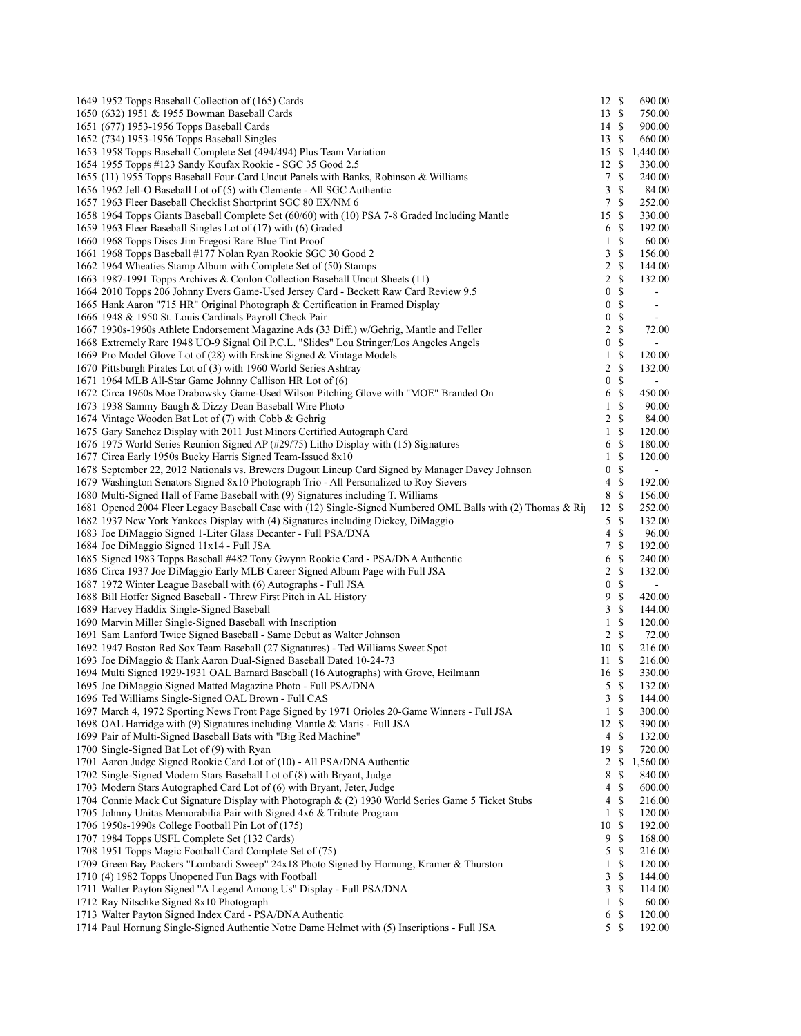| Lot | Description | Bids | | Price |
|---|---|---|---|---|
| 1649 | 1952 Topps Baseball Collection of (165) Cards | 12 | $ | 690.00 |
| 1650 | (632) 1951 & 1955 Bowman Baseball Cards | 13 | $ | 750.00 |
| 1651 | (677) 1953-1956 Topps Baseball Cards | 14 | $ | 900.00 |
| 1652 | (734) 1953-1956 Topps Baseball Singles | 13 | $ | 660.00 |
| 1653 | 1958 Topps Baseball Complete Set (494/494) Plus Team Variation | 15 | $ | 1,440.00 |
| 1654 | 1955 Topps #123 Sandy Koufax Rookie - SGC 35 Good 2.5 | 12 | $ | 330.00 |
| 1655 | (11) 1955 Topps Baseball Four-Card Uncut Panels with Banks, Robinson & Williams | 7 | $ | 240.00 |
| 1656 | 1962 Jell-O Baseball Lot of (5) with Clemente - All SGC Authentic | 3 | $ | 84.00 |
| 1657 | 1963 Fleer Baseball Checklist Shortprint SGC 80 EX/NM 6 | 7 | $ | 252.00 |
| 1658 | 1964 Topps Giants Baseball Complete Set (60/60) with (10) PSA 7-8 Graded Including Mantle | 15 | $ | 330.00 |
| 1659 | 1963 Fleer Baseball Singles Lot of (17) with (6) Graded | 6 | $ | 192.00 |
| 1660 | 1968 Topps Discs Jim Fregosi Rare Blue Tint Proof | 1 | $ | 60.00 |
| 1661 | 1968 Topps Baseball #177 Nolan Ryan Rookie SGC 30 Good 2 | 3 | $ | 156.00 |
| 1662 | 1964 Wheaties Stamp Album with Complete Set of (50) Stamps | 2 | $ | 144.00 |
| 1663 | 1987-1991 Topps Archives & Conlon Collection Baseball Uncut Sheets (11) | 2 | $ | 132.00 |
| 1664 | 2010 Topps 206 Johnny Evers Game-Used Jersey Card - Beckett Raw Card Review 9.5 | 0 | $ | - |
| 1665 | Hank Aaron "715 HR" Original Photograph & Certification in Framed Display | 0 | $ | - |
| 1666 | 1948 & 1950 St. Louis Cardinals Payroll Check Pair | 0 | $ | - |
| 1667 | 1930s-1960s Athlete Endorsement Magazine Ads (33 Diff.) w/Gehrig, Mantle and Feller | 2 | $ | 72.00 |
| 1668 | Extremely Rare 1948 UO-9 Signal Oil P.C.L. "Slides" Lou Stringer/Los Angeles Angels | 0 | $ | - |
| 1669 | Pro Model Glove Lot of (28) with Erskine Signed & Vintage Models | 1 | $ | 120.00 |
| 1670 | Pittsburgh Pirates Lot of (3) with 1960 World Series Ashtray | 2 | $ | 132.00 |
| 1671 | 1964 MLB All-Star Game Johnny Callison HR Lot of (6) | 0 | $ | - |
| 1672 | Circa 1960s Moe Drabowsky Game-Used Wilson Pitching Glove with "MOE" Branded On | 6 | $ | 450.00 |
| 1673 | 1938 Sammy Baugh & Dizzy Dean Baseball Wire Photo | 1 | $ | 90.00 |
| 1674 | Vintage Wooden Bat Lot of (7) with Cobb & Gehrig | 2 | $ | 84.00 |
| 1675 | Gary Sanchez Display with 2011 Just Minors Certified Autograph Card | 1 | $ | 120.00 |
| 1676 | 1975 World Series Reunion Signed AP (#29/75) Litho Display with (15) Signatures | 6 | $ | 180.00 |
| 1677 | Circa Early 1950s Bucky Harris Signed Team-Issued 8x10 | 1 | $ | 120.00 |
| 1678 | September 22, 2012 Nationals vs. Brewers Dugout Lineup Card Signed by Manager Davey Johnson | 0 | $ | - |
| 1679 | Washington Senators Signed 8x10 Photograph Trio - All Personalized to Roy Sievers | 4 | $ | 192.00 |
| 1680 | Multi-Signed Hall of Fame Baseball with (9) Signatures including T. Williams | 8 | $ | 156.00 |
| 1681 | Opened 2004 Fleer Legacy Baseball Case with (12) Single-Signed Numbered OML Balls with (2) Thomas & Ri | 12 | $ | 252.00 |
| 1682 | 1937 New York Yankees Display with (4) Signatures including Dickey, DiMaggio | 5 | $ | 132.00 |
| 1683 | Joe DiMaggio Signed 1-Liter Glass Decanter - Full PSA/DNA | 4 | $ | 96.00 |
| 1684 | Joe DiMaggio Signed 11x14 - Full JSA | 7 | $ | 192.00 |
| 1685 | Signed 1983 Topps Baseball #482 Tony Gwynn Rookie Card - PSA/DNA Authentic | 6 | $ | 240.00 |
| 1686 | Circa 1937 Joe DiMaggio Early MLB Career Signed Album Page with Full JSA | 2 | $ | 132.00 |
| 1687 | 1972 Winter League Baseball with (6) Autographs - Full JSA | 0 | $ | - |
| 1688 | Bill Hoffer Signed Baseball - Threw First Pitch in AL History | 9 | $ | 420.00 |
| 1689 | Harvey Haddix Single-Signed Baseball | 3 | $ | 144.00 |
| 1690 | Marvin Miller Single-Signed Baseball with Inscription | 1 | $ | 120.00 |
| 1691 | Sam Lanford Twice Signed Baseball - Same Debut as Walter Johnson | 2 | $ | 72.00 |
| 1692 | 1947 Boston Red Sox Team Baseball (27 Signatures) - Ted Williams Sweet Spot | 10 | $ | 216.00 |
| 1693 | Joe DiMaggio & Hank Aaron Dual-Signed Baseball Dated 10-24-73 | 11 | $ | 216.00 |
| 1694 | Multi Signed 1929-1931 OAL Barnard Baseball (16 Autographs) with Grove, Heilmann | 16 | $ | 330.00 |
| 1695 | Joe DiMaggio Signed Matted Magazine Photo - Full PSA/DNA | 5 | $ | 132.00 |
| 1696 | Ted Williams Single-Signed OAL Brown - Full CAS | 3 | $ | 144.00 |
| 1697 | March 4, 1972 Sporting News Front Page Signed by 1971 Orioles 20-Game Winners - Full JSA | 1 | $ | 300.00 |
| 1698 | OAL Harridge with (9) Signatures including Mantle & Maris - Full JSA | 12 | $ | 390.00 |
| 1699 | Pair of Multi-Signed Baseball Bats with "Big Red Machine" | 4 | $ | 132.00 |
| 1700 | Single-Signed Bat Lot of (9) with Ryan | 19 | $ | 720.00 |
| 1701 | Aaron Judge Signed Rookie Card Lot of (10) - All PSA/DNA Authentic | 2 | $ | 1,560.00 |
| 1702 | Single-Signed Modern Stars Baseball Lot of (8) with Bryant, Judge | 8 | $ | 840.00 |
| 1703 | Modern Stars Autographed Card Lot of (6) with Bryant, Jeter, Judge | 4 | $ | 600.00 |
| 1704 | Connie Mack Cut Signature Display with Photograph & (2) 1930 World Series Game 5 Ticket Stubs | 4 | $ | 216.00 |
| 1705 | Johnny Unitas Memorabilia Pair with Signed 4x6 & Tribute Program | 1 | $ | 120.00 |
| 1706 | 1950s-1990s College Football Pin Lot of (175) | 10 | $ | 192.00 |
| 1707 | 1984 Topps USFL Complete Set (132 Cards) | 9 | $ | 168.00 |
| 1708 | 1951 Topps Magic Football Card Complete Set of (75) | 5 | $ | 216.00 |
| 1709 | Green Bay Packers "Lombardi Sweep" 24x18 Photo Signed by Hornung, Kramer & Thurston | 1 | $ | 120.00 |
| 1710 | (4) 1982 Topps Unopened Fun Bags with Football | 3 | $ | 144.00 |
| 1711 | Walter Payton Signed "A Legend Among Us" Display - Full PSA/DNA | 3 | $ | 114.00 |
| 1712 | Ray Nitschke Signed 8x10 Photograph | 1 | $ | 60.00 |
| 1713 | Walter Payton Signed Index Card - PSA/DNA Authentic | 6 | $ | 120.00 |
| 1714 | Paul Hornung Single-Signed Authentic Notre Dame Helmet with (5) Inscriptions - Full JSA | 5 | $ | 192.00 |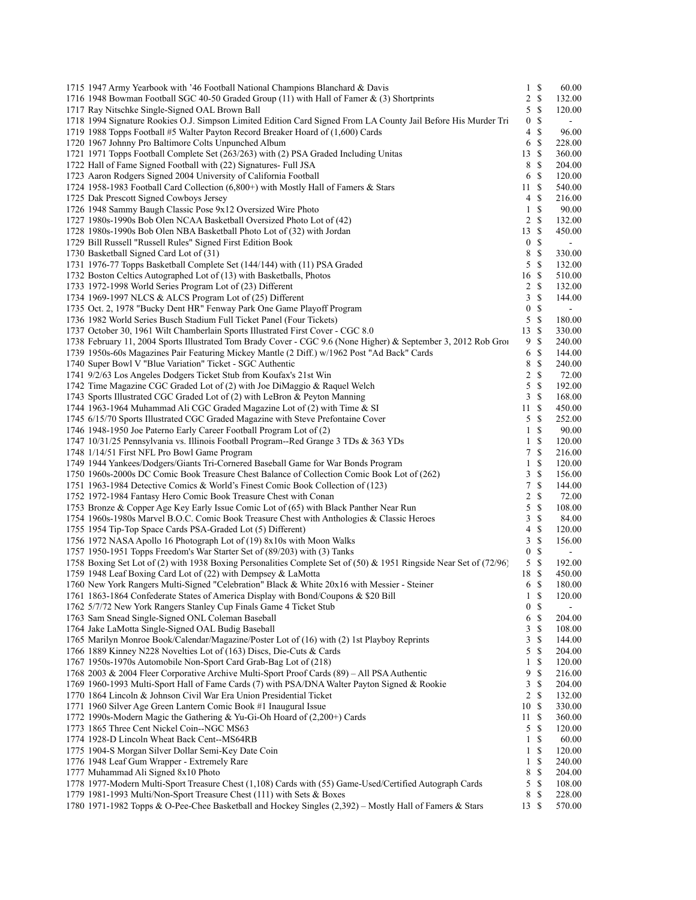| Lot | Description | Bids | | Price |
|---|---|---|---|---|
| 1715 | 1947 Army Yearbook with '46 Football National Champions Blanchard & Davis | 1 | $ | 60.00 |
| 1716 | 1948 Bowman Football SGC 40-50 Graded Group (11) with Hall of Famer & (3) Shortprints | 2 | $ | 132.00 |
| 1717 | Ray Nitschke Single-Signed OAL Brown Ball | 5 | $ | 120.00 |
| 1718 | 1994 Signature Rookies O.J. Simpson Limited Edition Card Signed From LA County Jail Before His Murder Tri | 0 | $ | - |
| 1719 | 1988 Topps Football #5 Walter Payton Record Breaker Hoard of (1,600) Cards | 4 | $ | 96.00 |
| 1720 | 1967 Johnny Pro Baltimore Colts Unpunched Album | 6 | $ | 228.00 |
| 1721 | 1971 Topps Football Complete Set (263/263) with (2) PSA Graded Including Unitas | 13 | $ | 360.00 |
| 1722 | Hall of Fame Signed Football with (22) Signatures- Full JSA | 8 | $ | 204.00 |
| 1723 | Aaron Rodgers Signed 2004 University of California Football | 6 | $ | 120.00 |
| 1724 | 1958-1983 Football Card Collection (6,800+) with Mostly Hall of Famers & Stars | 11 | $ | 540.00 |
| 1725 | Dak Prescott Signed Cowboys Jersey | 4 | $ | 216.00 |
| 1726 | 1948 Sammy Baugh Classic Pose 9x12 Oversized Wire Photo | 1 | $ | 90.00 |
| 1727 | 1980s-1990s Bob Olen NCAA Basketball Oversized Photo Lot of (42) | 2 | $ | 132.00 |
| 1728 | 1980s-1990s Bob Olen NBA Basketball Photo Lot of (32) with Jordan | 13 | $ | 450.00 |
| 1729 | Bill Russell "Russell Rules" Signed First Edition Book | 0 | $ | - |
| 1730 | Basketball Signed Card Lot of (31) | 8 | $ | 330.00 |
| 1731 | 1976-77 Topps Basketball Complete Set (144/144) with (11) PSA Graded | 5 | $ | 132.00 |
| 1732 | Boston Celtics Autographed Lot of (13) with Basketballs, Photos | 16 | $ | 510.00 |
| 1733 | 1972-1998 World Series Program Lot of (23) Different | 2 | $ | 132.00 |
| 1734 | 1969-1997 NLCS & ALCS Program Lot of (25) Different | 3 | $ | 144.00 |
| 1735 | Oct. 2, 1978 "Bucky Dent HR" Fenway Park One Game Playoff Program | 0 | $ | - |
| 1736 | 1982 World Series Busch Stadium Full Ticket Panel (Four Tickets) | 5 | $ | 180.00 |
| 1737 | October 30, 1961 Wilt Chamberlain Sports Illustrated First Cover - CGC 8.0 | 13 | $ | 330.00 |
| 1738 | February 11, 2004 Sports Illustrated Tom Brady Cover - CGC 9.6 (None Higher) & September 3, 2012 Rob Gro | 9 | $ | 240.00 |
| 1739 | 1950s-60s Magazines Pair Featuring Mickey Mantle (2 Diff.) w/1962 Post "Ad Back" Cards | 6 | $ | 144.00 |
| 1740 | Super Bowl V "Blue Variation" Ticket - SGC Authentic | 8 | $ | 240.00 |
| 1741 | 9/2/63 Los Angeles Dodgers Ticket Stub from Koufax's 21st Win | 2 | $ | 72.00 |
| 1742 | Time Magazine CGC Graded Lot of (2) with Joe DiMaggio & Raquel Welch | 5 | $ | 192.00 |
| 1743 | Sports Illustrated CGC Graded Lot of (2) with LeBron & Peyton Manning | 3 | $ | 168.00 |
| 1744 | 1963-1964 Muhammad Ali CGC Graded Magazine Lot of (2) with Time & SI | 11 | $ | 450.00 |
| 1745 | 6/15/70 Sports Illustrated CGC Graded Magazine with Steve Prefontaine Cover | 5 | $ | 252.00 |
| 1746 | 1948-1950 Joe Paterno Early Career Football Program Lot of (2) | 1 | $ | 90.00 |
| 1747 | 10/31/25 Pennsylvania vs. Illinois Football Program--Red Grange 3 TDs & 363 YDs | 1 | $ | 120.00 |
| 1748 | 1/14/51 First NFL Pro Bowl Game Program | 7 | $ | 216.00 |
| 1749 | 1944 Yankees/Dodgers/Giants Tri-Cornered Baseball Game for War Bonds Program | 1 | $ | 120.00 |
| 1750 | 1960s-2000s DC Comic Book Treasure Chest Balance of Collection Comic Book Lot of (262) | 3 | $ | 156.00 |
| 1751 | 1963-1984 Detective Comics & World's Finest Comic Book Collection of (123) | 7 | $ | 144.00 |
| 1752 | 1972-1984 Fantasy Hero Comic Book Treasure Chest with Conan | 2 | $ | 72.00 |
| 1753 | Bronze & Copper Age Key Early Issue Comic Lot of (65) with Black Panther Near Run | 5 | $ | 108.00 |
| 1754 | 1960s-1980s Marvel B.O.C. Comic Book Treasure Chest with Anthologies & Classic Heroes | 3 | $ | 84.00 |
| 1755 | 1954 Tip-Top Space Cards PSA-Graded Lot (5) Different) | 4 | $ | 120.00 |
| 1756 | 1972 NASA Apollo 16 Photograph Lot of (19) 8x10s with Moon Walks | 3 | $ | 156.00 |
| 1757 | 1950-1951 Topps Freedom's War Starter Set of (89/203) with (3) Tanks | 0 | $ | - |
| 1758 | Boxing Set Lot of (2) with 1938 Boxing Personalities Complete Set of (50) & 1951 Ringside Near Set of (72/96) | 5 | $ | 192.00 |
| 1759 | 1948 Leaf Boxing Card Lot of (22) with Dempsey & LaMotta | 18 | $ | 450.00 |
| 1760 | New York Rangers Multi-Signed "Celebration" Black & White 20x16 with Messier - Steiner | 6 | $ | 180.00 |
| 1761 | 1863-1864 Confederate States of America Display with Bond/Coupons & $20 Bill | 1 | $ | 120.00 |
| 1762 | 5/7/72 New York Rangers Stanley Cup Finals Game 4 Ticket Stub | 0 | $ | - |
| 1763 | Sam Snead Single-Signed ONL Coleman Baseball | 6 | $ | 204.00 |
| 1764 | Jake LaMotta Single-Signed OAL Budig Baseball | 3 | $ | 108.00 |
| 1765 | Marilyn Monroe Book/Calendar/Magazine/Poster Lot of (16) with (2) 1st Playboy Reprints | 3 | $ | 144.00 |
| 1766 | 1889 Kinney N228 Novelties Lot of (163) Discs, Die-Cuts & Cards | 5 | $ | 204.00 |
| 1767 | 1950s-1970s Automobile Non-Sport Card Grab-Bag Lot of (218) | 1 | $ | 120.00 |
| 1768 | 2003 & 2004 Fleer Corporative Archive Multi-Sport Proof Cards (89) – All PSA Authentic | 9 | $ | 216.00 |
| 1769 | 1960-1993 Multi-Sport Hall of Fame Cards (7) with PSA/DNA Walter Payton Signed & Rookie | 3 | $ | 204.00 |
| 1770 | 1864 Lincoln & Johnson Civil War Era Union Presidential Ticket | 2 | $ | 132.00 |
| 1771 | 1960 Silver Age Green Lantern Comic Book #1 Inaugural Issue | 10 | $ | 330.00 |
| 1772 | 1990s-Modern Magic the Gathering & Yu-Gi-Oh Hoard of (2,200+) Cards | 11 | $ | 360.00 |
| 1773 | 1865 Three Cent Nickel Coin--NGC MS63 | 5 | $ | 120.00 |
| 1774 | 1928-D Lincoln Wheat Back Cent--MS64RB | 1 | $ | 60.00 |
| 1775 | 1904-S Morgan Silver Dollar Semi-Key Date Coin | 1 | $ | 120.00 |
| 1776 | 1948 Leaf Gum Wrapper - Extremely Rare | 1 | $ | 240.00 |
| 1777 | Muhammad Ali Signed 8x10 Photo | 8 | $ | 204.00 |
| 1778 | 1977-Modern Multi-Sport Treasure Chest (1,108) Cards with (55) Game-Used/Certified Autograph Cards | 5 | $ | 108.00 |
| 1779 | 1981-1993 Multi/Non-Sport Treasure Chest (111) with Sets & Boxes | 8 | $ | 228.00 |
| 1780 | 1971-1982 Topps & O-Pee-Chee Basketball and Hockey Singles (2,392) – Mostly Hall of Famers & Stars | 13 | $ | 570.00 |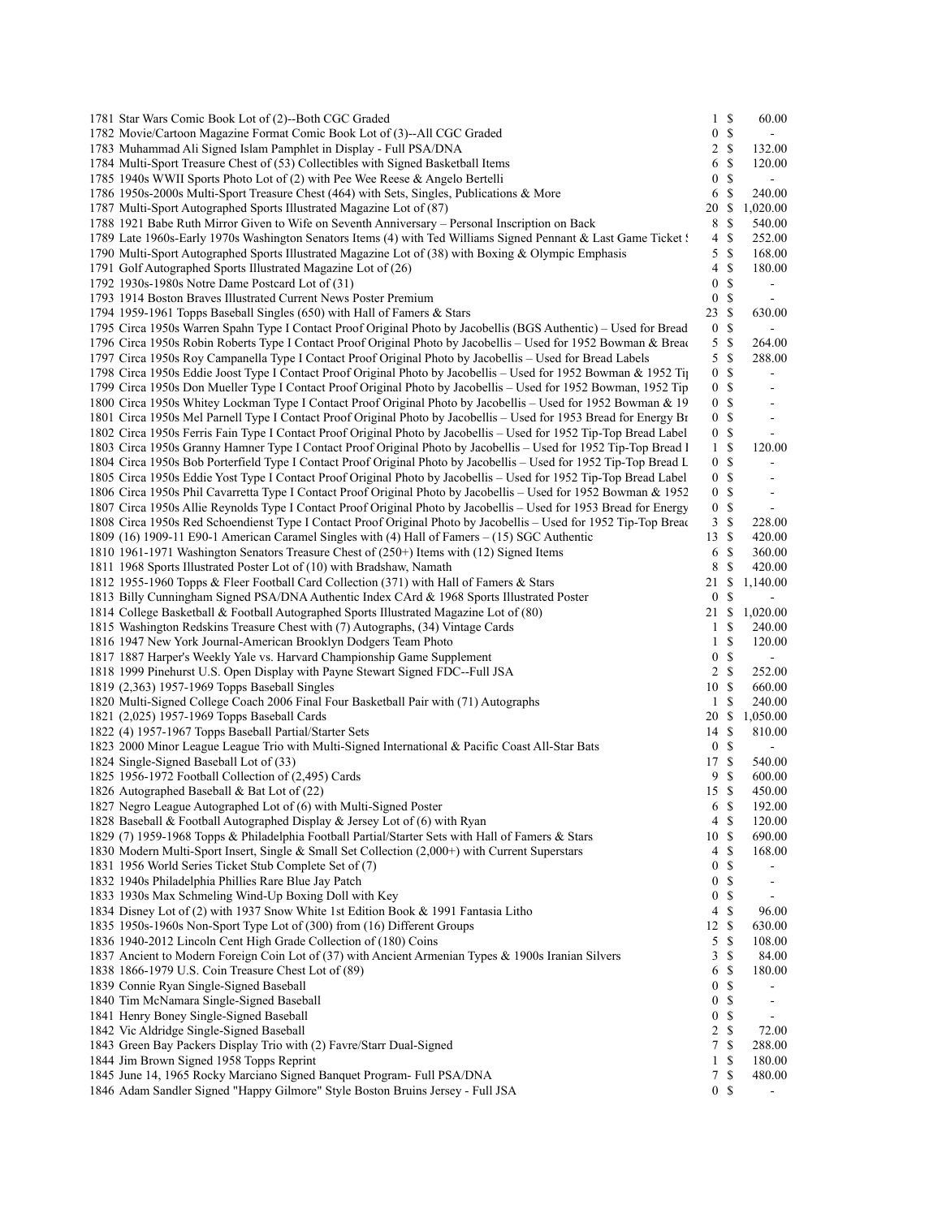| Lot | Description | Bids | | Price |
|---|---|---|---|---|
| 1781 | Star Wars Comic Book Lot of (2)--Both CGC Graded | 1 | $ | 60.00 |
| 1782 | Movie/Cartoon Magazine Format Comic Book Lot of (3)--All CGC Graded | 0 | $ | - |
| 1783 | Muhammad Ali Signed Islam Pamphlet in Display - Full PSA/DNA | 2 | $ | 132.00 |
| 1784 | Multi-Sport Treasure Chest of (53) Collectibles with Signed Basketball Items | 6 | $ | 120.00 |
| 1785 | 1940s WWII Sports Photo Lot of (2) with Pee Wee Reese & Angelo Bertelli | 0 | $ | - |
| 1786 | 1950s-2000s Multi-Sport Treasure Chest (464) with Sets, Singles, Publications & More | 6 | $ | 240.00 |
| 1787 | Multi-Sport Autographed Sports Illustrated Magazine Lot of (87) | 20 | $ | 1,020.00 |
| 1788 | 1921 Babe Ruth Mirror Given to Wife on Seventh Anniversary – Personal Inscription on Back | 8 | $ | 540.00 |
| 1789 | Late 1960s-Early 1970s Washington Senators Items (4) with Ted Williams Signed Pennant & Last Game Ticket S | 4 | $ | 252.00 |
| 1790 | Multi-Sport Autographed Sports Illustrated Magazine Lot of (38) with Boxing & Olympic Emphasis | 5 | $ | 168.00 |
| 1791 | Golf Autographed Sports Illustrated Magazine Lot of (26) | 4 | $ | 180.00 |
| 1792 | 1930s-1980s Notre Dame Postcard Lot of (31) | 0 | $ | - |
| 1793 | 1914 Boston Braves Illustrated Current News Poster Premium | 0 | $ | - |
| 1794 | 1959-1961 Topps Baseball Singles (650) with Hall of Famers & Stars | 23 | $ | 630.00 |
| 1795 | Circa 1950s Warren Spahn Type I Contact Proof Original Photo by Jacobellis (BGS Authentic) – Used for Bread | 0 | $ | - |
| 1796 | Circa 1950s Robin Roberts Type I Contact Proof Original Photo by Jacobellis – Used for 1952 Bowman & Bread | 5 | $ | 264.00 |
| 1797 | Circa 1950s Roy Campanella Type I Contact Proof Original Photo by Jacobellis – Used for Bread Labels | 5 | $ | 288.00 |
| 1798 | Circa 1950s Eddie Joost Type I Contact Proof Original Photo by Jacobellis – Used for 1952 Bowman & 1952 Tip | 0 | $ | - |
| 1799 | Circa 1950s Don Mueller Type I Contact Proof Original Photo by Jacobellis – Used for 1952 Bowman, 1952 Tip | 0 | $ | - |
| 1800 | Circa 1950s Whitey Lockman Type I Contact Proof Original Photo by Jacobellis – Used for 1952 Bowman & 19 | 0 | $ | - |
| 1801 | Circa 1950s Mel Parnell Type I Contact Proof Original Photo by Jacobellis – Used for 1953 Bread for Energy Br | 0 | $ | - |
| 1802 | Circa 1950s Ferris Fain Type I Contact Proof Original Photo by Jacobellis – Used for 1952 Tip-Top Bread Label | 0 | $ | - |
| 1803 | Circa 1950s Granny Hamner Type I Contact Proof Original Photo by Jacobellis – Used for 1952 Tip-Top Bread I | 1 | $ | 120.00 |
| 1804 | Circa 1950s Bob Porterfield Type I Contact Proof Original Photo by Jacobellis – Used for 1952 Tip-Top Bread L | 0 | $ | - |
| 1805 | Circa 1950s Eddie Yost Type I Contact Proof Original Photo by Jacobellis – Used for 1952 Tip-Top Bread Label | 0 | $ | - |
| 1806 | Circa 1950s Phil Cavarretta Type I Contact Proof Original Photo by Jacobellis – Used for 1952 Bowman & 1952 | 0 | $ | - |
| 1807 | Circa 1950s Allie Reynolds Type I Contact Proof Original Photo by Jacobellis – Used for 1953 Bread for Energy | 0 | $ | - |
| 1808 | Circa 1950s Red Schoendienst Type I Contact Proof Original Photo by Jacobellis – Used for 1952 Tip-Top Bread | 3 | $ | 228.00 |
| 1809 | (16) 1909-11 E90-1 American Caramel Singles with (4) Hall of Famers – (15) SGC Authentic | 13 | $ | 420.00 |
| 1810 | 1961-1971 Washington Senators Treasure Chest of (250+) Items with (12) Signed Items | 6 | $ | 360.00 |
| 1811 | 1968 Sports Illustrated Poster Lot of (10) with Bradshaw, Namath | 8 | $ | 420.00 |
| 1812 | 1955-1960 Topps & Fleer Football Card Collection (371) with Hall of Famers & Stars | 21 | $ | 1,140.00 |
| 1813 | Billy Cunningham Signed PSA/DNA Authentic Index CArd & 1968 Sports Illustrated Poster | 0 | $ | - |
| 1814 | College Basketball & Football Autographed Sports Illustrated Magazine Lot of (80) | 21 | $ | 1,020.00 |
| 1815 | Washington Redskins Treasure Chest with (7) Autographs, (34) Vintage Cards | 1 | $ | 240.00 |
| 1816 | 1947 New York Journal-American Brooklyn Dodgers Team Photo | 1 | $ | 120.00 |
| 1817 | 1887 Harper's Weekly Yale vs. Harvard Championship Game Supplement | 0 | $ | - |
| 1818 | 1999 Pinehurst U.S. Open Display with Payne Stewart Signed FDC--Full JSA | 2 | $ | 252.00 |
| 1819 | (2,363) 1957-1969 Topps Baseball Singles | 10 | $ | 660.00 |
| 1820 | Multi-Signed College Coach 2006 Final Four Basketball Pair with (71) Autographs | 1 | $ | 240.00 |
| 1821 | (2,025) 1957-1969 Topps Baseball Cards | 20 | $ | 1,050.00 |
| 1822 | (4) 1957-1967 Topps Baseball Partial/Starter Sets | 14 | $ | 810.00 |
| 1823 | 2000 Minor League League Trio with Multi-Signed International & Pacific Coast All-Star Bats | 0 | $ | - |
| 1824 | Single-Signed Baseball Lot of (33) | 17 | $ | 540.00 |
| 1825 | 1956-1972 Football Collection of (2,495) Cards | 9 | $ | 600.00 |
| 1826 | Autographed Baseball & Bat Lot of (22) | 15 | $ | 450.00 |
| 1827 | Negro League Autographed Lot of (6) with Multi-Signed Poster | 6 | $ | 192.00 |
| 1828 | Baseball & Football Autographed Display & Jersey Lot of (6) with Ryan | 4 | $ | 120.00 |
| 1829 | (7) 1959-1968 Topps & Philadelphia Football Partial/Starter Sets with Hall of Famers & Stars | 10 | $ | 690.00 |
| 1830 | Modern Multi-Sport Insert, Single & Small Set Collection (2,000+) with Current Superstars | 4 | $ | 168.00 |
| 1831 | 1956 World Series Ticket Stub Complete Set of (7) | 0 | $ | - |
| 1832 | 1940s Philadelphia Phillies Rare Blue Jay Patch | 0 | $ | - |
| 1833 | 1930s Max Schmeling Wind-Up Boxing Doll with Key | 0 | $ | - |
| 1834 | Disney Lot of (2) with 1937 Snow White 1st Edition Book & 1991 Fantasia Litho | 4 | $ | 96.00 |
| 1835 | 1950s-1960s Non-Sport Type Lot of (300) from (16) Different Groups | 12 | $ | 630.00 |
| 1836 | 1940-2012 Lincoln Cent High Grade Collection of (180) Coins | 5 | $ | 108.00 |
| 1837 | Ancient to Modern Foreign Coin Lot of (37) with Ancient Armenian Types & 1900s Iranian Silvers | 3 | $ | 84.00 |
| 1838 | 1866-1979 U.S. Coin Treasure Chest Lot of (89) | 6 | $ | 180.00 |
| 1839 | Connie Ryan Single-Signed Baseball | 0 | $ | - |
| 1840 | Tim McNamara Single-Signed Baseball | 0 | $ | - |
| 1841 | Henry Boney Single-Signed Baseball | 0 | $ | - |
| 1842 | Vic Aldridge Single-Signed Baseball | 2 | $ | 72.00 |
| 1843 | Green Bay Packers Display Trio with (2) Favre/Starr Dual-Signed | 7 | $ | 288.00 |
| 1844 | Jim Brown Signed 1958 Topps Reprint | 1 | $ | 180.00 |
| 1845 | June 14, 1965 Rocky Marciano Signed Banquet Program- Full PSA/DNA | 7 | $ | 480.00 |
| 1846 | Adam Sandler Signed "Happy Gilmore" Style Boston Bruins Jersey - Full JSA | 0 | $ | - |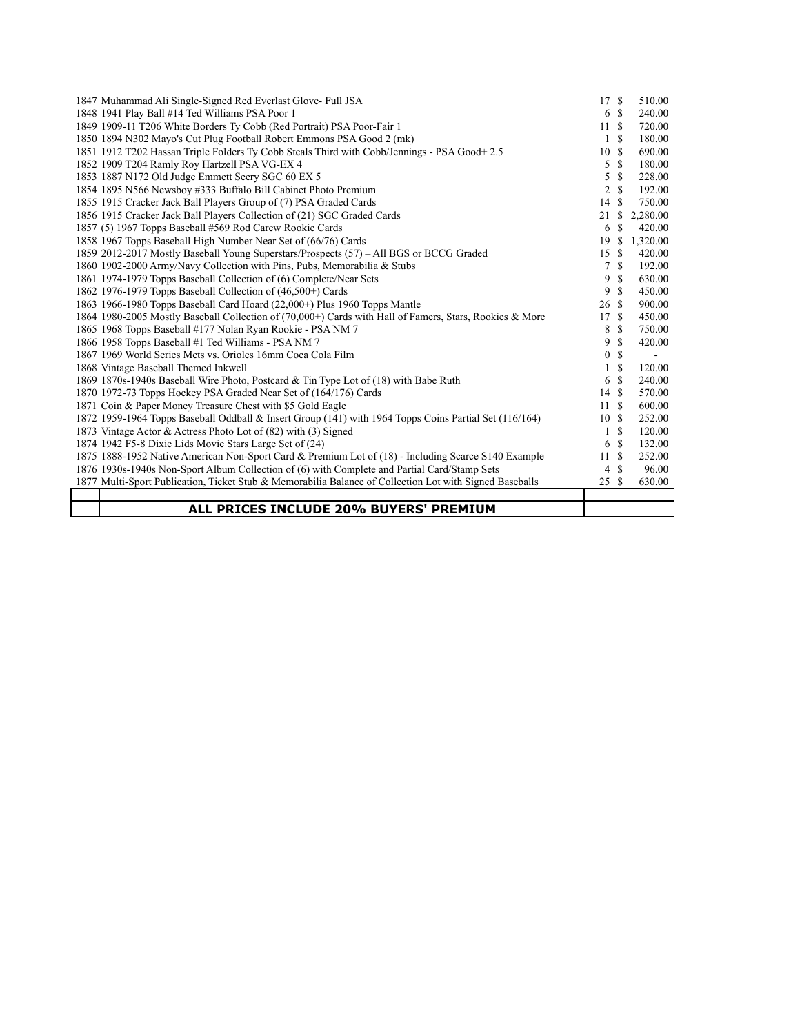| | | | |
|---|---|---|---|
| 1847 | Muhammad Ali Single-Signed Red Everlast Glove- Full JSA | 17 | $ 510.00 |
| 1848 | 1941 Play Ball #14 Ted Williams PSA Poor 1 | 6 | $ 240.00 |
| 1849 | 1909-11 T206 White Borders Ty Cobb (Red Portrait) PSA Poor-Fair 1 | 11 | $ 720.00 |
| 1850 | 1894 N302 Mayo's Cut Plug Football Robert Emmons PSA Good 2 (mk) | 1 | $ 180.00 |
| 1851 | 1912 T202 Hassan Triple Folders Ty Cobb Steals Third with Cobb/Jennings - PSA Good+ 2.5 | 10 | $ 690.00 |
| 1852 | 1909 T204 Ramly Roy Hartzell PSA VG-EX 4 | 5 | $ 180.00 |
| 1853 | 1887 N172 Old Judge Emmett Seery SGC 60 EX 5 | 5 | $ 228.00 |
| 1854 | 1895 N566 Newsboy #333 Buffalo Bill Cabinet Photo Premium | 2 | $ 192.00 |
| 1855 | 1915 Cracker Jack Ball Players Group of (7) PSA Graded Cards | 14 | $ 750.00 |
| 1856 | 1915 Cracker Jack Ball Players Collection of (21) SGC Graded Cards | 21 | $ 2,280.00 |
| 1857 | (5) 1967 Topps Baseball #569 Rod Carew Rookie Cards | 6 | $ 420.00 |
| 1858 | 1967 Topps Baseball High Number Near Set of (66/76) Cards | 19 | $ 1,320.00 |
| 1859 | 2012-2017 Mostly Baseball Young Superstars/Prospects (57) – All BGS or BCCG Graded | 15 | $ 420.00 |
| 1860 | 1902-2000 Army/Navy Collection with Pins, Pubs, Memorabilia & Stubs | 7 | $ 192.00 |
| 1861 | 1974-1979 Topps Baseball Collection of (6) Complete/Near Sets | 9 | $ 630.00 |
| 1862 | 1976-1979 Topps Baseball Collection of (46,500+) Cards | 9 | $ 450.00 |
| 1863 | 1966-1980 Topps Baseball Card Hoard (22,000+) Plus 1960 Topps Mantle | 26 | $ 900.00 |
| 1864 | 1980-2005 Mostly Baseball Collection of (70,000+) Cards with Hall of Famers, Stars, Rookies & More | 17 | $ 450.00 |
| 1865 | 1968 Topps Baseball #177 Nolan Ryan Rookie - PSA NM 7 | 8 | $ 750.00 |
| 1866 | 1958 Topps Baseball #1 Ted Williams - PSA NM 7 | 9 | $ 420.00 |
| 1867 | 1969 World Series Mets vs. Orioles 16mm Coca Cola Film | 0 | $ - |
| 1868 | Vintage Baseball Themed Inkwell | 1 | $ 120.00 |
| 1869 | 1870s-1940s Baseball Wire Photo, Postcard & Tin Type Lot of (18) with Babe Ruth | 6 | $ 240.00 |
| 1870 | 1972-73 Topps Hockey PSA Graded Near Set of (164/176) Cards | 14 | $ 570.00 |
| 1871 | Coin & Paper Money Treasure Chest with $5 Gold Eagle | 11 | $ 600.00 |
| 1872 | 1959-1964 Topps Baseball Oddball & Insert Group (141) with 1964 Topps Coins Partial Set (116/164) | 10 | $ 252.00 |
| 1873 | Vintage Actor & Actress Photo Lot of (82) with (3) Signed | 1 | $ 120.00 |
| 1874 | 1942 F5-8 Dixie Lids Movie Stars Large Set of (24) | 6 | $ 132.00 |
| 1875 | 1888-1952 Native American Non-Sport Card & Premium Lot of (18) - Including Scarce S140 Example | 11 | $ 252.00 |
| 1876 | 1930s-1940s Non-Sport Album Collection of (6) with Complete and Partial Card/Stamp Sets | 4 | $ 96.00 |
| 1877 | Multi-Sport Publication, Ticket Stub & Memorabilia Balance of Collection Lot with Signed Baseballs | 25 | $ 630.00 |
| | | | |
| | **ALL PRICES INCLUDE 20% BUYERS' PREMIUM** | | |